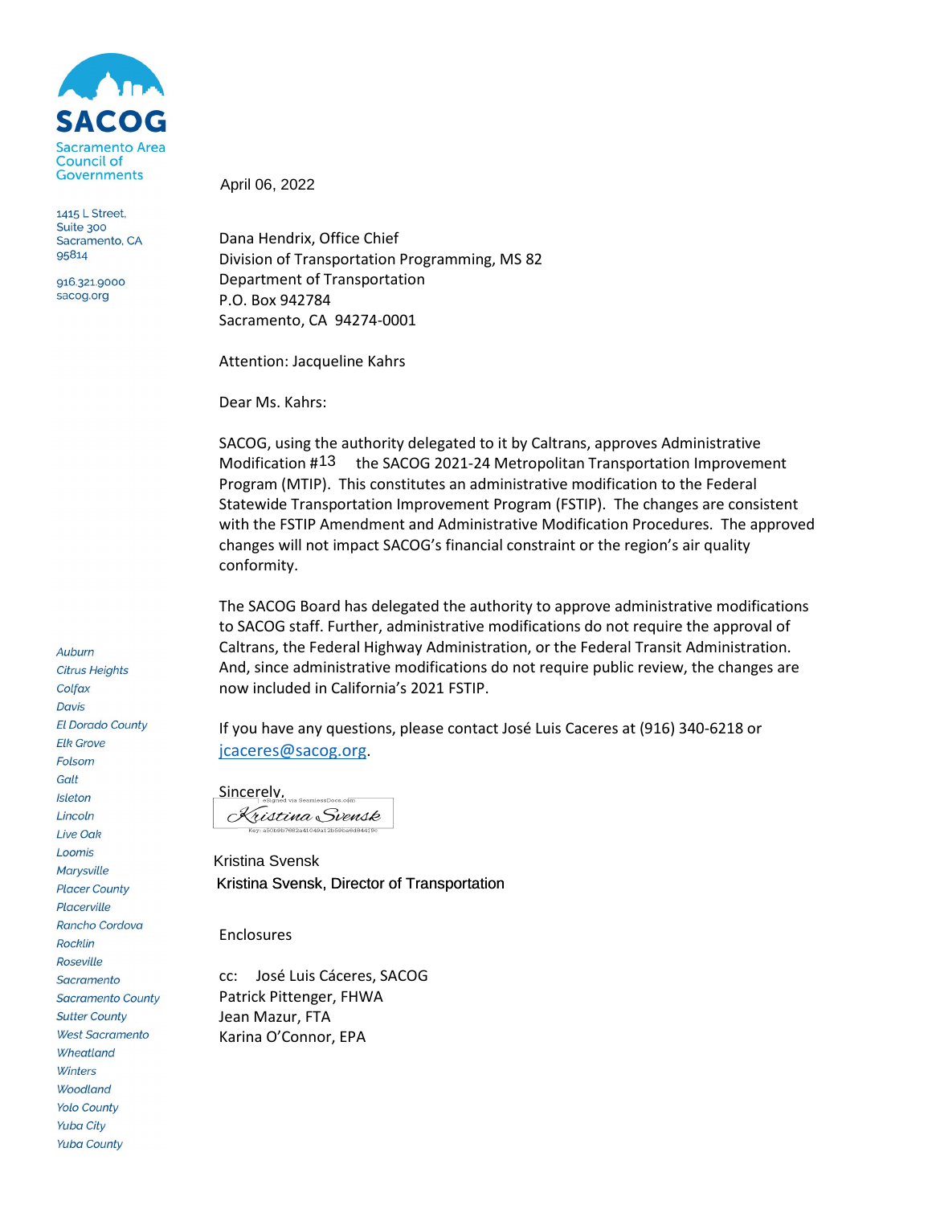**SACOG**
Sacramento Area Council of Governments

1415 L Street,
Suite 300
Sacramento, CA
95814

916.321.9000
sacog.org

April 06, 2022

Dana Hendrix, Office Chief
Division of Transportation Programming, MS 82
Department of Transportation
P.O. Box 942784
Sacramento, CA 94274-0001

Attention: Jacqueline Kahrs

Dear Ms. Kahrs:

SACOG, using the authority delegated to it by Caltrans, approves Administrative Modification #13 the SACOG 2021-24 Metropolitan Transportation Improvement Program (MTIP). This constitutes an administrative modification to the Federal Statewide Transportation Improvement Program (FSTIP). The changes are consistent with the FSTIP Amendment and Administrative Modification Procedures. The approved changes will not impact SACOG's financial constraint or the region's air quality conformity.

The SACOG Board has delegated the authority to approve administrative modifications to SACOG staff. Further, administrative modifications do not require the approval of Caltrans, the Federal Highway Administration, or the Federal Transit Administration. And, since administrative modifications do not require public review, the changes are now included in California's 2021 FSTIP.

If you have any questions, please contact José Luis Caceres at (916) 340-6218 or jcaceres@sacog.org.

Sincerely,

*Kristina Svensk*
eSigned via SeamlessDocs.com
Key: a50b9b7682a41049a12b59ba6d9441f9c

Kristina Svensk
Kristina Svensk, Director of Transportation

Enclosures

cc: José Luis Cáceres, SACOG
Patrick Pittenger, FHWA
Jean Mazur, FTA
Karina O'Connor, EPA

*Auburn*
*Citrus Heights*
*Colfax*
*Davis*
*El Dorado County*
*Elk Grove*
*Folsom*
*Galt*
*Isleton*
*Lincoln*
*Live Oak*
*Loomis*
*Marysville*
*Placer County*
*Placerville*
*Rancho Cordova*
*Rocklin*
*Roseville*
*Sacramento*
*Sacramento County*
*Sutter County*
*West Sacramento*
*Wheatland*
*Winters*
*Woodland*
*Yolo County*
*Yuba City*
*Yuba County*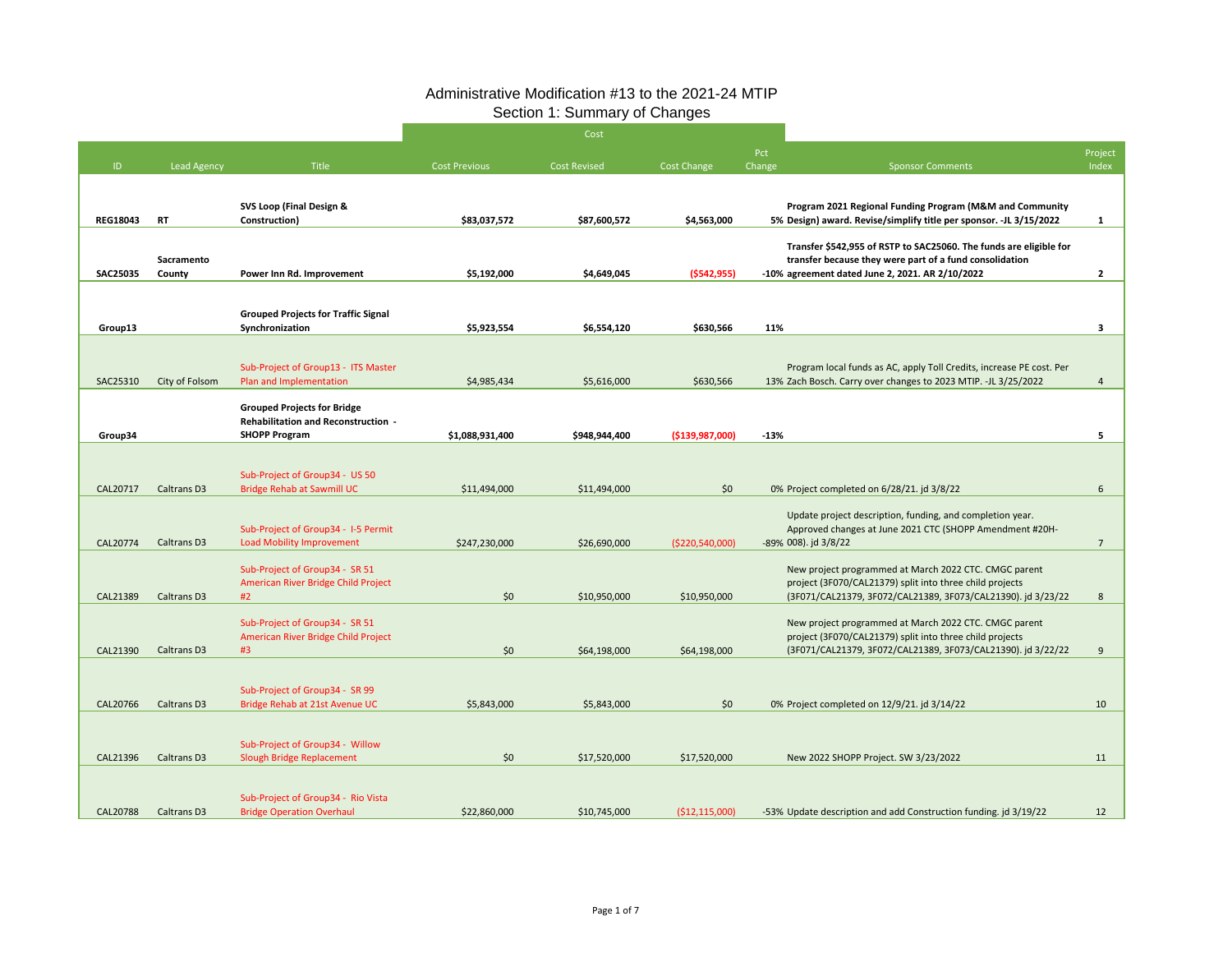# Administrative Modification #13 to the 2021-24 MTIP

## Section 1: Summary of Changes

| ID | Lead Agency | Title | Cost Previous | Cost Revised | Cost Change | Pct Change | Sponsor Comments | Project Index |
|---|---|---|---|---|---|---|---|---|
| **REG18043** | **RT** | **SVS Loop (Final Design & Construction)** | **$83,037,572** | **$87,600,572** | **$4,563,000** | **5%** | **Program 2021 Regional Funding Program (M&M and Community Design) award. Revise/simplify title per sponsor. -JL 3/15/2022** | **1** |
| **SAC25035** | **Sacramento County** | **Power Inn Rd. Improvement** | **$5,192,000** | **$4,649,045** | **($542,955)** | **-10%** | **Transfer $542,955 of RSTP to SAC25060. The funds are eligible for transfer because they were part of a fund consolidation agreement dated June 2, 2021. AR 2/10/2022** | **2** |
| **Group13** | | **Grouped Projects for Traffic Signal Synchronization** | **$5,923,554** | **$6,554,120** | **$630,566** | **11%** | | **3** |
| SAC25310 | City of Folsom | Sub-Project of Group13 - ITS Master Plan and Implementation | $4,985,434 | $5,616,000 | $630,566 | 13% | Program local funds as AC, apply Toll Credits, increase PE cost. Per Zach Bosch. Carry over changes to 2023 MTIP. -JL 3/25/2022 | 4 |
| **Group34** | | **Grouped Projects for Bridge Rehabilitation and Reconstruction - SHOPP Program** | **$1,088,931,400** | **$948,944,400** | **($139,987,000)** | **-13%** | | **5** |
| CAL20717 | Caltrans D3 | Sub-Project of Group34 - US 50 Bridge Rehab at Sawmill UC | $11,494,000 | $11,494,000 | $0 | 0% | Project completed on 6/28/21. jd 3/8/22 | 6 |
| CAL20774 | Caltrans D3 | Sub-Project of Group34 - I-5 Permit Load Mobility Improvement | $247,230,000 | $26,690,000 | ($220,540,000) | -89% | Update project description, funding, and completion year. Approved changes at June 2021 CTC (SHOPP Amendment #20H-008). jd 3/8/22 | 7 |
| CAL21389 | Caltrans D3 | Sub-Project of Group34 - SR 51 American River Bridge Child Project #2 | $0 | $10,950,000 | $10,950,000 | | New project programmed at March 2022 CTC. CMGC parent project (3F070/CAL21379) split into three child projects (3F071/CAL21379, 3F072/CAL21389, 3F073/CAL21390). jd 3/23/22 | 8 |
| CAL21390 | Caltrans D3 | Sub-Project of Group34 - SR 51 American River Bridge Child Project #3 | $0 | $64,198,000 | $64,198,000 | | New project programmed at March 2022 CTC. CMGC parent project (3F070/CAL21379) split into three child projects (3F071/CAL21379, 3F072/CAL21389, 3F073/CAL21390). jd 3/22/22 | 9 |
| CAL20766 | Caltrans D3 | Sub-Project of Group34 - SR 99 Bridge Rehab at 21st Avenue UC | $5,843,000 | $5,843,000 | $0 | 0% | Project completed on 12/9/21. jd 3/14/22 | 10 |
| CAL21396 | Caltrans D3 | Sub-Project of Group34 - Willow Slough Bridge Replacement | $0 | $17,520,000 | $17,520,000 | | New 2022 SHOPP Project. SW 3/23/2022 | 11 |
| CAL20788 | Caltrans D3 | Sub-Project of Group34 - Rio Vista Bridge Operation Overhaul | $22,860,000 | $10,745,000 | ($12,115,000) | -53% | Update description and add Construction funding. jd 3/19/22 | 12 |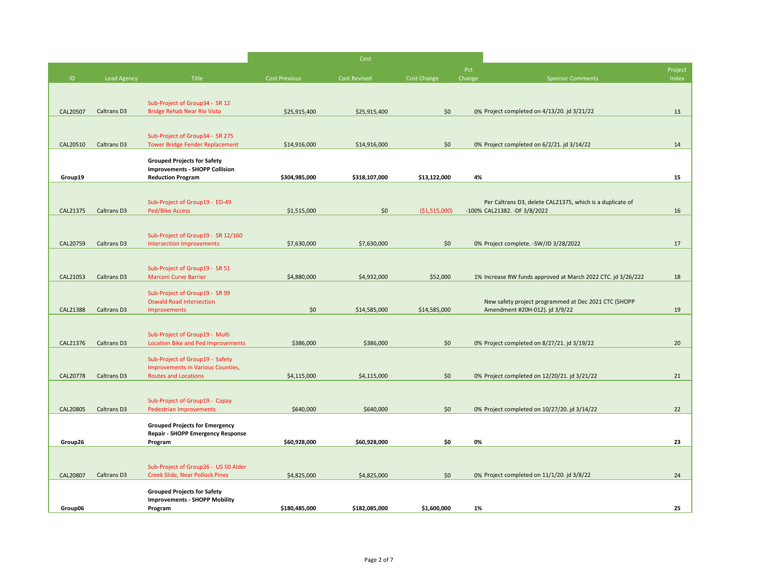| ID | Lead Agency | Title | Cost Previous | Cost Revised | Cost Change | Pct Change | Sponsor Comments | Project Index |
|---|---|---|---|---|---|---|---|---|
| CAL20507 | Caltrans D3 | Sub-Project of Group34 - SR 12 Bridge Rehab Near Rio Vista | $25,915,400 | $25,915,400 | $0 | 0% | Project completed on 4/13/20. jd 3/21/22 | 13 |
| CAL20510 | Caltrans D3 | Sub-Project of Group34 - SR 275 Tower Bridge Fender Replacement | $14,916,000 | $14,916,000 | $0 | 0% | Project completed on 6/2/21. jd 3/14/22 | 14 |
| **Group19** | | **Grouped Projects for Safety Improvements - SHOPP Collision Reduction Program** | **$304,985,000** | **$318,107,000** | **$13,122,000** | **4%** | | **15** |
| CAL21375 | Caltrans D3 | Sub-Project of Group19 - ED-49 Ped/Bike Access | $1,515,000 | $0 | ($1,515,000) | -100% | Per Caltrans D3, delete CAL21375, which is a duplicate of CAL21382. -DF 3/8/2022 | 16 |
| CAL20759 | Caltrans D3 | Sub-Project of Group19 - SR 12/160 Intersection Improvements | $7,630,000 | $7,630,000 | $0 | 0% | Project complete. -SW/JD 3/28/2022 | 17 |
| CAL21053 | Caltrans D3 | Sub-Project of Group19 - SR 51 Marconi Curve Barrier | $4,880,000 | $4,932,000 | $52,000 | 1% | Increase RW funds approved at March 2022 CTC. jd 3/26/222 | 18 |
| CAL21388 | Caltrans D3 | Sub-Project of Group19 - SR 99 Oswald Road Intersection Improvements | $0 | $14,585,000 | $14,585,000 | | New safety project programmed at Dec 2021 CTC (SHOPP Amendment #20H-012). jd 3/9/22 | 19 |
| CAL21376 | Caltrans D3 | Sub-Project of Group19 - Multi Location Bike and Ped Improvements | $386,000 | $386,000 | $0 | 0% | Project completed on 8/27/21. jd 3/19/22 | 20 |
| CAL20778 | Caltrans D3 | Sub-Project of Group19 - Safety Improvements in Various Counties, Routes and Locations | $4,115,000 | $4,115,000 | $0 | 0% | Project completed on 12/20/21. jd 3/21/22 | 21 |
| CAL20805 | Caltrans D3 | Sub-Project of Group19 - Capay Pedestrian Improvements | $640,000 | $640,000 | $0 | 0% | Project completed on 10/27/20. jd 3/14/22 | 22 |
| **Group26** | | **Grouped Projects for Emergency Repair - SHOPP Emergency Response Program** | **$60,928,000** | **$60,928,000** | **$0** | **0%** | | **23** |
| CAL20807 | Caltrans D3 | Sub-Project of Group26 - US 50 Alder Creek Slide, Near Pollock Pines | $4,825,000 | $4,825,000 | $0 | 0% | Project completed on 11/1/20. jd 3/8/22 | 24 |
| **Group06** | | **Grouped Projects for Safety Improvements - SHOPP Mobility Program** | **$180,485,000** | **$182,085,000** | **$1,600,000** | **1%** | | **25** |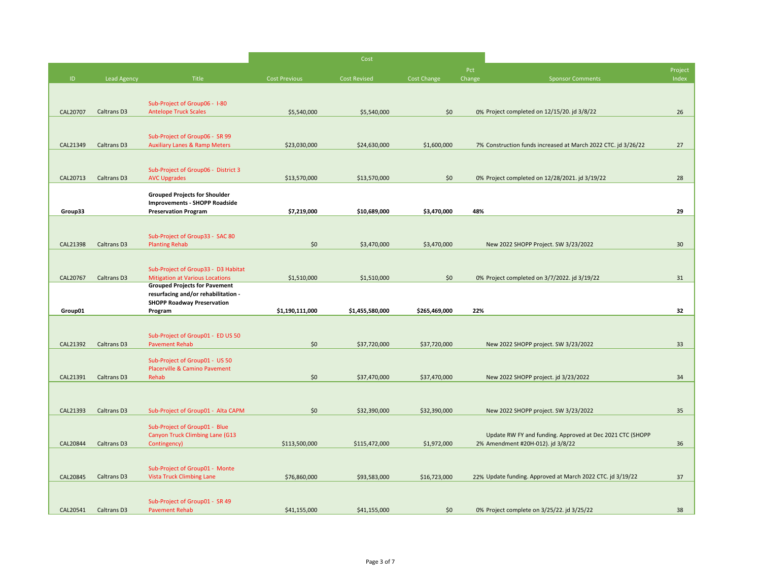| ID | Lead Agency | Title | Cost Previous | Cost Revised | Cost Change | Pct Change | Sponsor Comments | Project Index |
|---|---|---|---|---|---|---|---|---|
| CAL20707 | Caltrans D3 | Sub-Project of Group06 - I-80 Antelope Truck Scales | $5,540,000 | $5,540,000 | $0 | 0% | Project completed on 12/15/20. jd 3/8/22 | 26 |
| CAL21349 | Caltrans D3 | Sub-Project of Group06 - SR 99 Auxiliary Lanes & Ramp Meters | $23,030,000 | $24,630,000 | $1,600,000 | 7% | Construction funds increased at March 2022 CTC. jd 3/26/22 | 27 |
| CAL20713 | Caltrans D3 | Sub-Project of Group06 - District 3 AVC Upgrades | $13,570,000 | $13,570,000 | $0 | 0% | Project completed on 12/28/2021. jd 3/19/22 | 28 |
| **Group33** | | **Grouped Projects for Shoulder Improvements - SHOPP Roadside Preservation Program** | **$7,219,000** | **$10,689,000** | **$3,470,000** | **48%** | | **29** |
| CAL21398 | Caltrans D3 | Sub-Project of Group33 - SAC 80 Planting Rehab | $0 | $3,470,000 | $3,470,000 | | New 2022 SHOPP Project. SW 3/23/2022 | 30 |
| CAL20767 | Caltrans D3 | Sub-Project of Group33 - D3 Habitat Mitigation at Various Locations | $1,510,000 | $1,510,000 | $0 | 0% | Project completed on 3/7/2022. jd 3/19/22 | 31 |
| **Group01** | | **Grouped Projects for Pavement resurfacing and/or rehabilitation - SHOPP Roadway Preservation Program** | **$1,190,111,000** | **$1,455,580,000** | **$265,469,000** | **22%** | | **32** |
| CAL21392 | Caltrans D3 | Sub-Project of Group01 - ED US 50 Pavement Rehab | $0 | $37,720,000 | $37,720,000 | | New 2022 SHOPP project. SW 3/23/2022 | 33 |
| CAL21391 | Caltrans D3 | Sub-Project of Group01 - US 50 Placerville & Camino Pavement Rehab | $0 | $37,470,000 | $37,470,000 | | New 2022 SHOPP project. jd 3/23/2022 | 34 |
| CAL21393 | Caltrans D3 | Sub-Project of Group01 - Alta CAPM | $0 | $32,390,000 | $32,390,000 | | New 2022 SHOPP project. SW 3/23/2022 | 35 |
| CAL20844 | Caltrans D3 | Sub-Project of Group01 - Blue Canyon Truck Climbing Lane (G13 Contingency) | $113,500,000 | $115,472,000 | $1,972,000 | 2% | Update RW FY and funding. Approved at Dec 2021 CTC (SHOPP Amendment #20H-012). jd 3/8/22 | 36 |
| CAL20845 | Caltrans D3 | Sub-Project of Group01 - Monte Vista Truck Climbing Lane | $76,860,000 | $93,583,000 | $16,723,000 | 22% | Update funding. Approved at March 2022 CTC. jd 3/19/22 | 37 |
| CAL20541 | Caltrans D3 | Sub-Project of Group01 - SR 49 Pavement Rehab | $41,155,000 | $41,155,000 | $0 | 0% | Project complete on 3/25/22. jd 3/25/22 | 38 |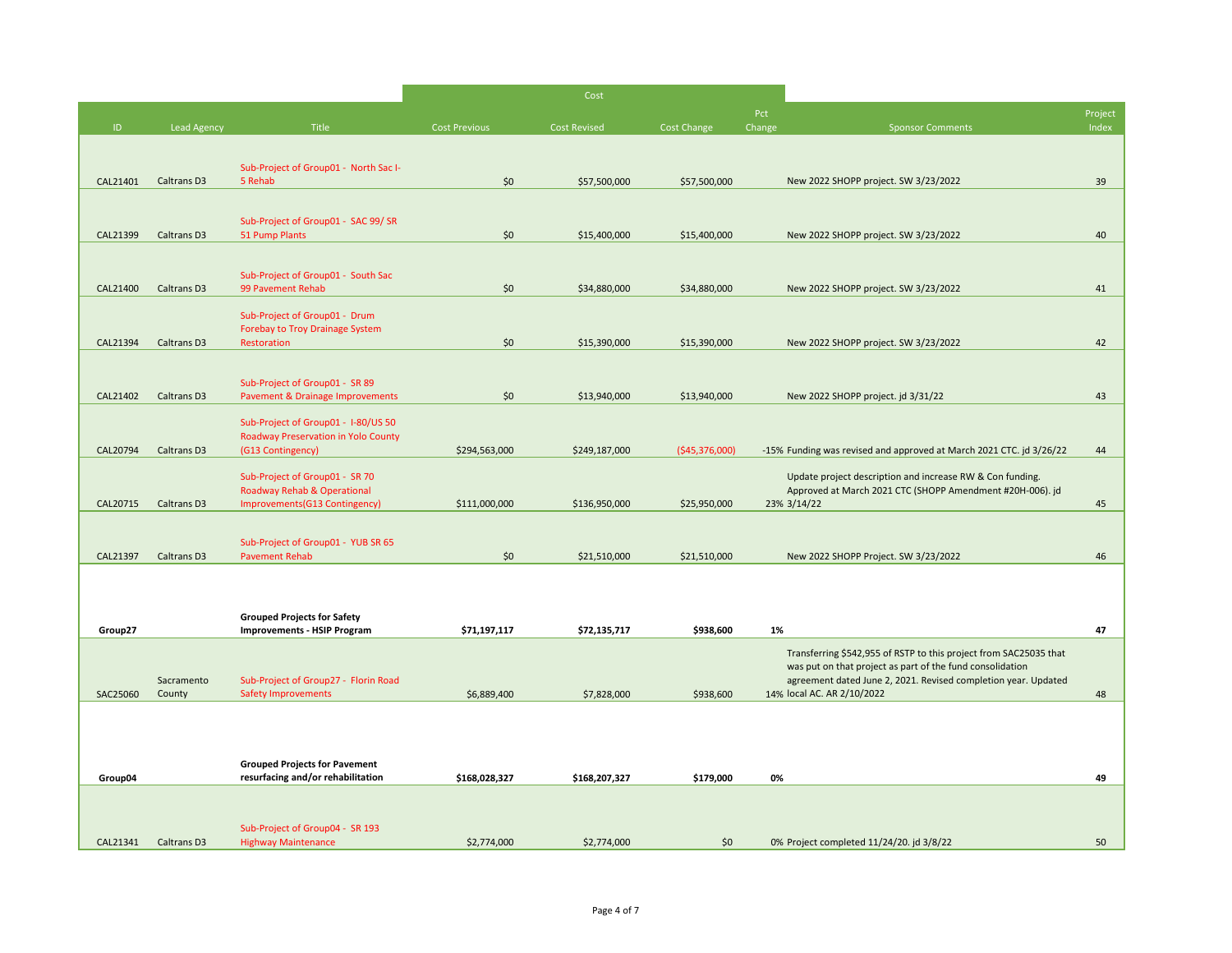| ID | Lead Agency | Title | Cost Previous | Cost Revised | Cost Change | Pct Change | Sponsor Comments | Project Index |
|---|---|---|---|---|---|---|---|---|
| | | | Cost | | | | | |
| CAL21401 | Caltrans D3 | Sub-Project of Group01 - North Sac I-5 Rehab | $0 | $57,500,000 | $57,500,000 | | New 2022 SHOPP project. SW 3/23/2022 | 39 |
| CAL21399 | Caltrans D3 | Sub-Project of Group01 - SAC 99/ SR 51 Pump Plants | $0 | $15,400,000 | $15,400,000 | | New 2022 SHOPP project. SW 3/23/2022 | 40 |
| CAL21400 | Caltrans D3 | Sub-Project of Group01 - South Sac 99 Pavement Rehab | $0 | $34,880,000 | $34,880,000 | | New 2022 SHOPP project. SW 3/23/2022 | 41 |
| CAL21394 | Caltrans D3 | Sub-Project of Group01 - Drum Forebay to Troy Drainage System Restoration | $0 | $15,390,000 | $15,390,000 | | New 2022 SHOPP project. SW 3/23/2022 | 42 |
| CAL21402 | Caltrans D3 | Sub-Project of Group01 - SR 89 Pavement & Drainage Improvements | $0 | $13,940,000 | $13,940,000 | | New 2022 SHOPP project. jd 3/31/22 | 43 |
| CAL20794 | Caltrans D3 | Sub-Project of Group01 - I-80/US 50 Roadway Preservation in Yolo County (G13 Contingency) | $294,563,000 | $249,187,000 | ($45,376,000) | -15% | Funding was revised and approved at March 2021 CTC. jd 3/26/22 | 44 |
| CAL20715 | Caltrans D3 | Sub-Project of Group01 - SR 70 Roadway Rehab & Operational Improvements(G13 Contingency) | $111,000,000 | $136,950,000 | $25,950,000 | 23% | Update project description and increase RW & Con funding. Approved at March 2021 CTC (SHOPP Amendment #20H-006). jd 3/14/22 | 45 |
| CAL21397 | Caltrans D3 | Sub-Project of Group01 - YUB SR 65 Pavement Rehab | $0 | $21,510,000 | $21,510,000 | | New 2022 SHOPP Project. SW 3/23/2022 | 46 |
| **Group27** | | **Grouped Projects for Safety Improvements - HSIP Program** | **$71,197,117** | **$72,135,717** | **$938,600** | **1%** | | **47** |
| SAC25060 | Sacramento County | Sub-Project of Group27 - Florin Road Safety Improvements | $6,889,400 | $7,828,000 | $938,600 | 14% | Transferring $542,955 of RSTP to this project from SAC25035 that was put on that project as part of the fund consolidation agreement dated June 2, 2021. Revised completion year. Updated local AC. AR 2/10/2022 | 48 |
| **Group04** | | **Grouped Projects for Pavement resurfacing and/or rehabilitation** | **$168,028,327** | **$168,207,327** | **$179,000** | **0%** | | **49** |
| CAL21341 | Caltrans D3 | Sub-Project of Group04 - SR 193 Highway Maintenance | $2,774,000 | $2,774,000 | $0 | 0% | Project completed 11/24/20. jd 3/8/22 | 50 |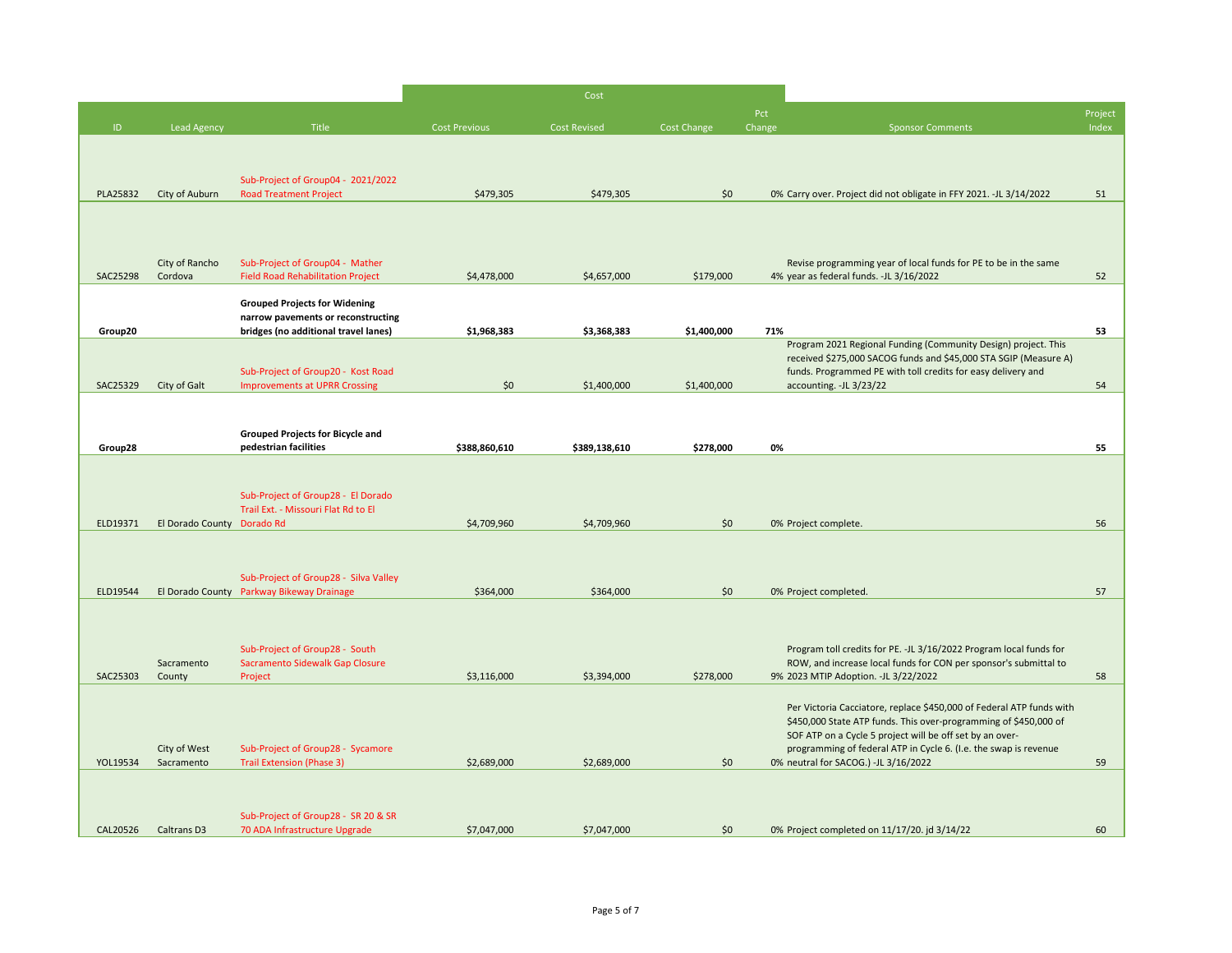| ID | Lead Agency | Title | Cost Previous | Cost Revised | Cost Change | Pct Change | Sponsor Comments | Project Index |
|---|---|---|---|---|---|---|---|---|
| | | | Cost | | | | | |
| PLA25832 | City of Auburn | Sub-Project of Group04 - 2021/2022 Road Treatment Project | $479,305 | $479,305 | $0 | 0% | Carry over. Project did not obligate in FFY 2021. -JL 3/14/2022 | 51 |
| SAC25298 | City of Rancho Cordova | Sub-Project of Group04 - Mather Field Road Rehabilitation Project | $4,478,000 | $4,657,000 | $179,000 | 4% | Revise programming year of local funds for PE to be in the same year as federal funds. -JL 3/16/2022 | 52 |
| **Group20** | | **Grouped Projects for Widening narrow pavements or reconstructing bridges (no additional travel lanes)** | **$1,968,383** | **$3,368,383** | **$1,400,000** | **71%** | | **53** |
| SAC25329 | City of Galt | Sub-Project of Group20 - Kost Road Improvements at UPRR Crossing | $0 | $1,400,000 | $1,400,000 | | Program 2021 Regional Funding (Community Design) project. This received $275,000 SACOG funds and $45,000 STA SGIP (Measure A) funds. Programmed PE with toll credits for easy delivery and accounting. -JL 3/23/22 | 54 |
| **Group28** | | **Grouped Projects for Bicycle and pedestrian facilities** | **$388,860,610** | **$389,138,610** | **$278,000** | **0%** | | **55** |
| ELD19371 | El Dorado County | Sub-Project of Group28 - El Dorado Trail Ext. - Missouri Flat Rd to El Dorado Rd | $4,709,960 | $4,709,960 | $0 | 0% | Project complete. | 56 |
| ELD19544 | El Dorado County | Sub-Project of Group28 - Silva Valley Parkway Bikeway Drainage | $364,000 | $364,000 | $0 | 0% | Project completed. | 57 |
| SAC25303 | Sacramento County | Sub-Project of Group28 - South Sacramento Sidewalk Gap Closure Project | $3,116,000 | $3,394,000 | $278,000 | 9% | Program toll credits for PE. -JL 3/16/2022 Program local funds for ROW, and increase local funds for CON per sponsor's submittal to 2023 MTIP Adoption. -JL 3/22/2022 | 58 |
| YOL19534 | City of West Sacramento | Sub-Project of Group28 - Sycamore Trail Extension (Phase 3) | $2,689,000 | $2,689,000 | $0 | 0% | Per Victoria Cacciatore, replace $450,000 of Federal ATP funds with $450,000 State ATP funds. This over-programming of $450,000 of SOF ATP on a Cycle 5 project will be off set by an over-programming of federal ATP in Cycle 6. (I.e. the swap is revenue neutral for SACOG.) -JL 3/16/2022 | 59 |
| CAL20526 | Caltrans D3 | Sub-Project of Group28 - SR 20 & SR 70 ADA Infrastructure Upgrade | $7,047,000 | $7,047,000 | $0 | 0% | Project completed on 11/17/20. jd 3/14/22 | 60 |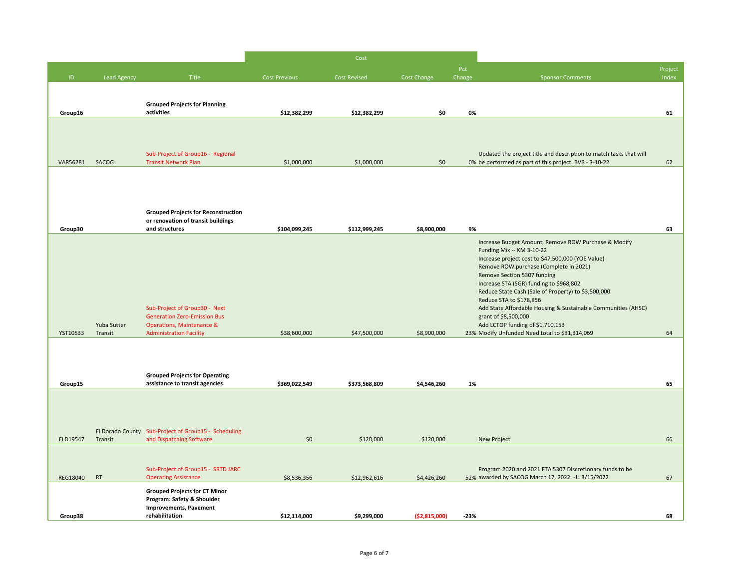| ID | Lead Agency | Title | Cost Previous | Cost Revised | Cost Change | Pct Change | Sponsor Comments | Project Index |
|---|---|---|---|---|---|---|---|---|
| **Group16** | | **Grouped Projects for Planning activities** | **$12,382,299** | **$12,382,299** | **$0** | **0%** | | **61** |
| VAR56281 | SACOG | Sub-Project of Group16 - Regional Transit Network Plan | $1,000,000 | $1,000,000 | $0 | 0% | Updated the project title and description to match tasks that will be performed as part of this project. BVB - 3-10-22 | 62 |
| **Group30** | | **Grouped Projects for Reconstruction or renovation of transit buildings and structures** | **$104,099,245** | **$112,999,245** | **$8,900,000** | **9%** | | **63** |
| YST10533 | Yuba Sutter Transit | Sub-Project of Group30 - Next Generation Zero-Emission Bus Operations, Maintenance & Administration Facility | $38,600,000 | $47,500,000 | $8,900,000 | 23% | Increase Budget Amount, Remove ROW Purchase & Modify Funding Mix -- KM 3-10-22<br>Increase project cost to $47,500,000 (YOE Value)<br>Remove ROW purchase (Complete in 2021)<br>Remove Section 5307 funding<br>Increase STA (SGR) funding to $968,802<br>Reduce State Cash (Sale of Property) to $3,500,000<br>Reduce STA to $178,856<br>Add State Affordable Housing & Sustainable Communities (AHSC) grant of $8,500,000<br>Add LCTOP funding of $1,710,153<br>Modify Unfunded Need total to $31,314,069 | 64 |
| **Group15** | | **Grouped Projects for Operating assistance to transit agencies** | **$369,022,549** | **$373,568,809** | **$4,546,260** | **1%** | | **65** |
| ELD19547 | El Dorado County Transit | Sub-Project of Group15 - Scheduling and Dispatching Software | $0 | $120,000 | $120,000 | | New Project | 66 |
| REG18040 | RT | Sub-Project of Group15 - SRTD JARC Operating Assistance | $8,536,356 | $12,962,616 | $4,426,260 | 52% | Program 2020 and 2021 FTA 5307 Discretionary funds to be awarded by SACOG March 17, 2022. -JL 3/15/2022 | 67 |
| **Group38** | | **Grouped Projects for CT Minor Program: Safety & Shoulder Improvements, Pavement rehabilitation** | **$12,114,000** | **$9,299,000** | **($2,815,000)** | **-23%** | | **68** |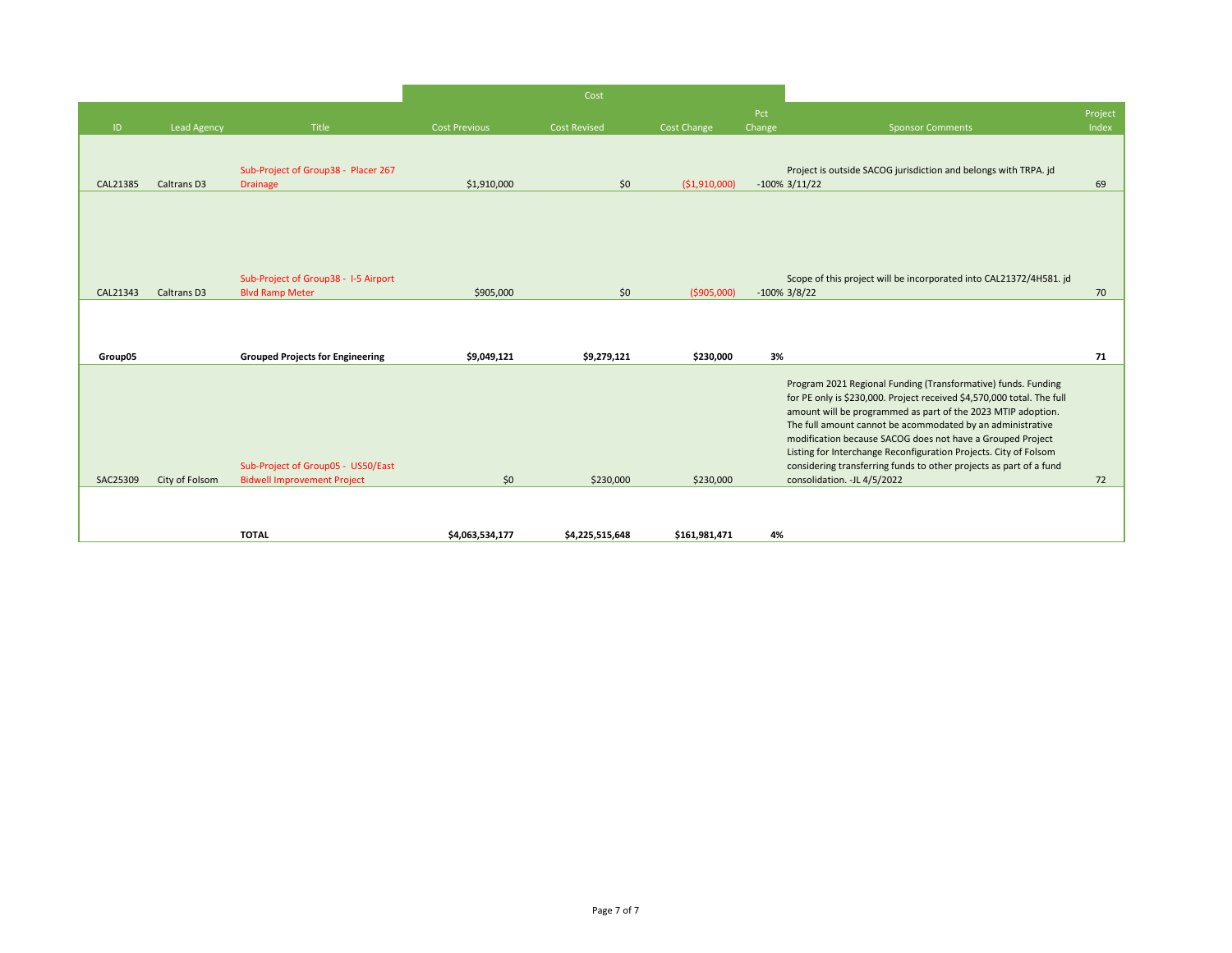| ID | Lead Agency | Title | Cost Previous | Cost Revised | Cost Change | Pct Change | Sponsor Comments | Project Index |
|---|---|---|---|---|---|---|---|---|
| CAL21385 | Caltrans D3 | Sub-Project of Group38 - Placer 267 Drainage | $1,910,000 | $0 | ($1,910,000) | -100% | Project is outside SACOG jurisdiction and belongs with TRPA. jd 3/11/22 | 69 |
| CAL21343 | Caltrans D3 | Sub-Project of Group38 - I-5 Airport Blvd Ramp Meter | $905,000 | $0 | ($905,000) | -100% | Scope of this project will be incorporated into CAL21372/4H581. jd 3/8/22 | 70 |
| **Group05** | | **Grouped Projects for Engineering** | **$9,049,121** | **$9,279,121** | **$230,000** | **3%** | | **71** |
| SAC25309 | City of Folsom | Sub-Project of Group05 - US50/East Bidwell Improvement Project | $0 | $230,000 | $230,000 | | Program 2021 Regional Funding (Transformative) funds. Funding for PE only is $230,000. Project received $4,570,000 total. The full amount will be programmed as part of the 2023 MTIP adoption. The full amount cannot be acommodated by an administrative modification because SACOG does not have a Grouped Project Listing for Interchange Reconfiguration Projects. City of Folsom considering transferring funds to other projects as part of a fund consolidation. -JL 4/5/2022 | 72 |
| | | **TOTAL** | **$4,063,534,177** | **$4,225,515,648** | **$161,981,471** | **4%** | | |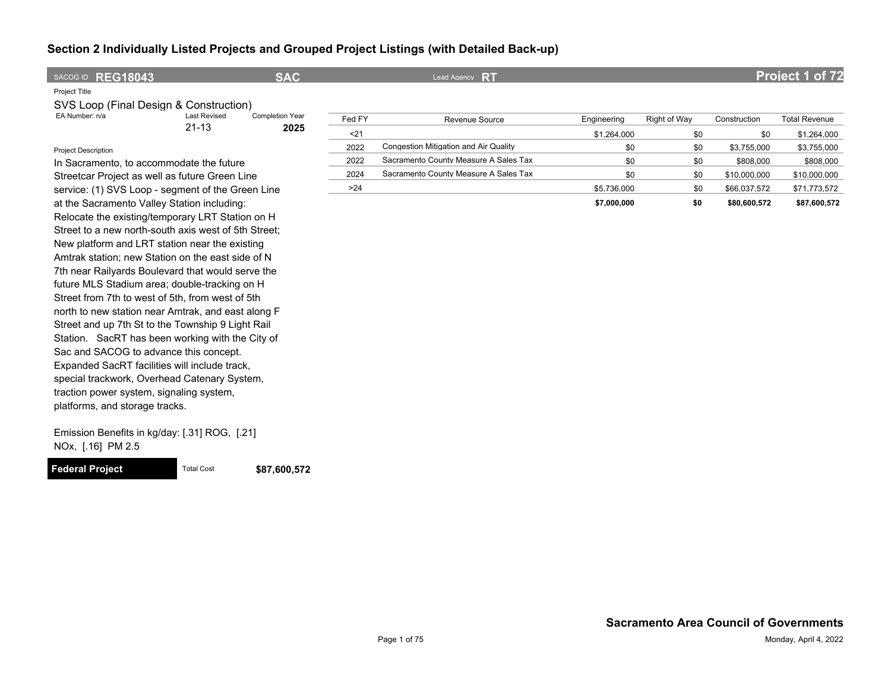## Section 2 Individually Listed Projects and Grouped Project Listings (with Detailed Back-up)

**SACOG ID REG18043** | **SAC** | Lead Agency **RT** | **Project 1 of 72**

Project Title

SVS Loop (Final Design & Construction)

EA Number: n/a | Last Revised 21-13 | Completion Year **2025**

Project Description

In Sacramento, to accommodate the future Streetcar Project as well as future Green Line service: (1) SVS Loop - segment of the Green Line at the Sacramento Valley Station including: Relocate the existing/temporary LRT Station on H Street to a new north-south axis west of 5th Street; New platform and LRT station near the existing Amtrak station; new Station on the east side of N 7th near Railyards Boulevard that would serve the future MLS Stadium area; double-tracking on H Street from 7th to west of 5th, from west of 5th north to new station near Amtrak, and east along F Street and up 7th St to the Township 9 Light Rail Station. SacRT has been working with the City of Sac and SACOG to advance this concept. Expanded SacRT facilities will include track, special trackwork, Overhead Catenary System, traction power system, signaling system, platforms, and storage tracks.

Emission Benefits in kg/day: [.31] ROG, [.21] NOx, [.16] PM 2.5

| Fed FY | Revenue Source | Engineering | Right of Way | Construction | Total Revenue |
|---|---|---|---|---|---|
| <21 | | $1,264,000 | $0 | $0 | $1,264,000 |
| 2022 | Congestion Mitigation and Air Quality | $0 | $0 | $3,755,000 | $3,755,000 |
| 2022 | Sacramento County Measure A Sales Tax | $0 | $0 | $808,000 | $808,000 |
| 2024 | Sacramento County Measure A Sales Tax | $0 | $0 | $10,000,000 | $10,000,000 |
| >24 | | $5,736,000 | $0 | $66,037,572 | $71,773,572 |
| | | **$7,000,000** | **$0** | **$80,600,572** | **$87,600,572** |

**Federal Project** | Total Cost **$87,600,572**

**Sacramento Area Council of Governments**

Monday, April 4, 2022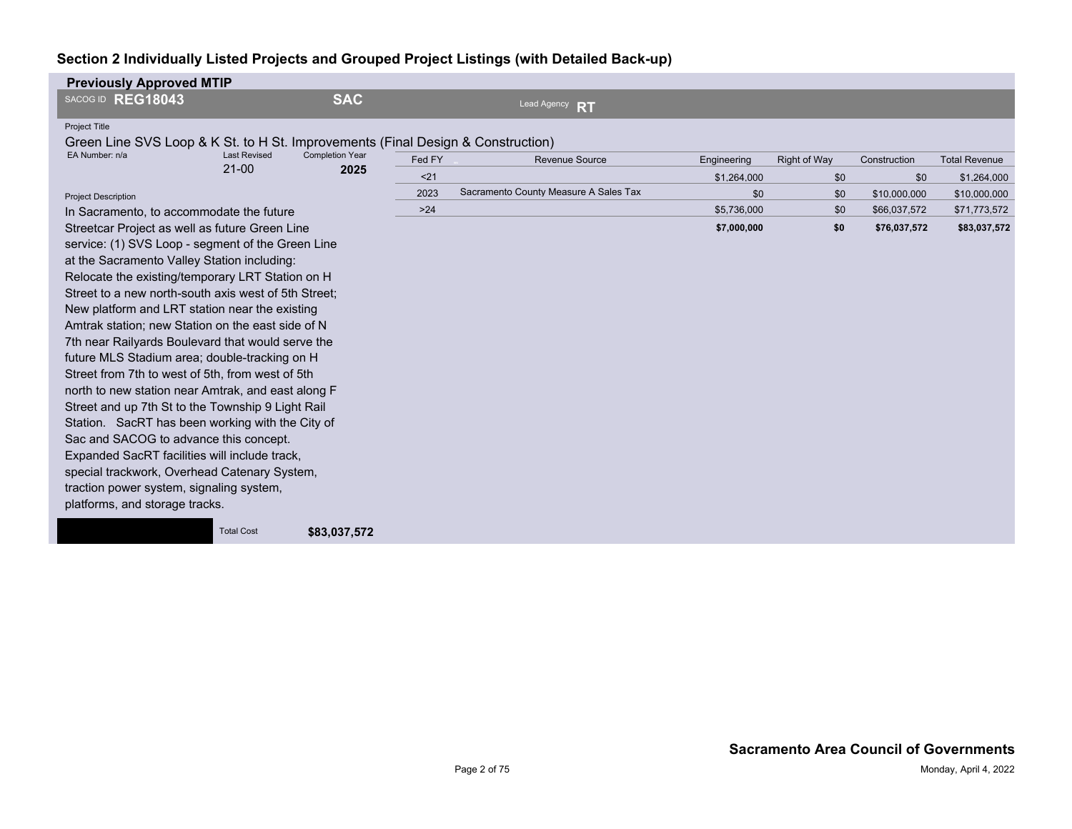## Section 2 Individually Listed Projects and Grouped Project Listings (with Detailed Back-up)

**Previously Approved MTIP**

SACOG ID **REG18043** | **SAC** | Lead Agency **RT**

Project Title

**Green Line SVS Loop & K St. to H St. Improvements (Final Design & Construction)**

EA Number: n/a | Last Revised: 21-00 | Completion Year: **2025**

Project Description

In Sacramento, to accommodate the future Streetcar Project as well as future Green Line service: (1) SVS Loop - segment of the Green Line at the Sacramento Valley Station including: Relocate the existing/temporary LRT Station on H Street to a new north-south axis west of 5th Street; New platform and LRT station near the existing Amtrak station; new Station on the east side of N 7th near Railyards Boulevard that would serve the future MLS Stadium area; double-tracking on H Street from 7th to west of 5th, from west of 5th north to new station near Amtrak, and east along F Street and up 7th St to the Township 9 Light Rail Station. SacRT has been working with the City of Sac and SACOG to advance this concept. Expanded SacRT facilities will include track, special trackwork, Overhead Catenary System, traction power system, signaling system, platforms, and storage tracks.

| Fed FY | Revenue Source | Engineering | Right of Way | Construction | Total Revenue |
|---|---|---|---|---|---|
| <21 | | $1,264,000 | $0 | $0 | $1,264,000 |
| 2023 | Sacramento County Measure A Sales Tax | $0 | $0 | $10,000,000 | $10,000,000 |
| >24 | | $5,736,000 | $0 | $66,037,572 | $71,773,572 |
| | | **$7,000,000** | **$0** | **$76,037,572** | **$83,037,572** |

Total Cost **$83,037,572**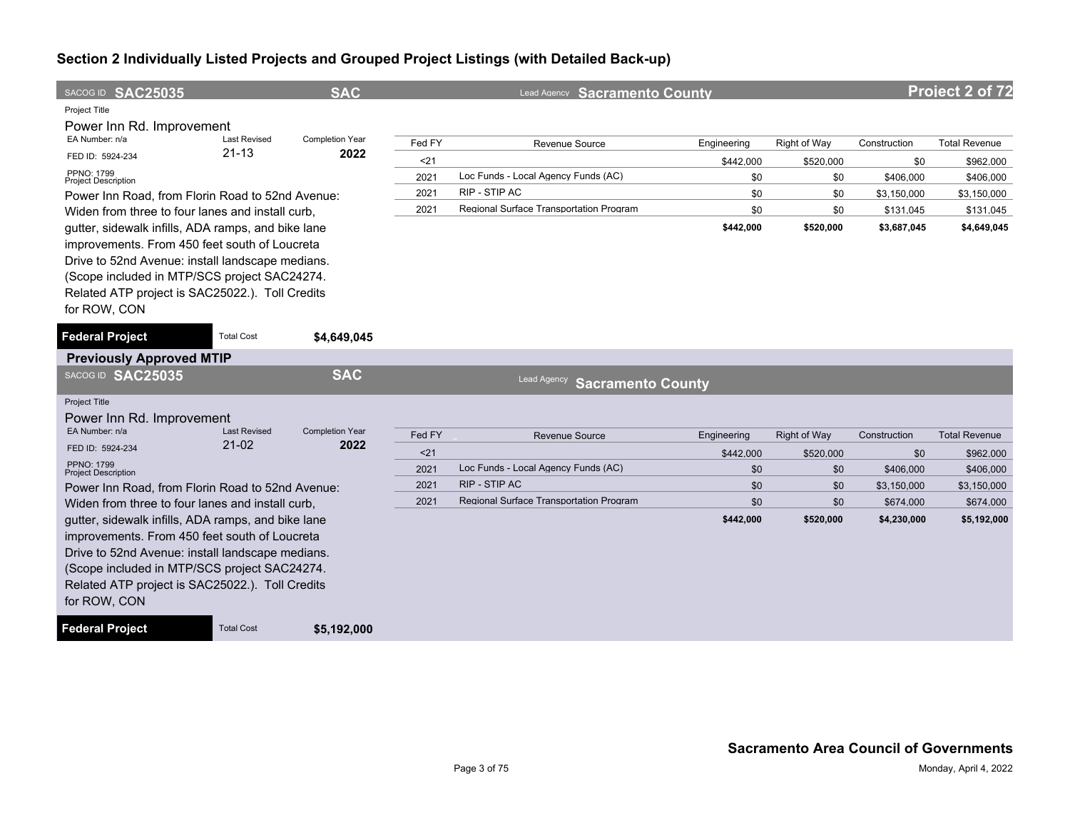## Section 2 Individually Listed Projects and Grouped Project Listings (with Detailed Back-up)

SACOG ID **SAC25035** | **SAC** | Lead Agency **Sacramento County** | **Project 2 of 72**

Project Title

Power Inn Rd. Improvement

EA Number: n/a | Last Revised: 21-13 | Completion Year: **2022**

FED ID: 5924-234

PPNO: 1799

Project Description

Power Inn Road, from Florin Road to 52nd Avenue: Widen from three to four lanes and install curb, gutter, sidewalk infills, ADA ramps, and bike lane improvements. From 450 feet south of Loucreta Drive to 52nd Avenue: install landscape medians. (Scope included in MTP/SCS project SAC24274. Related ATP project is SAC25022.). Toll Credits for ROW, CON

| Fed FY | Revenue Source | Engineering | Right of Way | Construction | Total Revenue |
|---|---|---|---|---|---|
| <21 | | $442,000 | $520,000 | $0 | $962,000 |
| 2021 | Loc Funds - Local Agency Funds (AC) | $0 | $0 | $406,000 | $406,000 |
| 2021 | RIP - STIP AC | $0 | $0 | $3,150,000 | $3,150,000 |
| 2021 | Regional Surface Transportation Program | $0 | $0 | $131,045 | $131,045 |
| | | **$442,000** | **$520,000** | **$3,687,045** | **$4,649,045** |

**Federal Project** | Total Cost **$4,649,045**

### Previously Approved MTIP

SACOG ID **SAC25035** | **SAC** | Lead Agency **Sacramento County**

Project Title

Power Inn Rd. Improvement

EA Number: n/a | Last Revised: 21-02 | Completion Year: **2022**

FED ID: 5924-234

PPNO: 1799

Project Description

Power Inn Road, from Florin Road to 52nd Avenue: Widen from three to four lanes and install curb, gutter, sidewalk infills, ADA ramps, and bike lane improvements. From 450 feet south of Loucreta Drive to 52nd Avenue: install landscape medians. (Scope included in MTP/SCS project SAC24274. Related ATP project is SAC25022.). Toll Credits for ROW, CON

| Fed FY | Revenue Source | Engineering | Right of Way | Construction | Total Revenue |
|---|---|---|---|---|---|
| <21 | | $442,000 | $520,000 | $0 | $962,000 |
| 2021 | Loc Funds - Local Agency Funds (AC) | $0 | $0 | $406,000 | $406,000 |
| 2021 | RIP - STIP AC | $0 | $0 | $3,150,000 | $3,150,000 |
| 2021 | Regional Surface Transportation Program | $0 | $0 | $674,000 | $674,000 |
| | | **$442,000** | **$520,000** | **$4,230,000** | **$5,192,000** |

**Federal Project** | Total Cost **$5,192,000**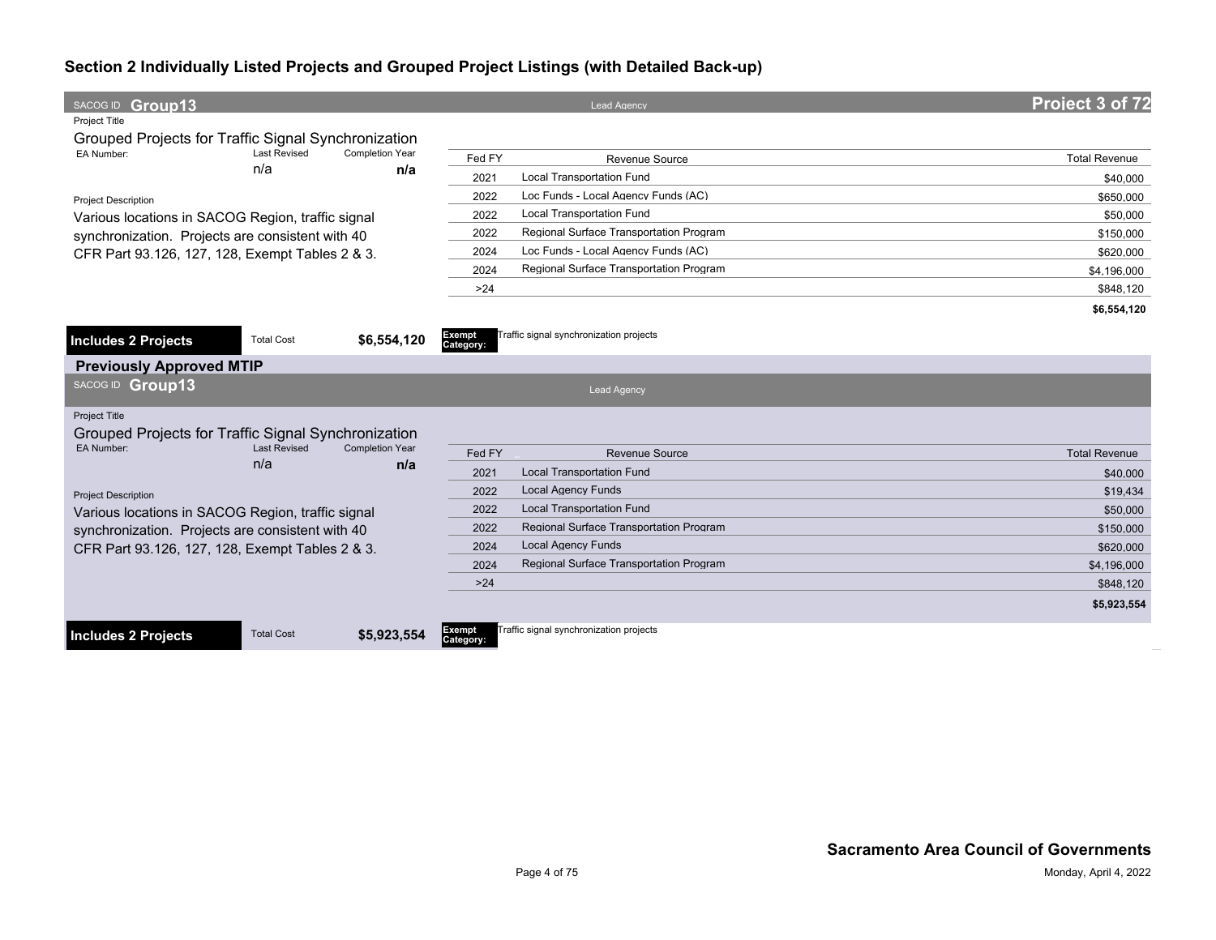## Section 2 Individually Listed Projects and Grouped Project Listings (with Detailed Back-up)

SACOG ID **Group13** | Lead Agency | **Project 3 of 72**

Project Title

Grouped Projects for Traffic Signal Synchronization

| EA Number: | Last Revised | Completion Year |
|---|---|---|
| | n/a | n/a |

Project Description

Various locations in SACOG Region, traffic signal synchronization. Projects are consistent with 40 CFR Part 93.126, 127, 128, Exempt Tables 2 & 3.

| Fed FY | Revenue Source | Total Revenue |
|---|---|---|
| 2021 | Local Transportation Fund | $40,000 |
| 2022 | Loc Funds - Local Agency Funds (AC) | $650,000 |
| 2022 | Local Transportation Fund | $50,000 |
| 2022 | Regional Surface Transportation Program | $150,000 |
| 2024 | Loc Funds - Local Agency Funds (AC) | $620,000 |
| 2024 | Regional Surface Transportation Program | $4,196,000 |
| >24 | | $848,120 |
| | | **$6,554,120** |

**Includes 2 Projects** | Total Cost **$6,554,120** | **Exempt Category:** Traffic signal synchronization projects

### Previously Approved MTIP

SACOG ID **Group13** | Lead Agency

Project Title

Grouped Projects for Traffic Signal Synchronization

| EA Number: | Last Revised | Completion Year |
|---|---|---|
| | n/a | n/a |

Project Description

Various locations in SACOG Region, traffic signal synchronization. Projects are consistent with 40 CFR Part 93.126, 127, 128, Exempt Tables 2 & 3.

| Fed FY | Revenue Source | Total Revenue |
|---|---|---|
| 2021 | Local Transportation Fund | $40,000 |
| 2022 | Local Agency Funds | $19,434 |
| 2022 | Local Transportation Fund | $50,000 |
| 2022 | Regional Surface Transportation Program | $150,000 |
| 2024 | Local Agency Funds | $620,000 |
| 2024 | Regional Surface Transportation Program | $4,196,000 |
| >24 | | $848,120 |
| | | **$5,923,554** |

**Includes 2 Projects** | Total Cost **$5,923,554** | **Exempt Category:** Traffic signal synchronization projects

**Sacramento Area Council of Governments**

Monday, April 4, 2022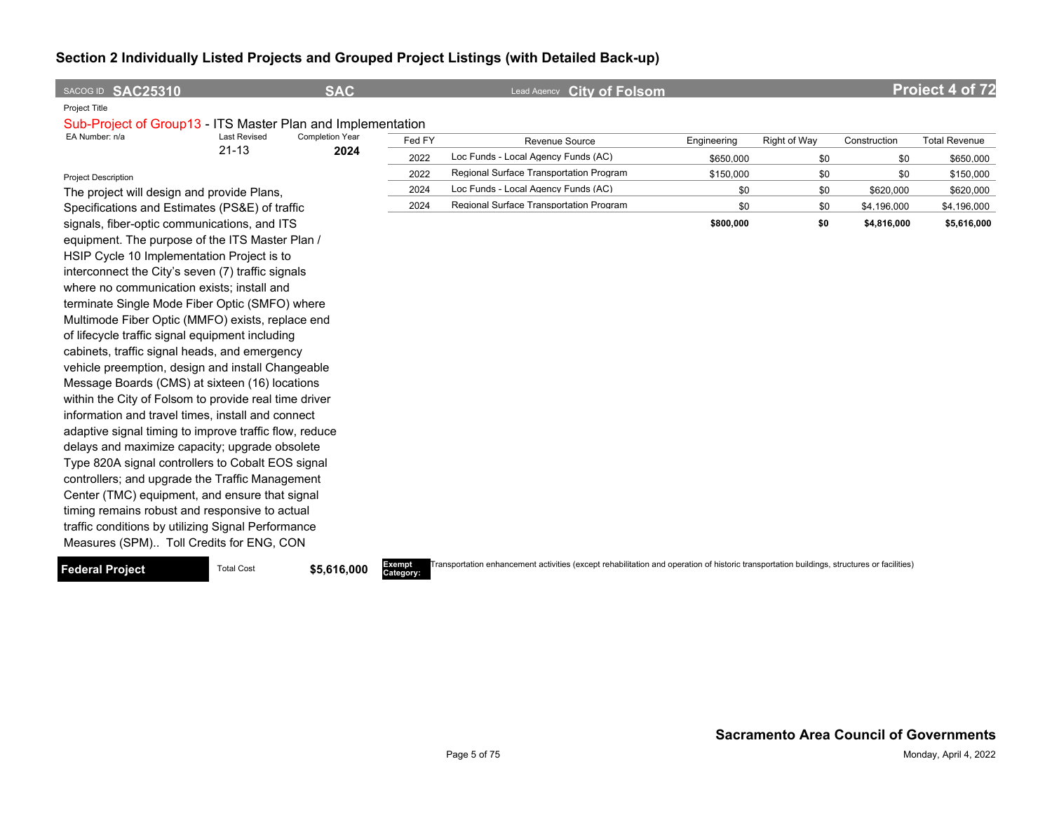## Section 2 Individually Listed Projects and Grouped Project Listings (with Detailed Back-up)

SACOG ID **SAC25310** | **SAC** | Lead Agency **City of Folsom** | **Project 4 of 72**

Project Title

Sub-Project of Group13 - ITS Master Plan and Implementation

EA Number: n/a | Last Revised: 21-13 | Completion Year: **2024**

| Fed FY | Revenue Source | Engineering | Right of Way | Construction | Total Revenue |
|---|---|---|---|---|---|
| 2022 | Loc Funds - Local Agency Funds (AC) | $650,000 | $0 | $0 | $650,000 |
| 2022 | Regional Surface Transportation Program | $150,000 | $0 | $0 | $150,000 |
| 2024 | Loc Funds - Local Agency Funds (AC) | $0 | $0 | $620,000 | $620,000 |
| 2024 | Regional Surface Transportation Program | $0 | $0 | $4,196,000 | $4,196,000 |
| | | **$800,000** | **$0** | **$4,816,000** | **$5,616,000** |

Project Description

The project will design and provide Plans, Specifications and Estimates (PS&E) of traffic signals, fiber-optic communications, and ITS equipment. The purpose of the ITS Master Plan / HSIP Cycle 10 Implementation Project is to interconnect the City's seven (7) traffic signals where no communication exists; install and terminate Single Mode Fiber Optic (SMFO) where Multimode Fiber Optic (MMFO) exists, replace end of lifecycle traffic signal equipment including cabinets, traffic signal heads, and emergency vehicle preemption, design and install Changeable Message Boards (CMS) at sixteen (16) locations within the City of Folsom to provide real time driver information and travel times, install and connect adaptive signal timing to improve traffic flow, reduce delays and maximize capacity; upgrade obsolete Type 820A signal controllers to Cobalt EOS signal controllers; and upgrade the Traffic Management Center (TMC) equipment, and ensure that signal timing remains robust and responsive to actual traffic conditions by utilizing Signal Performance Measures (SPM).. Toll Credits for ENG, CON

**Federal Project** | Total Cost **$5,616,000** | **Exempt Category:** Transportation enhancement activities (except rehabilitation and operation of historic transportation buildings, structures or facilities)

**Sacramento Area Council of Governments**

Monday, April 4, 2022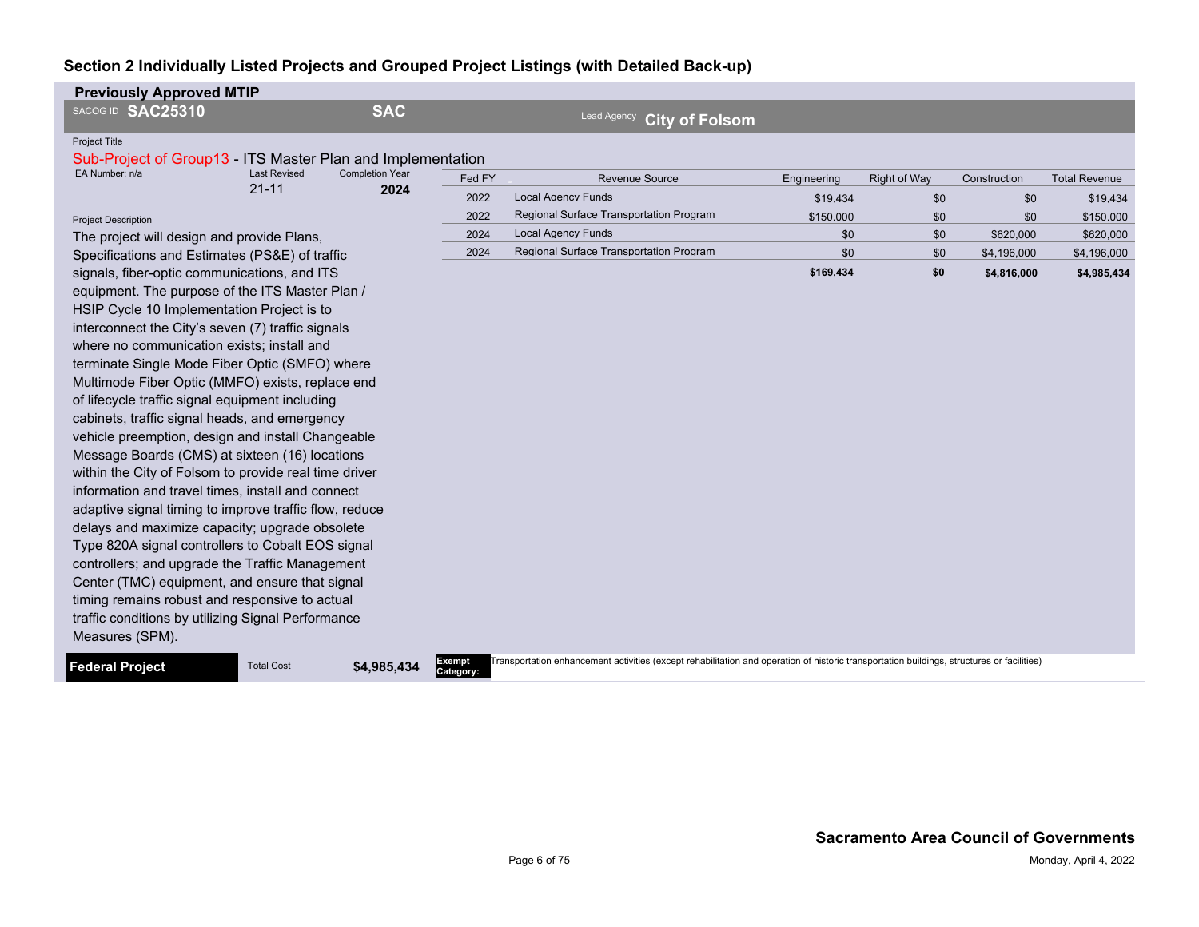## Section 2 Individually Listed Projects and Grouped Project Listings (with Detailed Back-up)

**Previously Approved MTIP**

SACOG ID **SAC25310** **SAC** Lead Agency **City of Folsom**

Project Title

Sub-Project of Group13 - ITS Master Plan and Implementation

EA Number: n/a | Last Revised: 21-11 | Completion Year: **2024**

Project Description

The project will design and provide Plans, Specifications and Estimates (PS&E) of traffic signals, fiber-optic communications, and ITS equipment. The purpose of the ITS Master Plan / HSIP Cycle 10 Implementation Project is to interconnect the City's seven (7) traffic signals where no communication exists; install and terminate Single Mode Fiber Optic (SMFO) where Multimode Fiber Optic (MMFO) exists, replace end of lifecycle traffic signal equipment including cabinets, traffic signal heads, and emergency vehicle preemption, design and install Changeable Message Boards (CMS) at sixteen (16) locations within the City of Folsom to provide real time driver information and travel times, install and connect adaptive signal timing to improve traffic flow, reduce delays and maximize capacity; upgrade obsolete Type 820A signal controllers to Cobalt EOS signal controllers; and upgrade the Traffic Management Center (TMC) equipment, and ensure that signal timing remains robust and responsive to actual traffic conditions by utilizing Signal Performance Measures (SPM).

| Fed FY | Revenue Source | Engineering | Right of Way | Construction | Total Revenue |
|---|---|---|---|---|---|
| 2022 | Local Agency Funds | $19,434 | $0 | $0 | $19,434 |
| 2022 | Regional Surface Transportation Program | $150,000 | $0 | $0 | $150,000 |
| 2024 | Local Agency Funds | $0 | $0 | $620,000 | $620,000 |
| 2024 | Regional Surface Transportation Program | $0 | $0 | $4,196,000 | $4,196,000 |
| | | **$169,434** | **$0** | **$4,816,000** | **$4,985,434** |

**Federal Project** Total Cost **$4,985,434**

**Exempt Category:** Transportation enhancement activities (except rehabilitation and operation of historic transportation buildings, structures or facilities)

**Sacramento Area Council of Governments**

Monday, April 4, 2022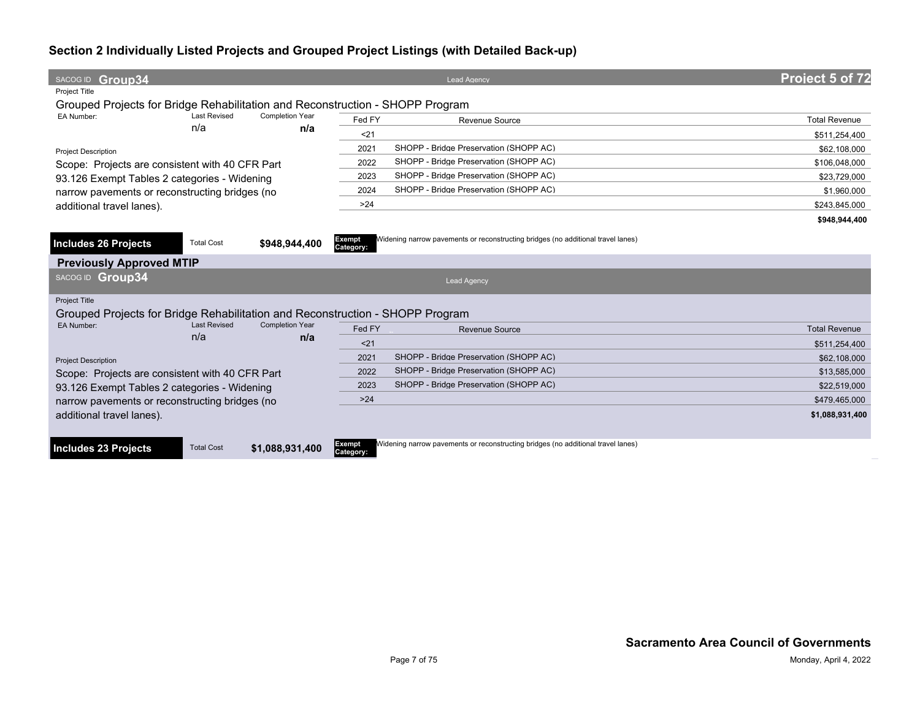## Section 2 Individually Listed Projects and Grouped Project Listings (with Detailed Back-up)

SACOG ID **Group34** | Lead Agency | **Project 5 of 72**

Project Title

Grouped Projects for Bridge Rehabilitation and Reconstruction - SHOPP Program

| EA Number: | Last Revised | Completion Year |
|---|---|---|
| | n/a | **n/a** |

Project Description

Scope: Projects are consistent with 40 CFR Part 93.126 Exempt Tables 2 categories - Widening narrow pavements or reconstructing bridges (no additional travel lanes).

| Fed FY | Revenue Source | Total Revenue |
|---|---|---|
| <21 | | $511,254,400 |
| 2021 | SHOPP - Bridge Preservation (SHOPP AC) | $62,108,000 |
| 2022 | SHOPP - Bridge Preservation (SHOPP AC) | $106,048,000 |
| 2023 | SHOPP - Bridge Preservation (SHOPP AC) | $23,729,000 |
| 2024 | SHOPP - Bridge Preservation (SHOPP AC) | $1,960,000 |
| >24 | | $243,845,000 |
| | | **$948,944,400** |

**Includes 26 Projects** | Total Cost **$948,944,400** | **Exempt Category:** Widening narrow pavements or reconstructing bridges (no additional travel lanes)

### Previously Approved MTIP

SACOG ID **Group34** | Lead Agency

Project Title

Grouped Projects for Bridge Rehabilitation and Reconstruction - SHOPP Program

| EA Number: | Last Revised | Completion Year |
|---|---|---|
| | n/a | **n/a** |

Project Description

Scope: Projects are consistent with 40 CFR Part 93.126 Exempt Tables 2 categories - Widening narrow pavements or reconstructing bridges (no additional travel lanes).

| Fed FY | Revenue Source | Total Revenue |
|---|---|---|
| <21 | | $511,254,400 |
| 2021 | SHOPP - Bridge Preservation (SHOPP AC) | $62,108,000 |
| 2022 | SHOPP - Bridge Preservation (SHOPP AC) | $13,585,000 |
| 2023 | SHOPP - Bridge Preservation (SHOPP AC) | $22,519,000 |
| >24 | | $479,465,000 |
| | | **$1,088,931,400** |

**Includes 23 Projects** | Total Cost **$1,088,931,400** | **Exempt Category:** Widening narrow pavements or reconstructing bridges (no additional travel lanes)

**Sacramento Area Council of Governments**

Monday, April 4, 2022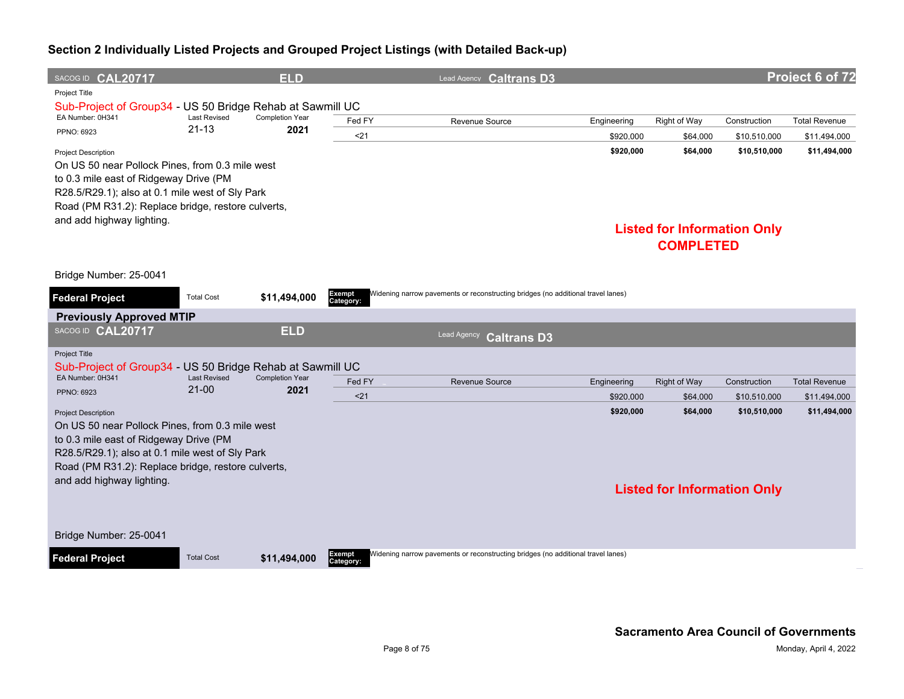## Section 2 Individually Listed Projects and Grouped Project Listings (with Detailed Back-up)

SACOG ID **CAL20717** | **ELD** | Lead Agency **Caltrans D3** | **Project 6 of 72**

Project Title

Sub-Project of Group34 - US 50 Bridge Rehab at Sawmill UC

| EA Number: 0H341 | Last Revised | Completion Year |
|---|---|---|
| PPNO: 6923 | 21-13 | **2021** |

| Fed FY | Revenue Source | Engineering | Right of Way | Construction | Total Revenue |
|---|---|---|---|---|---|
| <21 | | $920,000 | $64,000 | $10,510,000 | $11,494,000 |
| | | **$920,000** | **$64,000** | **$10,510,000** | **$11,494,000** |

Project Description

On US 50 near Pollock Pines, from 0.3 mile west to 0.3 mile east of Ridgeway Drive (PM R28.5/R29.1); also at 0.1 mile west of Sly Park Road (PM R31.2): Replace bridge, restore culverts, and add highway lighting.

**Listed for Information Only**
**COMPLETED**

Bridge Number: 25-0041

**Federal Project** | Total Cost **$11,494,000** | **Exempt Category:** Widening narrow pavements or reconstructing bridges (no additional travel lanes)

### Previously Approved MTIP

SACOG ID **CAL20717** | **ELD** | Lead Agency **Caltrans D3**

Project Title

Sub-Project of Group34 - US 50 Bridge Rehab at Sawmill UC

| EA Number: 0H341 | Last Revised | Completion Year |
|---|---|---|
| PPNO: 6923 | 21-00 | **2021** |

| Fed FY | Revenue Source | Engineering | Right of Way | Construction | Total Revenue |
|---|---|---|---|---|---|
| <21 | | $920,000 | $64,000 | $10,510,000 | $11,494,000 |
| | | **$920,000** | **$64,000** | **$10,510,000** | **$11,494,000** |

Project Description

On US 50 near Pollock Pines, from 0.3 mile west to 0.3 mile east of Ridgeway Drive (PM R28.5/R29.1); also at 0.1 mile west of Sly Park Road (PM R31.2): Replace bridge, restore culverts, and add highway lighting.

**Listed for Information Only**

Bridge Number: 25-0041

**Federal Project** | Total Cost **$11,494,000** | **Exempt Category:** Widening narrow pavements or reconstructing bridges (no additional travel lanes)

**Sacramento Area Council of Governments**

Monday, April 4, 2022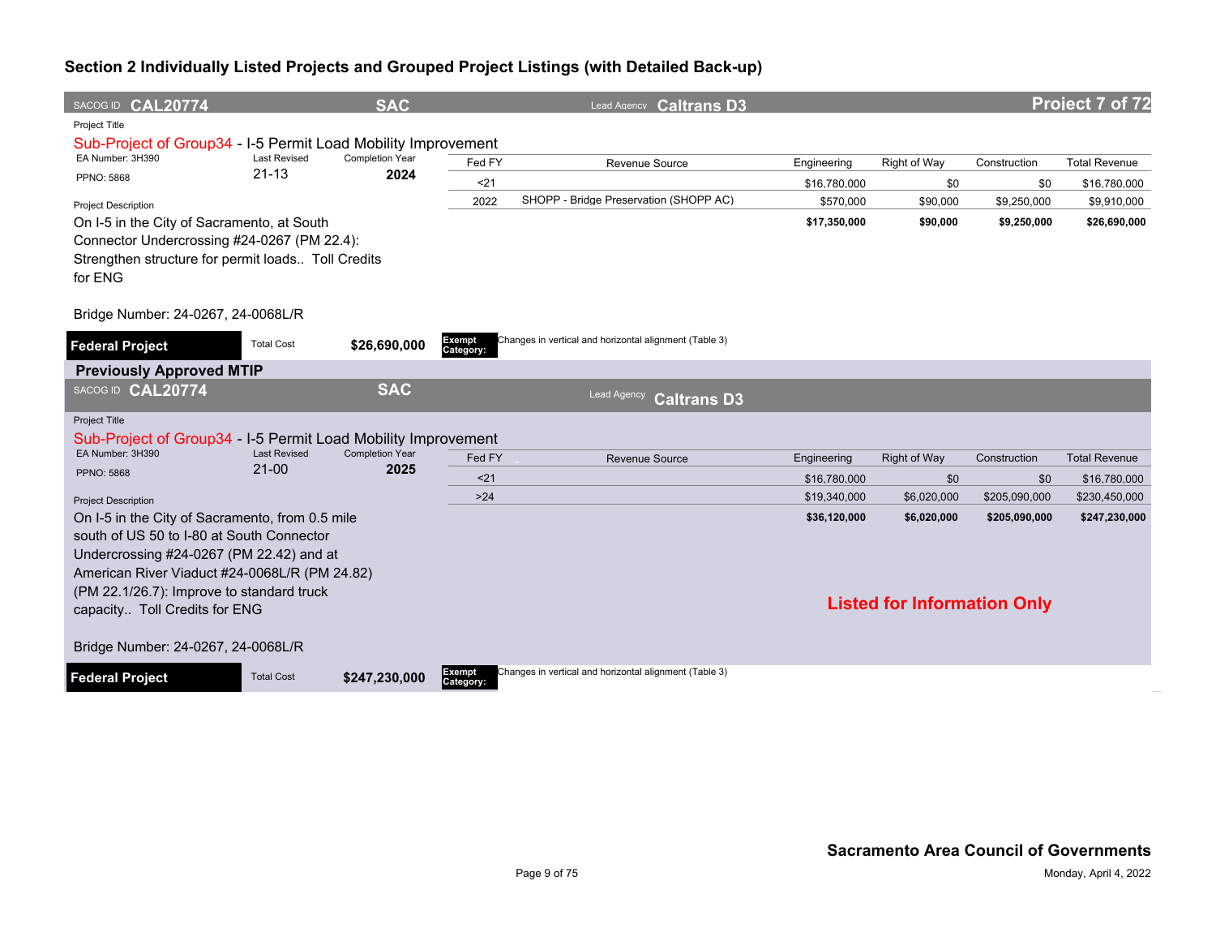## Section 2 Individually Listed Projects and Grouped Project Listings (with Detailed Back-up)

**SACOG ID CAL20774** | **SAC** | Lead Agency **Caltrans D3** | **Project 7 of 72**

Project Title

Sub-Project of Group34 - I-5 Permit Load Mobility Improvement

EA Number: 3H390 | Last Revised: 21-13 | Completion Year: **2024**

PPNO: 5868

| Fed FY | Revenue Source | Engineering | Right of Way | Construction | Total Revenue |
|---|---|---|---|---|---|
| <21 | | $16,780,000 | $0 | $0 | $16,780,000 |
| 2022 | SHOPP - Bridge Preservation (SHOPP AC) | $570,000 | $90,000 | $9,250,000 | $9,910,000 |
| | | **$17,350,000** | **$90,000** | **$9,250,000** | **$26,690,000** |

Project Description

On I-5 in the City of Sacramento, at South Connector Undercrossing #24-0267 (PM 22.4): Strengthen structure for permit loads.. Toll Credits for ENG

Bridge Number: 24-0267, 24-0068L/R

**Federal Project** | Total Cost **$26,690,000** | **Exempt Category:** Changes in vertical and horizontal alignment (Table 3)

### Previously Approved MTIP

**SACOG ID CAL20774** | **SAC** | Lead Agency **Caltrans D3**

Project Title

Sub-Project of Group34 - I-5 Permit Load Mobility Improvement

EA Number: 3H390 | Last Revised: 21-00 | Completion Year: **2025**

PPNO: 5868

| Fed FY | Revenue Source | Engineering | Right of Way | Construction | Total Revenue |
|---|---|---|---|---|---|
| <21 | | $16,780,000 | $0 | $0 | $16,780,000 |
| >24 | | $19,340,000 | $6,020,000 | $205,090,000 | $230,450,000 |
| | | **$36,120,000** | **$6,020,000** | **$205,090,000** | **$247,230,000** |

Project Description

On I-5 in the City of Sacramento, from 0.5 mile south of US 50 to I-80 at South Connector Undercrossing #24-0267 (PM 22.42) and at American River Viaduct #24-0068L/R (PM 24.82) (PM 22.1/26.7): Improve to standard truck capacity.. Toll Credits for ENG

**Listed for Information Only**

Bridge Number: 24-0267, 24-0068L/R

**Federal Project** | Total Cost **$247,230,000** | **Exempt Category:** Changes in vertical and horizontal alignment (Table 3)

**Sacramento Area Council of Governments**

Monday, April 4, 2022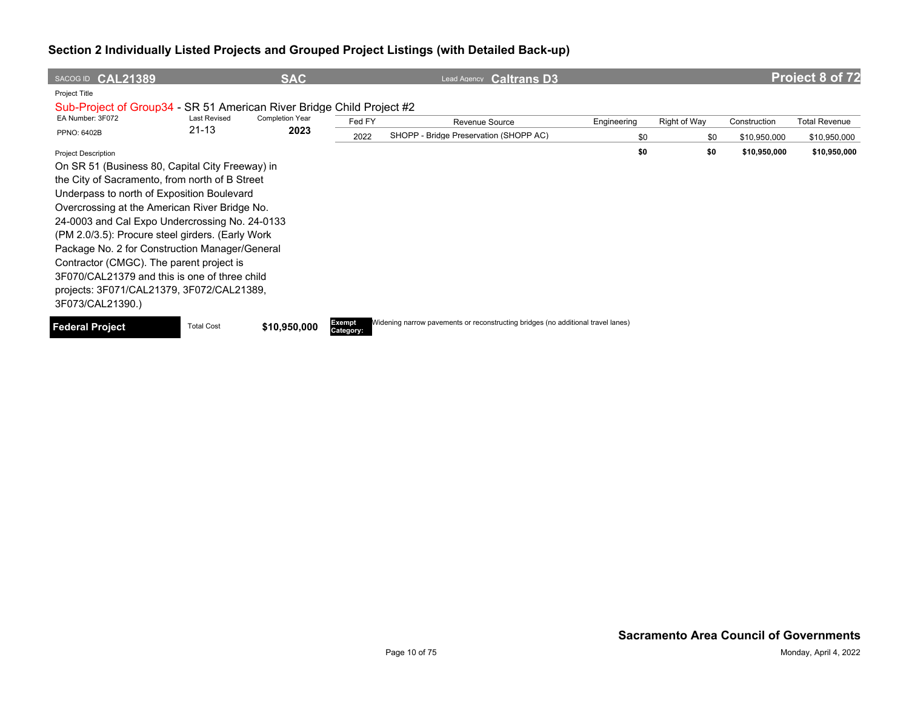## Section 2 Individually Listed Projects and Grouped Project Listings (with Detailed Back-up)

SACOG ID **CAL21389** | **SAC** | Lead Agency **Caltrans D3** | **Project 8 of 72**

Project Title

Sub-Project of Group34 - SR 51 American River Bridge Child Project #2

| EA Number: 3F072 | Last Revised | Completion Year |
|---|---|---|
| PPNO: 6402B | 21-13 | **2023** |

| Fed FY | Revenue Source | Engineering | Right of Way | Construction | Total Revenue |
|---|---|---|---|---|---|
| 2022 | SHOPP - Bridge Preservation (SHOPP AC) | $0 | $0 | $10,950,000 | $10,950,000 |
| | | **$0** | **$0** | **$10,950,000** | **$10,950,000** |

Project Description

On SR 51 (Business 80, Capital City Freeway) in the City of Sacramento, from north of B Street Underpass to north of Exposition Boulevard Overcrossing at the American River Bridge No. 24-0003 and Cal Expo Undercrossing No. 24-0133 (PM 2.0/3.5): Procure steel girders. (Early Work Package No. 2 for Construction Manager/General Contractor (CMGC). The parent project is 3F070/CAL21379 and this is one of three child projects: 3F071/CAL21379, 3F072/CAL21389, 3F073/CAL21390.)

**Federal Project** | Total Cost **$10,950,000** | **Exempt Category:** Widening narrow pavements or reconstructing bridges (no additional travel lanes)

**Sacramento Area Council of Governments**

Monday, April 4, 2022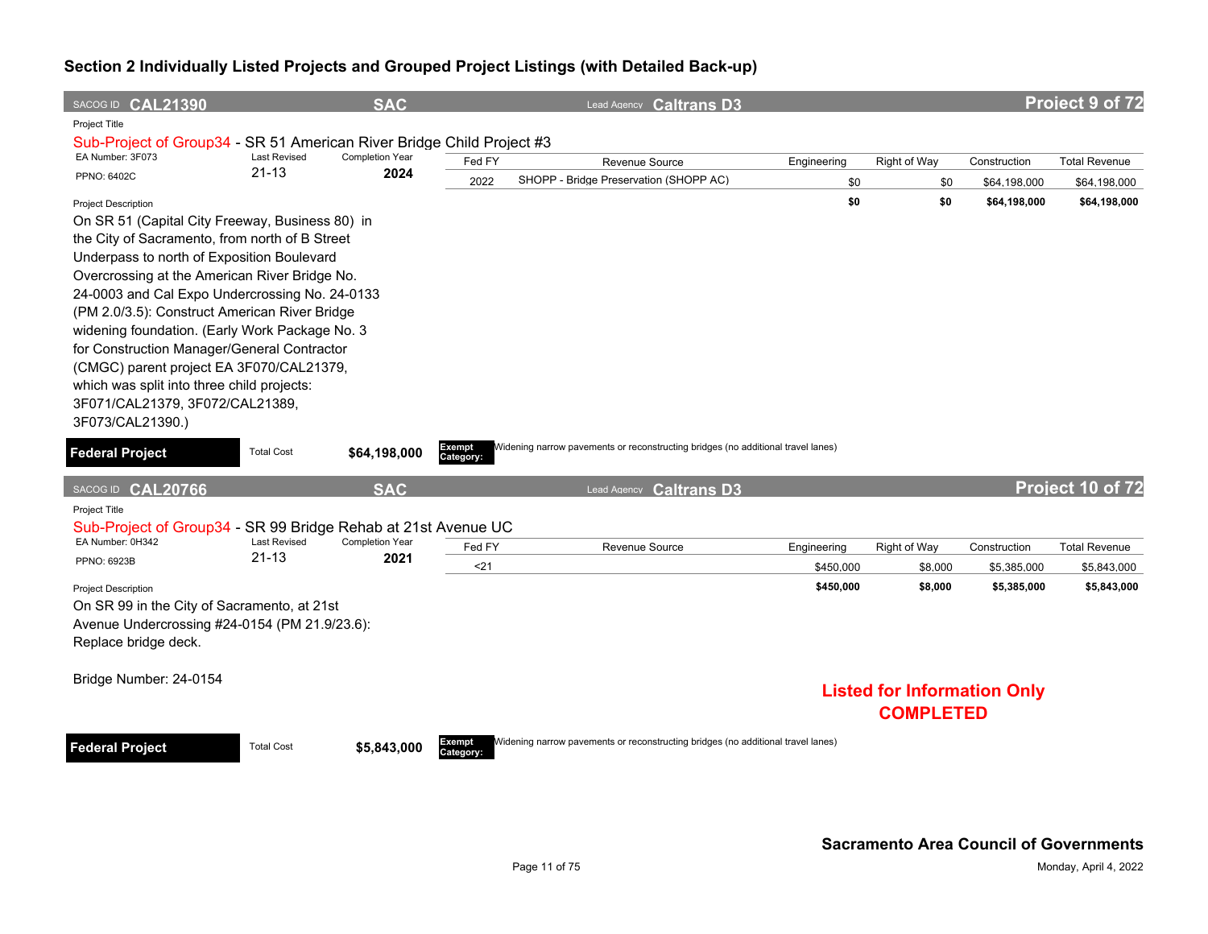## Section 2 Individually Listed Projects and Grouped Project Listings (with Detailed Back-up)

**SACOG ID CAL21390** | **SAC** | Lead Agency **Caltrans D3** | **Project 9 of 72**

Project Title

Sub-Project of Group34 - SR 51 American River Bridge Child Project #3

EA Number: 3F073 | Last Revised: 21-13 | Completion Year: **2024**

PPNO: 6402C

| Fed FY | Revenue Source | Engineering | Right of Way | Construction | Total Revenue |
|---|---|---|---|---|---|
| 2022 | SHOPP - Bridge Preservation (SHOPP AC) | $0 | $0 | $64,198,000 | $64,198,000 |
| | | **$0** | **$0** | **$64,198,000** | **$64,198,000** |

Project Description

On SR 51 (Capital City Freeway, Business 80) in the City of Sacramento, from north of B Street Underpass to north of Exposition Boulevard Overcrossing at the American River Bridge No. 24-0003 and Cal Expo Undercrossing No. 24-0133 (PM 2.0/3.5): Construct American River Bridge widening foundation. (Early Work Package No. 3 for Construction Manager/General Contractor (CMGC) parent project EA 3F070/CAL21379, which was split into three child projects: 3F071/CAL21379, 3F072/CAL21389, 3F073/CAL21390.)

**Federal Project** | Total Cost **$64,198,000** | Exempt Category: Widening narrow pavements or reconstructing bridges (no additional travel lanes)

---

**SACOG ID CAL20766** | **SAC** | Lead Agency **Caltrans D3** | **Project 10 of 72**

Project Title

Sub-Project of Group34 - SR 99 Bridge Rehab at 21st Avenue UC

EA Number: 0H342 | Last Revised: 21-13 | Completion Year: **2021**

PPNO: 6923B

| Fed FY | Revenue Source | Engineering | Right of Way | Construction | Total Revenue |
|---|---|---|---|---|---|
| <21 | | $450,000 | $8,000 | $5,385,000 | $5,843,000 |
| | | **$450,000** | **$8,000** | **$5,385,000** | **$5,843,000** |

Project Description

On SR 99 in the City of Sacramento, at 21st Avenue Undercrossing #24-0154 (PM 21.9/23.6): Replace bridge deck.

Bridge Number: 24-0154

**Listed for Information Only**
**COMPLETED**

**Federal Project** | Total Cost **$5,843,000** | Exempt Category: Widening narrow pavements or reconstructing bridges (no additional travel lanes)

**Sacramento Area Council of Governments**

Monday, April 4, 2022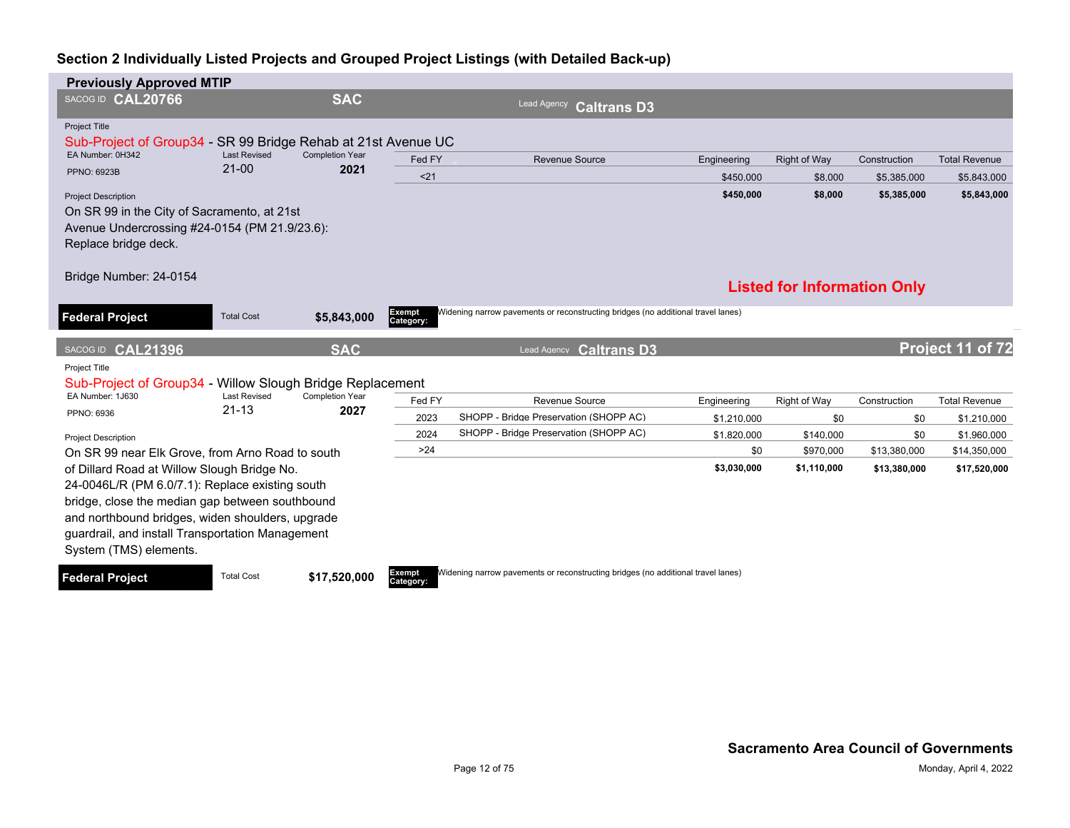## Section 2 Individually Listed Projects and Grouped Project Listings (with Detailed Back-up)

### Previously Approved MTIP

**SACOG ID CAL20766** | **SAC** | Lead Agency **Caltrans D3**

Project Title

Sub-Project of Group34 - SR 99 Bridge Rehab at 21st Avenue UC

EA Number: 0H342 | Last Revised: 21-00 | Completion Year: **2021**

PPNO: 6923B

| Fed FY | Revenue Source | Engineering | Right of Way | Construction | Total Revenue |
|---|---|---|---|---|---|
| <21 | | $450,000 | $8,000 | $5,385,000 | $5,843,000 |
| | | **$450,000** | **$8,000** | **$5,385,000** | **$5,843,000** |

Project Description

On SR 99 in the City of Sacramento, at 21st Avenue Undercrossing #24-0154 (PM 21.9/23.6): Replace bridge deck.

Bridge Number: 24-0154

**Listed for Information Only**

**Federal Project** | Total Cost **$5,843,000** | **Exempt Category:** Widening narrow pavements or reconstructing bridges (no additional travel lanes)

---

**SACOG ID CAL21396** | **SAC** | Lead Agency **Caltrans D3** | **Project 11 of 72**

Project Title

Sub-Project of Group34 - Willow Slough Bridge Replacement

EA Number: 1J630 | Last Revised: 21-13 | Completion Year: **2027**

PPNO: 6936

| Fed FY | Revenue Source | Engineering | Right of Way | Construction | Total Revenue |
|---|---|---|---|---|---|
| 2023 | SHOPP - Bridge Preservation (SHOPP AC) | $1,210,000 | $0 | $0 | $1,210,000 |
| 2024 | SHOPP - Bridge Preservation (SHOPP AC) | $1,820,000 | $140,000 | $0 | $1,960,000 |
| >24 | | $0 | $970,000 | $13,380,000 | $14,350,000 |
| | | **$3,030,000** | **$1,110,000** | **$13,380,000** | **$17,520,000** |

Project Description

On SR 99 near Elk Grove, from Arno Road to south of Dillard Road at Willow Slough Bridge No. 24-0046L/R (PM 6.0/7.1): Replace existing south bridge, close the median gap between southbound and northbound bridges, widen shoulders, upgrade guardrail, and install Transportation Management System (TMS) elements.

**Federal Project** | Total Cost **$17,520,000** | **Exempt Category:** Widening narrow pavements or reconstructing bridges (no additional travel lanes)

**Sacramento Area Council of Governments**

Monday, April 4, 2022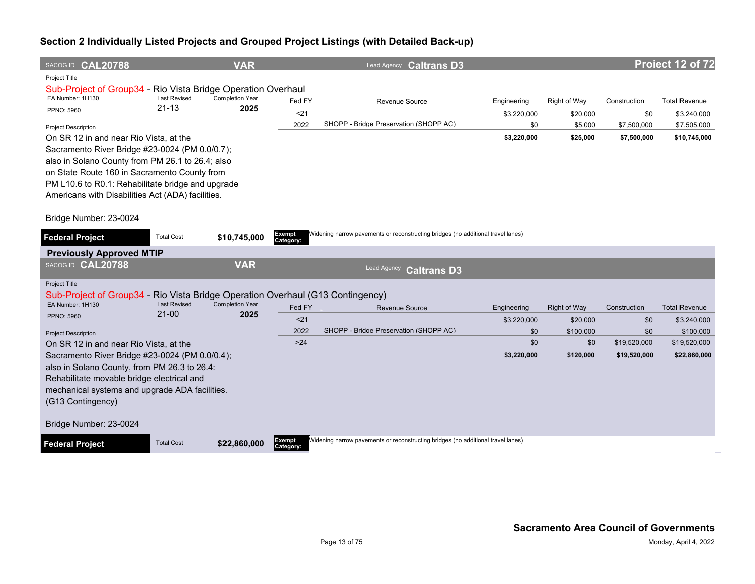## Section 2 Individually Listed Projects and Grouped Project Listings (with Detailed Back-up)

SACOG ID **CAL20788** | **VAR** | Lead Agency **Caltrans D3** | **Project 12 of 72**

Project Title

Sub-Project of Group34 - Rio Vista Bridge Operation Overhaul

EA Number: 1H130 | Last Revised: 21-13 | Completion Year: 2025

PPNO: 5960

| Fed FY | Revenue Source | Engineering | Right of Way | Construction | Total Revenue |
|---|---|---|---|---|---|
| <21 | | $3,220,000 | $20,000 | $0 | $3,240,000 |
| 2022 | SHOPP - Bridge Preservation (SHOPP AC) | $0 | $5,000 | $7,500,000 | $7,505,000 |
| | | **$3,220,000** | **$25,000** | **$7,500,000** | **$10,745,000** |

Project Description

On SR 12 in and near Rio Vista, at the Sacramento River Bridge #23-0024 (PM 0.0/0.7); also in Solano County from PM 26.1 to 26.4; also on State Route 160 in Sacramento County from PM L10.6 to R0.1: Rehabilitate bridge and upgrade Americans with Disabilities Act (ADA) facilities.

Bridge Number: 23-0024

**Federal Project** | Total Cost **$10,745,000** | **Exempt Category:** Widening narrow pavements or reconstructing bridges (no additional travel lanes)

### Previously Approved MTIP

SACOG ID **CAL20788** | **VAR** | Lead Agency **Caltrans D3**

Project Title

Sub-Project of Group34 - Rio Vista Bridge Operation Overhaul (G13 Contingency)

EA Number: 1H130 | Last Revised: 21-00 | Completion Year: 2025

PPNO: 5960

| Fed FY | Revenue Source | Engineering | Right of Way | Construction | Total Revenue |
|---|---|---|---|---|---|
| <21 | | $3,220,000 | $20,000 | $0 | $3,240,000 |
| 2022 | SHOPP - Bridge Preservation (SHOPP AC) | $0 | $100,000 | $0 | $100,000 |
| >24 | | $0 | $0 | $19,520,000 | $19,520,000 |
| | | **$3,220,000** | **$120,000** | **$19,520,000** | **$22,860,000** |

Project Description

On SR 12 in and near Rio Vista, at the Sacramento River Bridge #23-0024 (PM 0.0/0.4); also in Solano County, from PM 26.3 to 26.4: Rehabilitate movable bridge electrical and mechanical systems and upgrade ADA facilities. (G13 Contingency)

Bridge Number: 23-0024

**Federal Project** | Total Cost **$22,860,000** | **Exempt Category:** Widening narrow pavements or reconstructing bridges (no additional travel lanes)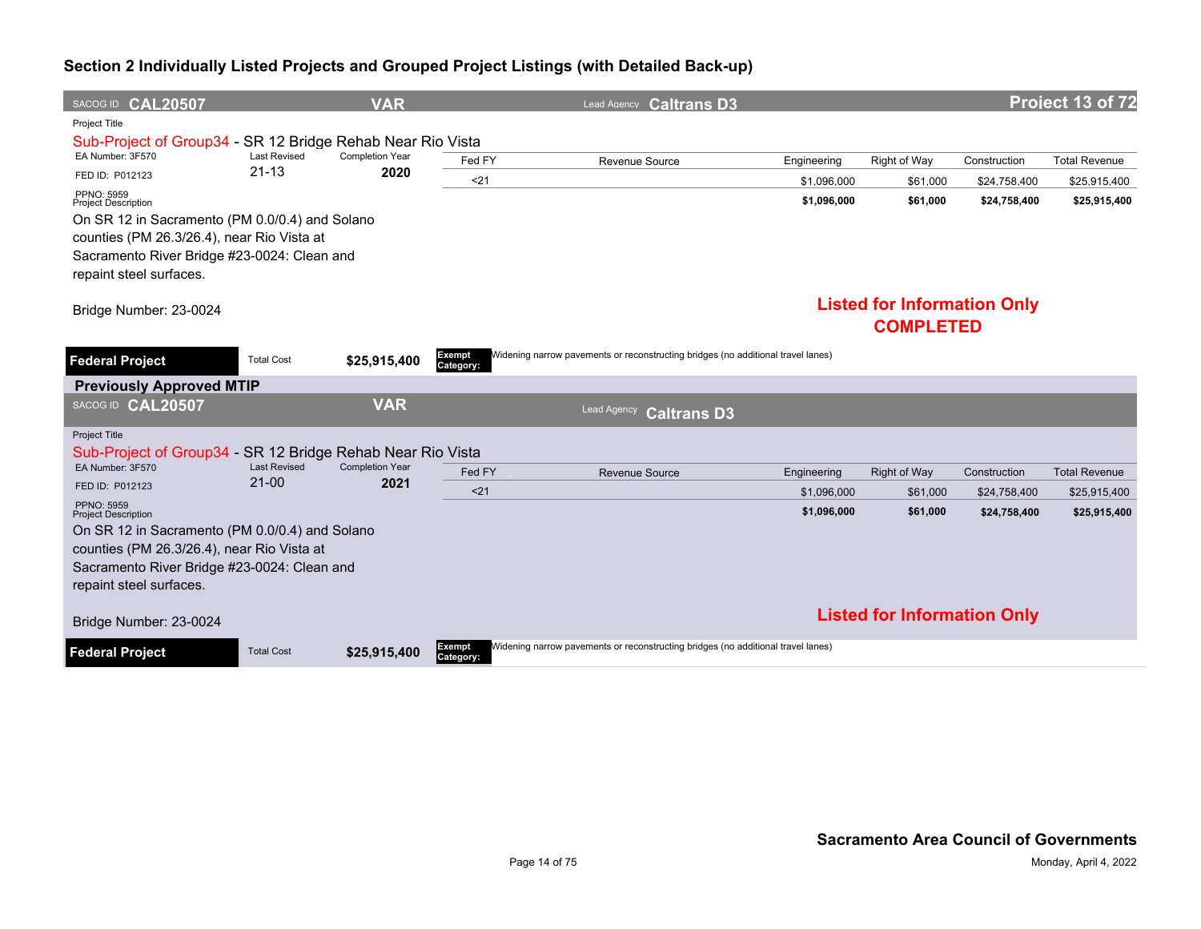## Section 2 Individually Listed Projects and Grouped Project Listings (with Detailed Back-up)

SACOG ID **CAL20507** | **VAR** | Lead Agency **Caltrans D3** | **Project 13 of 72**

Project Title

Sub-Project of Group34 - SR 12 Bridge Rehab Near Rio Vista

EA Number: 3F570 | Last Revised **21-13** | Completion Year **2020**

FED ID: P012123

PPNO: 5959

Project Description

On SR 12 in Sacramento (PM 0.0/0.4) and Solano counties (PM 26.3/26.4), near Rio Vista at Sacramento River Bridge #23-0024: Clean and repaint steel surfaces.

Bridge Number: 23-0024

| Fed FY | Revenue Source | Engineering | Right of Way | Construction | Total Revenue |
|---|---|---|---|---|---|
| <21 | | $1,096,000 | $61,000 | $24,758,400 | $25,915,400 |
| | | **$1,096,000** | **$61,000** | **$24,758,400** | **$25,915,400** |

**Listed for Information Only**
**COMPLETED**

**Federal Project** | Total Cost **$25,915,400** | Exempt Category: Widening narrow pavements or reconstructing bridges (no additional travel lanes)

### Previously Approved MTIP

SACOG ID **CAL20507** | **VAR** | Lead Agency **Caltrans D3**

Project Title

Sub-Project of Group34 - SR 12 Bridge Rehab Near Rio Vista

EA Number: 3F570 | Last Revised **21-00** | Completion Year **2021**

FED ID: P012123

PPNO: 5959

Project Description

On SR 12 in Sacramento (PM 0.0/0.4) and Solano counties (PM 26.3/26.4), near Rio Vista at Sacramento River Bridge #23-0024: Clean and repaint steel surfaces.

Bridge Number: 23-0024

| Fed FY | Revenue Source | Engineering | Right of Way | Construction | Total Revenue |
|---|---|---|---|---|---|
| <21 | | $1,096,000 | $61,000 | $24,758,400 | $25,915,400 |
| | | **$1,096,000** | **$61,000** | **$24,758,400** | **$25,915,400** |

**Listed for Information Only**

**Federal Project** | Total Cost **$25,915,400** | Exempt Category: Widening narrow pavements or reconstructing bridges (no additional travel lanes)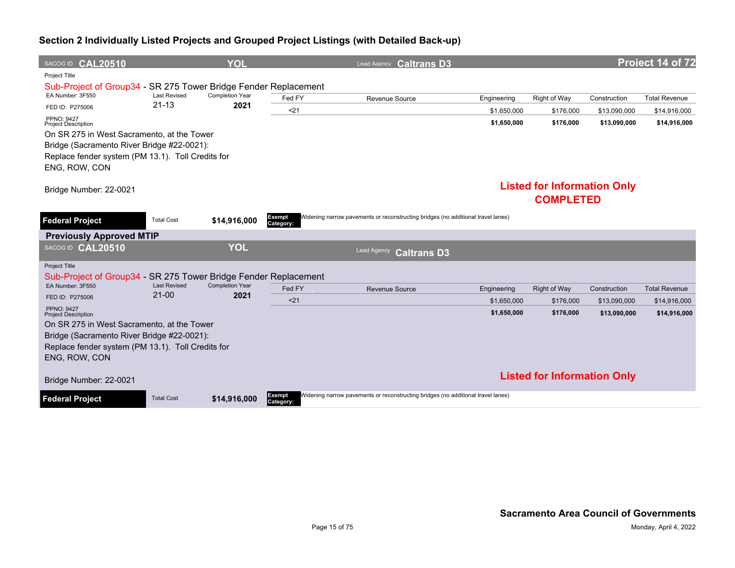## Section 2 Individually Listed Projects and Grouped Project Listings (with Detailed Back-up)

**SACOG ID CAL20510** | **YOL** | Lead Agency **Caltrans D3** | **Project 14 of 72**

Project Title

Sub-Project of Group34 - SR 275 Tower Bridge Fender Replacement

EA Number: 3F550 | Last Revised: 21-13 | Completion Year: 2021

FED ID: P275006

PPNO: 9427

| Fed FY | Revenue Source | Engineering | Right of Way | Construction | Total Revenue |
|---|---|---|---|---|---|
| <21 | | $1,650,000 | $176,000 | $13,090,000 | $14,916,000 |
| | | **$1,650,000** | **$176,000** | **$13,090,000** | **$14,916,000** |

Project Description

On SR 275 in West Sacramento, at the Tower Bridge (Sacramento River Bridge #22-0021): Replace fender system (PM 13.1). Toll Credits for ENG, ROW, CON

Bridge Number: 22-0021

**Listed for Information Only**
**COMPLETED**

**Federal Project** | Total Cost **$14,916,000** | Exempt Category: Widening narrow pavements or reconstructing bridges (no additional travel lanes)

### Previously Approved MTIP

**SACOG ID CAL20510** | **YOL** | Lead Agency **Caltrans D3**

Project Title

Sub-Project of Group34 - SR 275 Tower Bridge Fender Replacement

EA Number: 3F550 | Last Revised: 21-00 | Completion Year: 2021

FED ID: P275006

PPNO: 9427

| Fed FY | Revenue Source | Engineering | Right of Way | Construction | Total Revenue |
|---|---|---|---|---|---|
| <21 | | $1,650,000 | $176,000 | $13,090,000 | $14,916,000 |
| | | **$1,650,000** | **$176,000** | **$13,090,000** | **$14,916,000** |

Project Description

On SR 275 in West Sacramento, at the Tower Bridge (Sacramento River Bridge #22-0021): Replace fender system (PM 13.1). Toll Credits for ENG, ROW, CON

Bridge Number: 22-0021

**Listed for Information Only**

**Federal Project** | Total Cost **$14,916,000** | Exempt Category: Widening narrow pavements or reconstructing bridges (no additional travel lanes)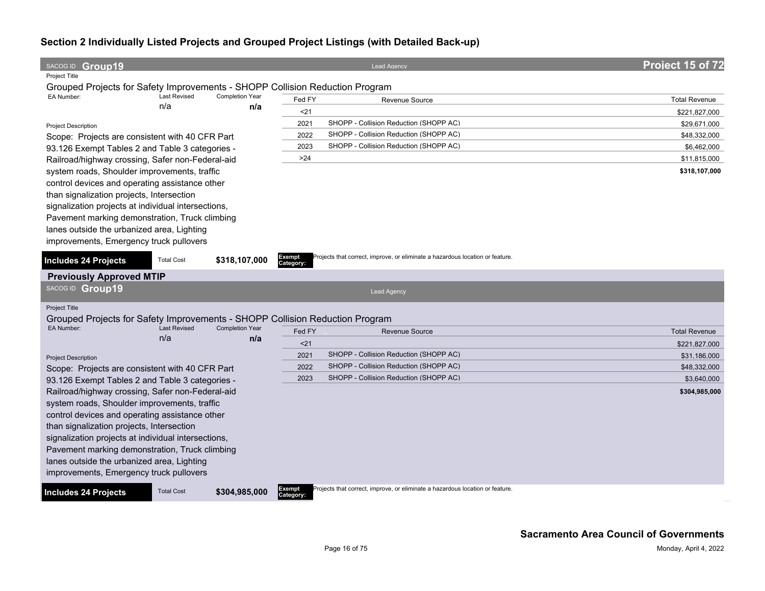## Section 2 Individually Listed Projects and Grouped Project Listings (with Detailed Back-up)

**SACOG ID Group19** | Lead Agency | **Project 15 of 72**

Project Title

Grouped Projects for Safety Improvements - SHOPP Collision Reduction Program

EA Number: | Last Revised: n/a | Completion Year: **n/a**

| Fed FY | Revenue Source | Total Revenue |
|---|---|---|
| <21 | | $221,827,000 |
| 2021 | SHOPP - Collision Reduction (SHOPP AC) | $29,671,000 |
| 2022 | SHOPP - Collision Reduction (SHOPP AC) | $48,332,000 |
| 2023 | SHOPP - Collision Reduction (SHOPP AC) | $6,462,000 |
| >24 | | $11,815,000 |
| | | **$318,107,000** |

Project Description

Scope: Projects are consistent with 40 CFR Part 93.126 Exempt Tables 2 and Table 3 categories - Railroad/highway crossing, Safer non-Federal-aid system roads, Shoulder improvements, traffic control devices and operating assistance other than signalization projects, Intersection signalization projects at individual intersections, Pavement marking demonstration, Truck climbing lanes outside the urbanized area, Lighting improvements, Emergency truck pullovers

**Includes 24 Projects** | Total Cost **$318,107,000** | **Exempt Category:** Projects that correct, improve, or eliminate a hazardous location or feature.

### Previously Approved MTIP

**SACOG ID Group19** | Lead Agency

Project Title

Grouped Projects for Safety Improvements - SHOPP Collision Reduction Program

EA Number: | Last Revised: n/a | Completion Year: **n/a**

| Fed FY | Revenue Source | Total Revenue |
|---|---|---|
| <21 | | $221,827,000 |
| 2021 | SHOPP - Collision Reduction (SHOPP AC) | $31,186,000 |
| 2022 | SHOPP - Collision Reduction (SHOPP AC) | $48,332,000 |
| 2023 | SHOPP - Collision Reduction (SHOPP AC) | $3,640,000 |
| | | **$304,985,000** |

Project Description

Scope: Projects are consistent with 40 CFR Part 93.126 Exempt Tables 2 and Table 3 categories - Railroad/highway crossing, Safer non-Federal-aid system roads, Shoulder improvements, traffic control devices and operating assistance other than signalization projects, Intersection signalization projects at individual intersections, Pavement marking demonstration, Truck climbing lanes outside the urbanized area, Lighting improvements, Emergency truck pullovers

**Includes 24 Projects** | Total Cost **$304,985,000** | **Exempt Category:** Projects that correct, improve, or eliminate a hazardous location or feature.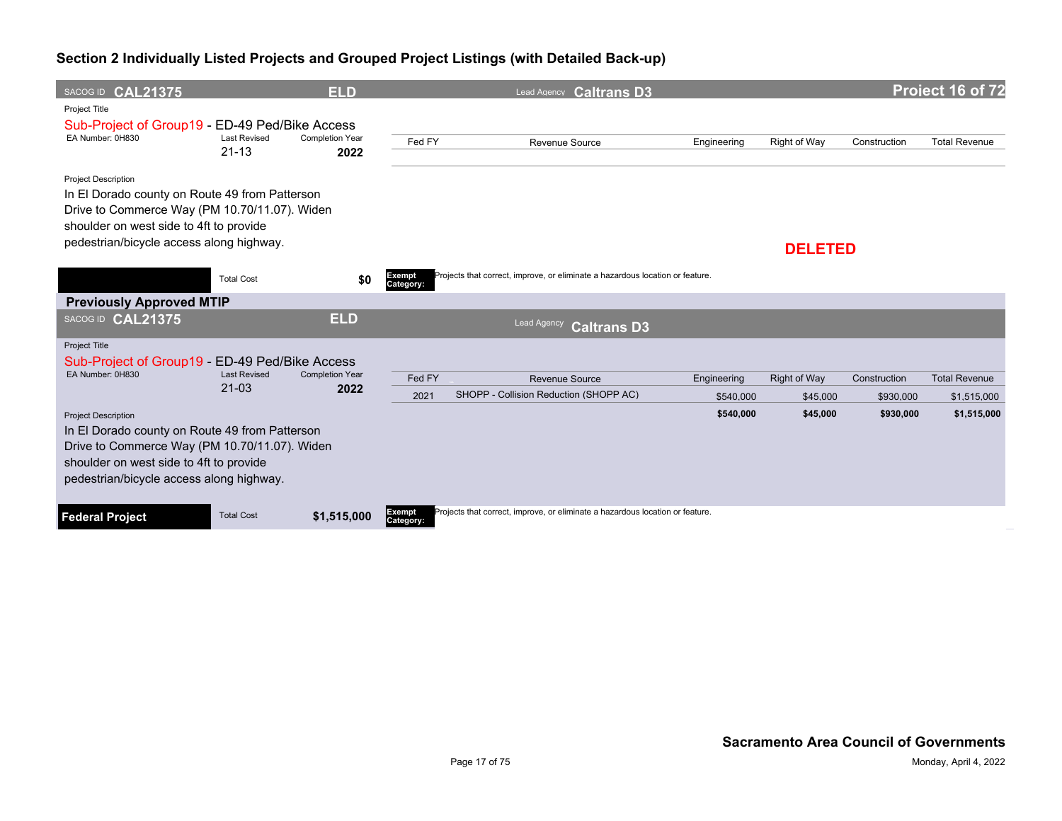## Section 2 Individually Listed Projects and Grouped Project Listings (with Detailed Back-up)

**SACOG ID CAL21375** | **ELD** | Lead Agency **Caltrans D3** | **Project 16 of 72**

Project Title

Sub-Project of Group19 - ED-49 Ped/Bike Access

EA Number: 0H830 | Last Revised: 21-13 | Completion Year: **2022**

| Fed FY | Revenue Source | Engineering | Right of Way | Construction | Total Revenue |
|---|---|---|---|---|---|

Project Description

In El Dorado county on Route 49 from Patterson Drive to Commerce Way (PM 10.70/11.07). Widen shoulder on west side to 4ft to provide pedestrian/bicycle access along highway.

**DELETED**

Total Cost **$0**

**Exempt Category:** Projects that correct, improve, or eliminate a hazardous location or feature.

### Previously Approved MTIP

**SACOG ID CAL21375** | **ELD** | Lead Agency **Caltrans D3**

Project Title

Sub-Project of Group19 - ED-49 Ped/Bike Access

EA Number: 0H830 | Last Revised: 21-03 | Completion Year: **2022**

| Fed FY | Revenue Source | Engineering | Right of Way | Construction | Total Revenue |
|---|---|---|---|---|---|
| 2021 | SHOPP - Collision Reduction (SHOPP AC) | $540,000 | $45,000 | $930,000 | $1,515,000 |
| | | **$540,000** | **$45,000** | **$930,000** | **$1,515,000** |

Project Description

In El Dorado county on Route 49 from Patterson Drive to Commerce Way (PM 10.70/11.07). Widen shoulder on west side to 4ft to provide pedestrian/bicycle access along highway.

**Federal Project** | Total Cost **$1,515,000**

**Exempt Category:** Projects that correct, improve, or eliminate a hazardous location or feature.

**Sacramento Area Council of Governments**

Monday, April 4, 2022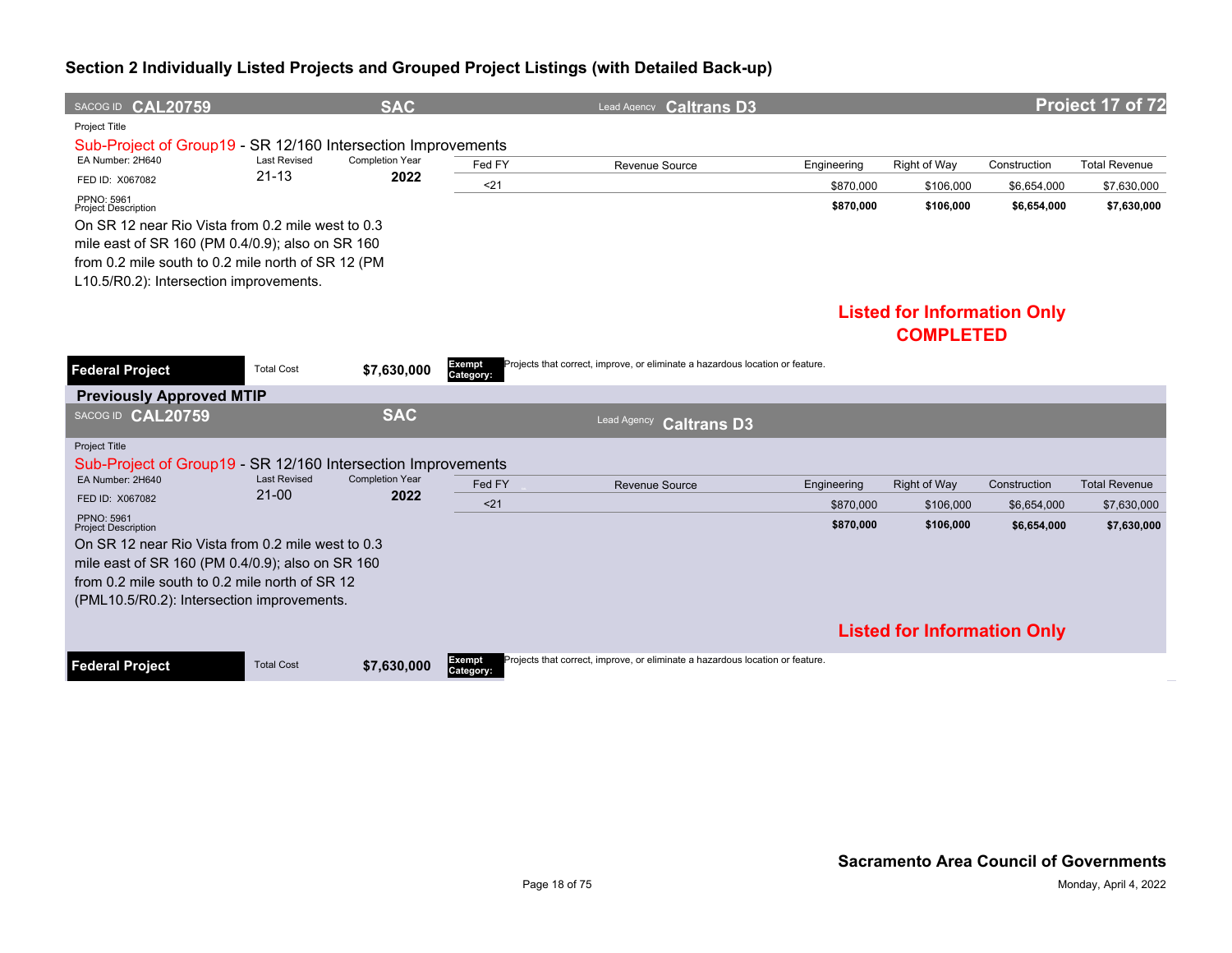## Section 2 Individually Listed Projects and Grouped Project Listings (with Detailed Back-up)

**SACOG ID CAL20759** | **SAC** | Lead Agency **Caltrans D3** | **Project 17 of 72**

Project Title

Sub-Project of Group19 - SR 12/160 Intersection Improvements

EA Number: 2H640 | Last Revised: 21-13 | Completion Year: 2022

FED ID: X067082

PPNO: 5961

Project Description

On SR 12 near Rio Vista from 0.2 mile west to 0.3 mile east of SR 160 (PM 0.4/0.9); also on SR 160 from 0.2 mile south to 0.2 mile north of SR 12 (PM L10.5/R0.2): Intersection improvements.

| Fed FY | Revenue Source | Engineering | Right of Way | Construction | Total Revenue |
|---|---|---|---|---|---|
| <21 | | $870,000 | $106,000 | $6,654,000 | $7,630,000 |
| | | **$870,000** | **$106,000** | **$6,654,000** | **$7,630,000** |

**Listed for Information Only**
**COMPLETED**

**Federal Project** | Total Cost **$7,630,000** | **Exempt Category:** Projects that correct, improve, or eliminate a hazardous location or feature.

### Previously Approved MTIP

**SACOG ID CAL20759** | **SAC** | Lead Agency **Caltrans D3**

Project Title

Sub-Project of Group19 - SR 12/160 Intersection Improvements

EA Number: 2H640 | Last Revised: 21-00 | Completion Year: 2022

FED ID: X067082

PPNO: 5961

Project Description

On SR 12 near Rio Vista from 0.2 mile west to 0.3 mile east of SR 160 (PM 0.4/0.9); also on SR 160 from 0.2 mile south to 0.2 mile north of SR 12 (PML10.5/R0.2): Intersection improvements.

| Fed FY | Revenue Source | Engineering | Right of Way | Construction | Total Revenue |
|---|---|---|---|---|---|
| <21 | | $870,000 | $106,000 | $6,654,000 | $7,630,000 |
| | | **$870,000** | **$106,000** | **$6,654,000** | **$7,630,000** |

**Listed for Information Only**

**Federal Project** | Total Cost **$7,630,000** | **Exempt Category:** Projects that correct, improve, or eliminate a hazardous location or feature.

**Sacramento Area Council of Governments**

Monday, April 4, 2022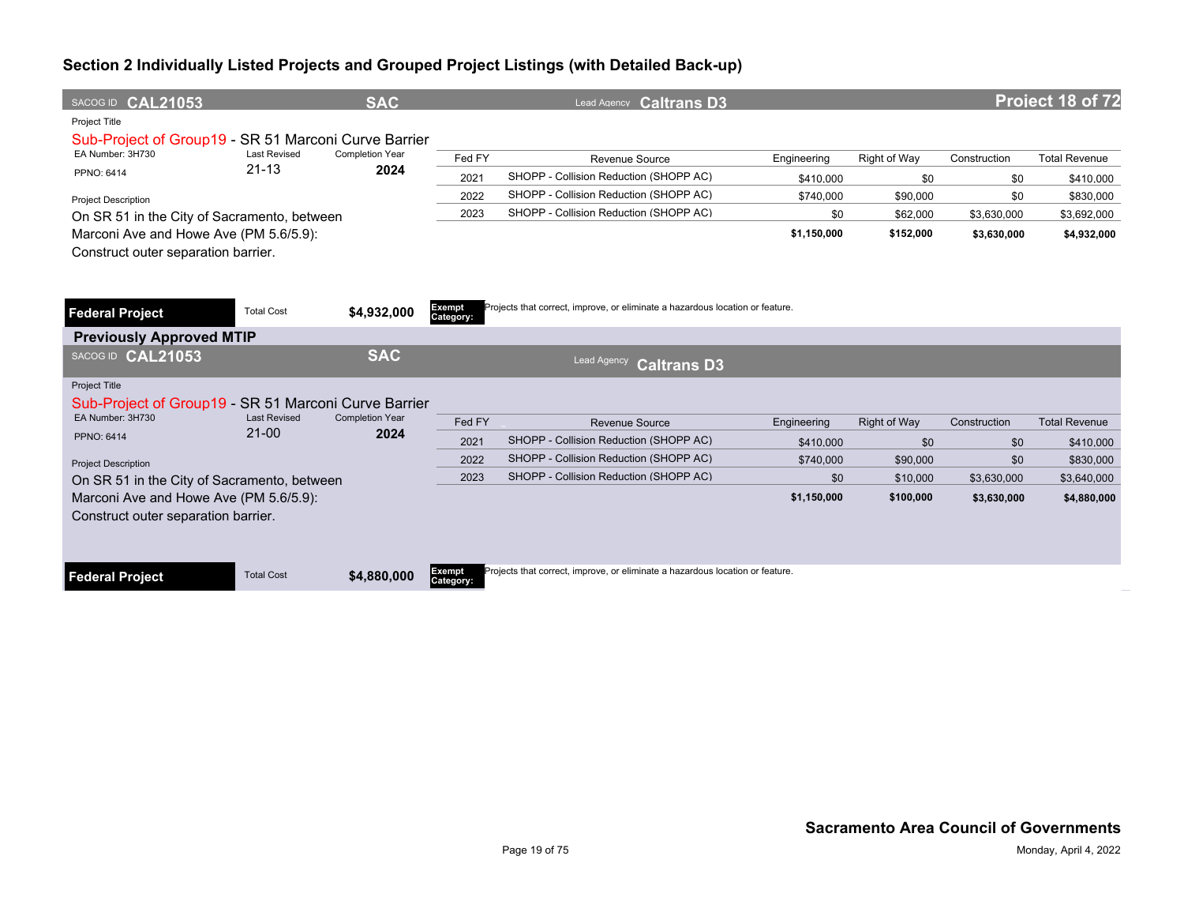## Section 2 Individually Listed Projects and Grouped Project Listings (with Detailed Back-up)

SACOG ID **CAL21053** | **SAC** | Lead Agency **Caltrans D3** | **Project 18 of 72**

Project Title

Sub-Project of Group19 - SR 51 Marconi Curve Barrier

EA Number: 3H730 | Last Revised: 21-13 | Completion Year: **2024**

PPNO: 6414

Project Description

On SR 51 in the City of Sacramento, between Marconi Ave and Howe Ave (PM 5.6/5.9): Construct outer separation barrier.

| Fed FY | Revenue Source | Engineering | Right of Way | Construction | Total Revenue |
|---|---|---|---|---|---|
| 2021 | SHOPP - Collision Reduction (SHOPP AC) | $410,000 | $0 | $0 | $410,000 |
| 2022 | SHOPP - Collision Reduction (SHOPP AC) | $740,000 | $90,000 | $0 | $830,000 |
| 2023 | SHOPP - Collision Reduction (SHOPP AC) | $0 | $62,000 | $3,630,000 | $3,692,000 |
| | | **$1,150,000** | **$152,000** | **$3,630,000** | **$4,932,000** |

**Federal Project** | Total Cost **$4,932,000** | **Exempt Category:** Projects that correct, improve, or eliminate a hazardous location or feature.

### Previously Approved MTIP

SACOG ID **CAL21053** | **SAC** | Lead Agency **Caltrans D3**

Project Title

Sub-Project of Group19 - SR 51 Marconi Curve Barrier

EA Number: 3H730 | Last Revised: 21-00 | Completion Year: **2024**

PPNO: 6414

Project Description

On SR 51 in the City of Sacramento, between Marconi Ave and Howe Ave (PM 5.6/5.9): Construct outer separation barrier.

| Fed FY | Revenue Source | Engineering | Right of Way | Construction | Total Revenue |
|---|---|---|---|---|---|
| 2021 | SHOPP - Collision Reduction (SHOPP AC) | $410,000 | $0 | $0 | $410,000 |
| 2022 | SHOPP - Collision Reduction (SHOPP AC) | $740,000 | $90,000 | $0 | $830,000 |
| 2023 | SHOPP - Collision Reduction (SHOPP AC) | $0 | $10,000 | $3,630,000 | $3,640,000 |
| | | **$1,150,000** | **$100,000** | **$3,630,000** | **$4,880,000** |

**Federal Project** | Total Cost **$4,880,000** | **Exempt Category:** Projects that correct, improve, or eliminate a hazardous location or feature.

**Sacramento Area Council of Governments**

Monday, April 4, 2022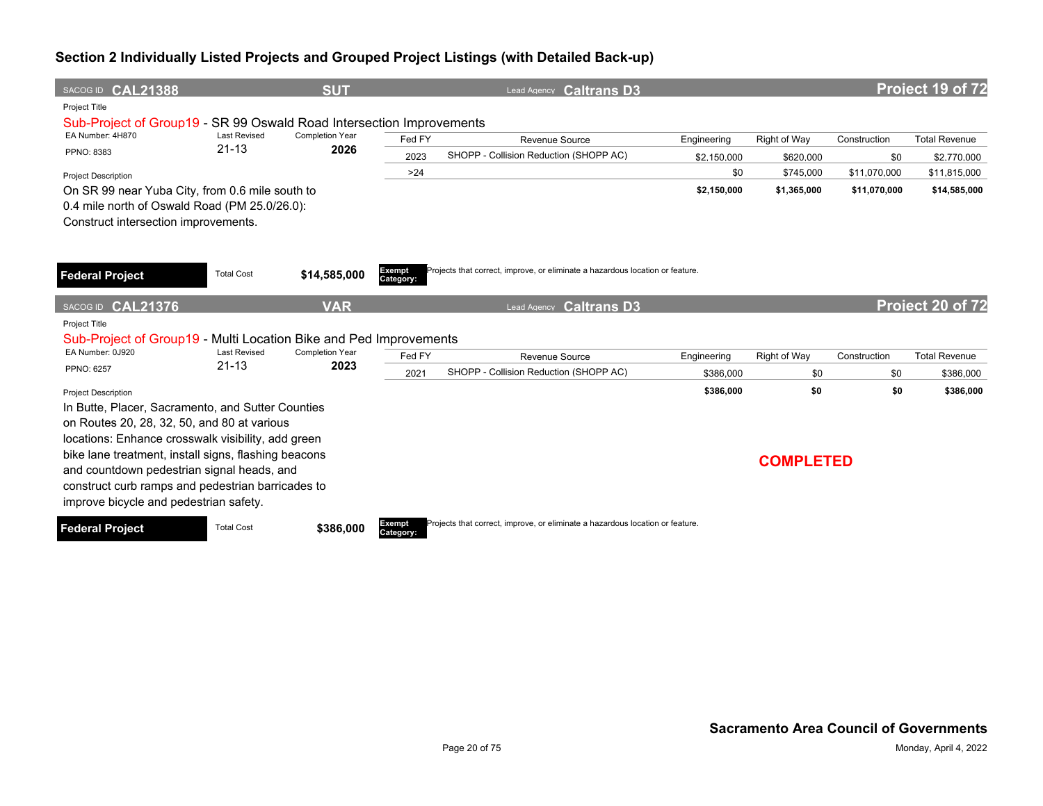## Section 2 Individually Listed Projects and Grouped Project Listings (with Detailed Back-up)

**SACOG ID CAL21388** | **SUT** | Lead Agency **Caltrans D3** | **Project 19 of 72**

Project Title

Sub-Project of Group19 - SR 99 Oswald Road Intersection Improvements

EA Number: 4H870 | Last Revised: 21-13 | Completion Year: **2026**

PPNO: 8383

| Fed FY | Revenue Source | Engineering | Right of Way | Construction | Total Revenue |
|---|---|---|---|---|---|
| 2023 | SHOPP - Collision Reduction (SHOPP AC) | $2,150,000 | $620,000 | $0 | $2,770,000 |
| >24 | | $0 | $745,000 | $11,070,000 | $11,815,000 |
| | | **$2,150,000** | **$1,365,000** | **$11,070,000** | **$14,585,000** |

Project Description

On SR 99 near Yuba City, from 0.6 mile south to 0.4 mile north of Oswald Road (PM 25.0/26.0): Construct intersection improvements.

**Federal Project** | Total Cost **$14,585,000**

**Exempt Category:** Projects that correct, improve, or eliminate a hazardous location or feature.

---

**SACOG ID CAL21376** | **VAR** | Lead Agency **Caltrans D3** | **Project 20 of 72**

Project Title

Sub-Project of Group19 - Multi Location Bike and Ped Improvements

EA Number: 0J920 | Last Revised: 21-13 | Completion Year: **2023**

PPNO: 6257

| Fed FY | Revenue Source | Engineering | Right of Way | Construction | Total Revenue |
|---|---|---|---|---|---|
| 2021 | SHOPP - Collision Reduction (SHOPP AC) | $386,000 | $0 | $0 | $386,000 |
| | | **$386,000** | **$0** | **$0** | **$386,000** |

Project Description

In Butte, Placer, Sacramento, and Sutter Counties on Routes 20, 28, 32, 50, and 80 at various locations: Enhance crosswalk visibility, add green bike lane treatment, install signs, flashing beacons and countdown pedestrian signal heads, and construct curb ramps and pedestrian barricades to improve bicycle and pedestrian safety.

**COMPLETED**

**Federal Project** | Total Cost **$386,000**

**Exempt Category:** Projects that correct, improve, or eliminate a hazardous location or feature.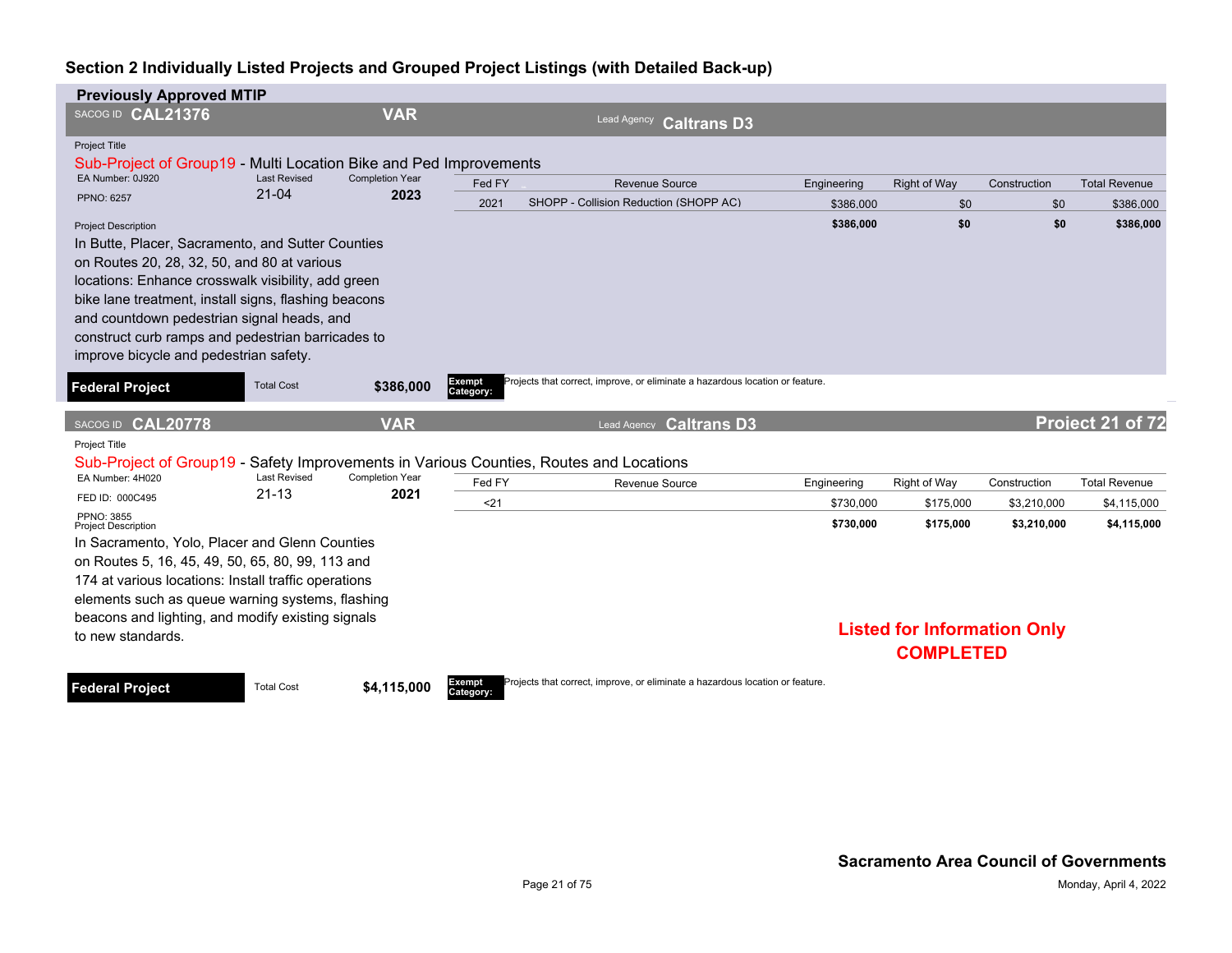## Section 2 Individually Listed Projects and Grouped Project Listings (with Detailed Back-up)

### Previously Approved MTIP

**SACOG ID CAL21376** | **VAR** | Lead Agency **Caltrans D3**

Project Title

Sub-Project of Group19 - Multi Location Bike and Ped Improvements

EA Number: 0J920 | Last Revised: 21-04 | Completion Year: **2023**

PPNO: 6257

| Fed FY | Revenue Source | Engineering | Right of Way | Construction | Total Revenue |
|---|---|---|---|---|---|
| 2021 | SHOPP - Collision Reduction (SHOPP AC) | $386,000 | $0 | $0 | $386,000 |
| | | **$386,000** | **$0** | **$0** | **$386,000** |

Project Description

In Butte, Placer, Sacramento, and Sutter Counties on Routes 20, 28, 32, 50, and 80 at various locations: Enhance crosswalk visibility, add green bike lane treatment, install signs, flashing beacons and countdown pedestrian signal heads, and construct curb ramps and pedestrian barricades to improve bicycle and pedestrian safety.

**Federal Project** | Total Cost **$386,000** | **Exempt Category:** Projects that correct, improve, or eliminate a hazardous location or feature.

---

**SACOG ID CAL20778** | **VAR** | Lead Agency **Caltrans D3** | **Project 21 of 72**

Project Title

Sub-Project of Group19 - Safety Improvements in Various Counties, Routes and Locations

EA Number: 4H020 | Last Revised: 21-13 | Completion Year: **2021**

FED ID: 000C495

PPNO: 3855

| Fed FY | Revenue Source | Engineering | Right of Way | Construction | Total Revenue |
|---|---|---|---|---|---|
| <21 | | $730,000 | $175,000 | $3,210,000 | $4,115,000 |
| | | **$730,000** | **$175,000** | **$3,210,000** | **$4,115,000** |

Project Description

In Sacramento, Yolo, Placer and Glenn Counties on Routes 5, 16, 45, 49, 50, 65, 80, 99, 113 and 174 at various locations: Install traffic operations elements such as queue warning systems, flashing beacons and lighting, and modify existing signals to new standards.

**Listed for Information Only**
**COMPLETED**

**Federal Project** | Total Cost **$4,115,000** | **Exempt Category:** Projects that correct, improve, or eliminate a hazardous location or feature.

**Sacramento Area Council of Governments**

Monday, April 4, 2022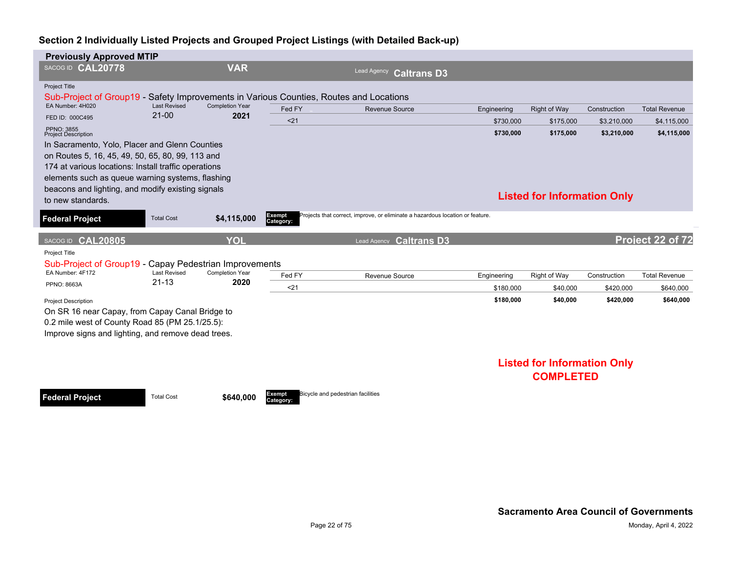## Section 2 Individually Listed Projects and Grouped Project Listings (with Detailed Back-up)

### Previously Approved MTIP

**SACOG ID CAL20778** | **VAR** | Lead Agency **Caltrans D3**

Project Title

Sub-Project of Group19 - Safety Improvements in Various Counties, Routes and Locations

EA Number: 4H020 | Last Revised: 21-00 | Completion Year: 2021

FED ID: 000C495

PPNO: 3855

| Fed FY | Revenue Source | Engineering | Right of Way | Construction | Total Revenue |
|---|---|---|---|---|---|
| <21 | | $730,000 | $175,000 | $3,210,000 | $4,115,000 |
| | | **$730,000** | **$175,000** | **$3,210,000** | **$4,115,000** |

Project Description

In Sacramento, Yolo, Placer and Glenn Counties on Routes 5, 16, 45, 49, 50, 65, 80, 99, 113 and 174 at various locations: Install traffic operations elements such as queue warning systems, flashing beacons and lighting, and modify existing signals to new standards.

**Listed for Information Only**

**Federal Project** | Total Cost **$4,115,000** | **Exempt Category:** Projects that correct, improve, or eliminate a hazardous location or feature.

---

**SACOG ID CAL20805** | **YOL** | Lead Agency **Caltrans D3** | **Project 22 of 72**

Project Title

Sub-Project of Group19 - Capay Pedestrian Improvements

EA Number: 4F172 | Last Revised: 21-13 | Completion Year: 2020

PPNO: 8663A

| Fed FY | Revenue Source | Engineering | Right of Way | Construction | Total Revenue |
|---|---|---|---|---|---|
| <21 | | $180,000 | $40,000 | $420,000 | $640,000 |
| | | **$180,000** | **$40,000** | **$420,000** | **$640,000** |

Project Description

On SR 16 near Capay, from Capay Canal Bridge to 0.2 mile west of County Road 85 (PM 25.1/25.5): Improve signs and lighting, and remove dead trees.

**Listed for Information Only**
**COMPLETED**

**Federal Project** | Total Cost **$640,000** | **Exempt Category:** Bicycle and pedestrian facilities

**Sacramento Area Council of Governments**

Monday, April 4, 2022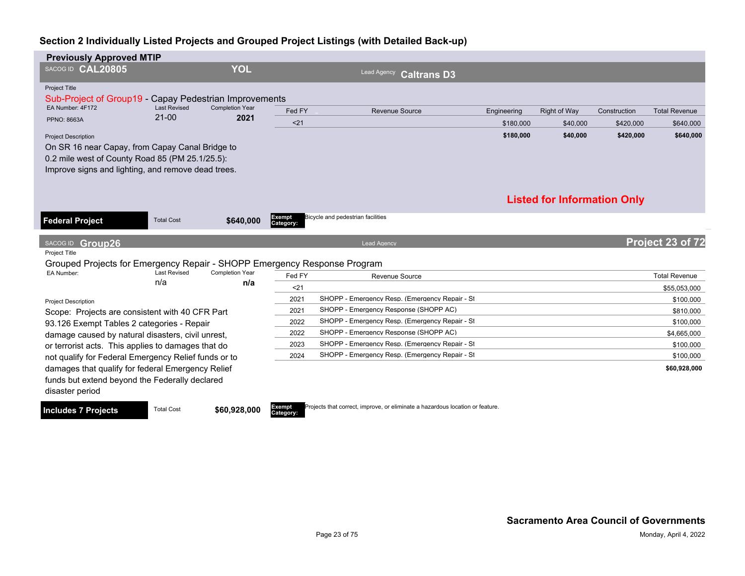## Section 2 Individually Listed Projects and Grouped Project Listings (with Detailed Back-up)

### Previously Approved MTIP

**SACOG ID CAL20805** **YOL** Lead Agency **Caltrans D3**

Project Title

Sub-Project of Group19 - Capay Pedestrian Improvements

EA Number: 4F172 | Last Revised: 21-00 | Completion Year: **2021**

PPNO: 8663A

| Fed FY | Revenue Source | Engineering | Right of Way | Construction | Total Revenue |
|---|---|---|---|---|---|
| <21 | | $180,000 | $40,000 | $420,000 | $640,000 |
| | | **$180,000** | **$40,000** | **$420,000** | **$640,000** |

Project Description

On SR 16 near Capay, from Capay Canal Bridge to 0.2 mile west of County Road 85 (PM 25.1/25.5): Improve signs and lighting, and remove dead trees.

**Listed for Information Only**

**Federal Project** Total Cost **$640,000** **Exempt Category:** Bicycle and pedestrian facilities

---

**SACOG ID Group26** Lead Agency **Project 23 of 72**

Project Title

Grouped Projects for Emergency Repair - SHOPP Emergency Response Program

EA Number: | Last Revised: n/a | Completion Year: **n/a**

| Fed FY | Revenue Source | Total Revenue |
|---|---|---|
| <21 | | $55,053,000 |
| 2021 | SHOPP - Emergency Resp. (Emergency Repair - St | $100,000 |
| 2021 | SHOPP - Emergency Response (SHOPP AC) | $810,000 |
| 2022 | SHOPP - Emergency Resp. (Emergency Repair - St | $100,000 |
| 2022 | SHOPP - Emergency Response (SHOPP AC) | $4,665,000 |
| 2023 | SHOPP - Emergency Resp. (Emergency Repair - St | $100,000 |
| 2024 | SHOPP - Emergency Resp. (Emergency Repair - St | $100,000 |
| | | **$60,928,000** |

Project Description

Scope: Projects are consistent with 40 CFR Part 93.126 Exempt Tables 2 categories - Repair damage caused by natural disasters, civil unrest, or terrorist acts. This applies to damages that do not qualify for Federal Emergency Relief funds or to damages that qualify for federal Emergency Relief funds but extend beyond the Federally declared disaster period

**Includes 7 Projects** Total Cost **$60,928,000** **Exempt Category:** Projects that correct, improve, or eliminate a hazardous location or feature.

**Sacramento Area Council of Governments**

Monday, April 4, 2022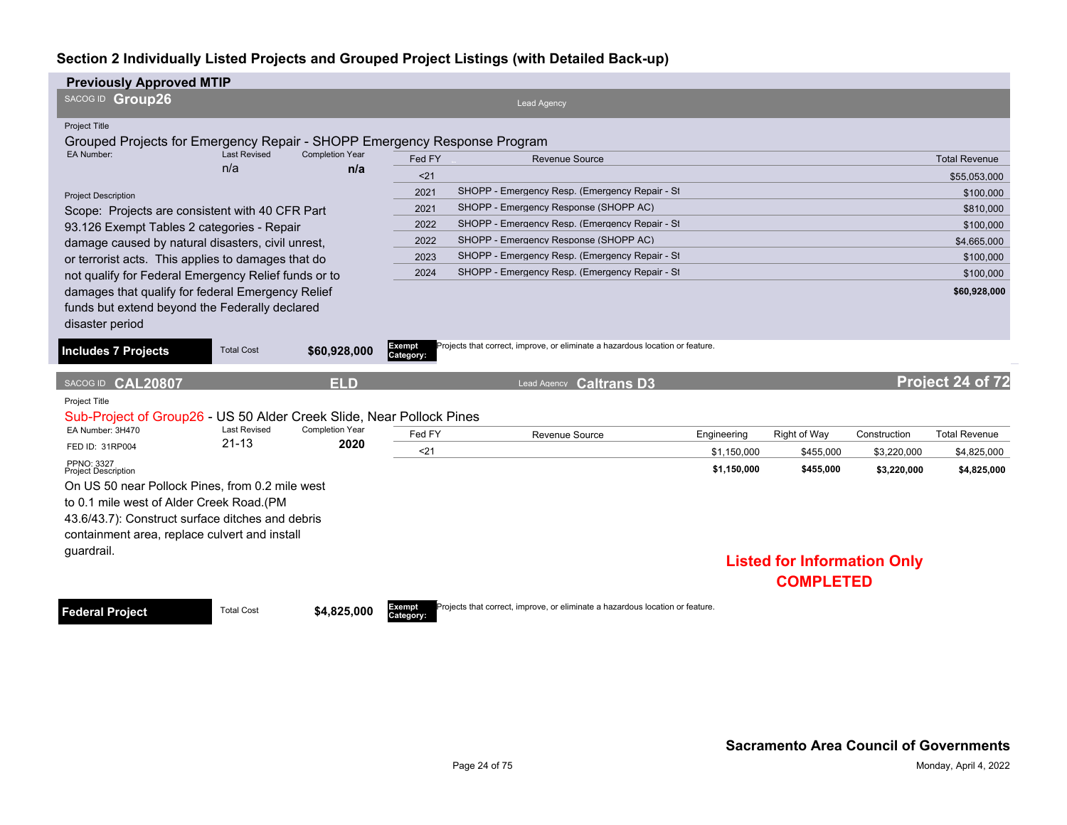## Section 2 Individually Listed Projects and Grouped Project Listings (with Detailed Back-up)

### Previously Approved MTIP

SACOG ID **Group26** Lead Agency

Project Title

Grouped Projects for Emergency Repair - SHOPP Emergency Response Program

EA Number: 
Last Revised: n/a
Completion Year: **n/a**

Project Description

Scope: Projects are consistent with 40 CFR Part 93.126 Exempt Tables 2 categories - Repair damage caused by natural disasters, civil unrest, or terrorist acts. This applies to damages that do not qualify for Federal Emergency Relief funds or to damages that qualify for federal Emergency Relief funds but extend beyond the Federally declared disaster period

| Fed FY | Revenue Source | Total Revenue |
|---|---|---|
| <21 | | $55,053,000 |
| 2021 | SHOPP - Emergency Resp. (Emergency Repair - St | $100,000 |
| 2021 | SHOPP - Emergency Response (SHOPP AC) | $810,000 |
| 2022 | SHOPP - Emergency Resp. (Emergency Repair - St | $100,000 |
| 2022 | SHOPP - Emergency Response (SHOPP AC) | $4,665,000 |
| 2023 | SHOPP - Emergency Resp. (Emergency Repair - St | $100,000 |
| 2024 | SHOPP - Emergency Resp. (Emergency Repair - St | $100,000 |
| | | **$60,928,000** |

**Includes 7 Projects** Total Cost **$60,928,000**

**Exempt Category:** Projects that correct, improve, or eliminate a hazardous location or feature.

---

SACOG ID **CAL20807** **ELD** Lead Agency **Caltrans D3** **Project 24 of 72**

Project Title

Sub-Project of Group26 - US 50 Alder Creek Slide, Near Pollock Pines

EA Number: 3H470
FED ID: 31RP004
PPNO: 3327
Last Revised: 21-13
Completion Year: **2020**

Project Description

On US 50 near Pollock Pines, from 0.2 mile west to 0.1 mile west of Alder Creek Road.(PM 43.6/43.7): Construct surface ditches and debris containment area, replace culvert and install guardrail.

| Fed FY | Revenue Source | Engineering | Right of Way | Construction | Total Revenue |
|---|---|---|---|---|---|
| <21 | | $1,150,000 | $455,000 | $3,220,000 | $4,825,000 |
| | | **$1,150,000** | **$455,000** | **$3,220,000** | **$4,825,000** |

**Listed for Information Only**
**COMPLETED**

**Federal Project** Total Cost **$4,825,000**

**Exempt Category:** Projects that correct, improve, or eliminate a hazardous location or feature.

**Sacramento Area Council of Governments**

Monday, April 4, 2022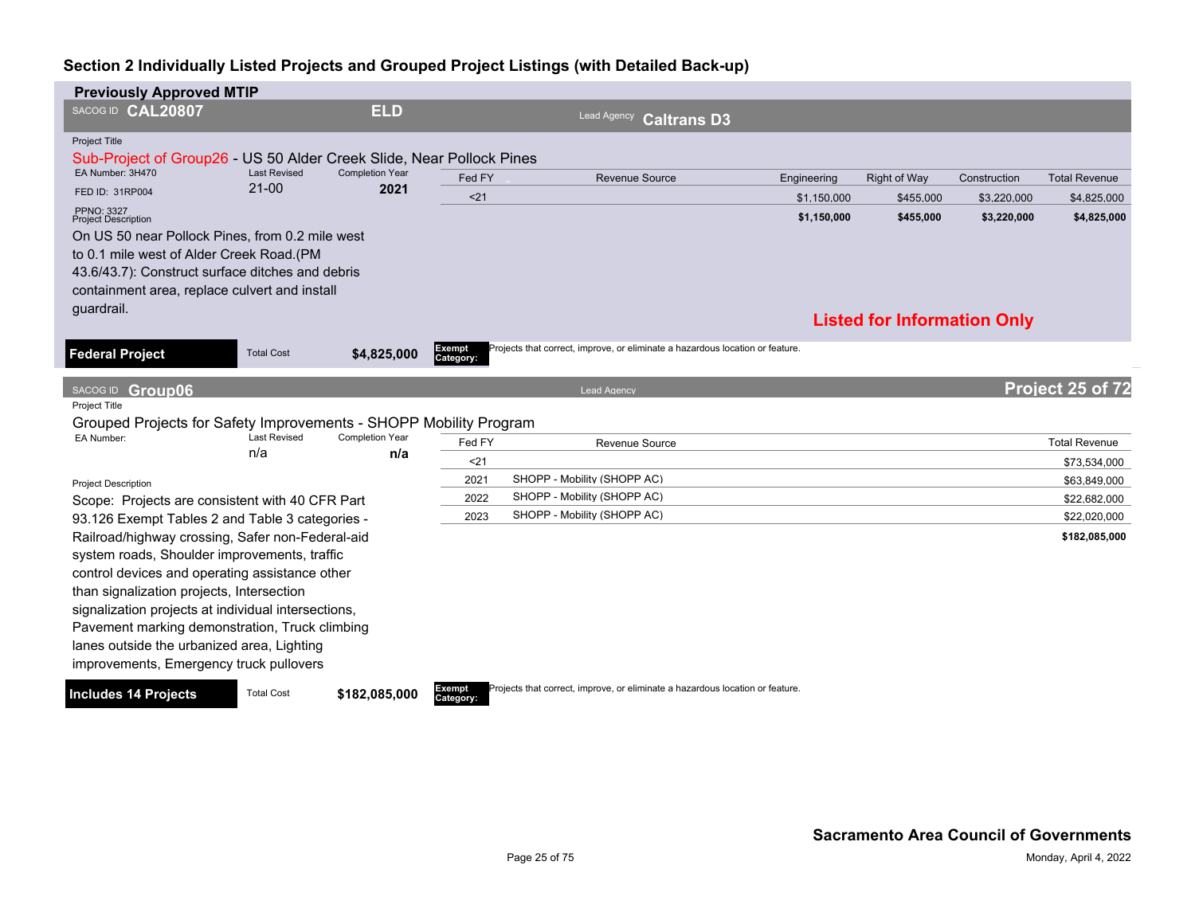## Section 2 Individually Listed Projects and Grouped Project Listings (with Detailed Back-up)

### Previously Approved MTIP

**SACOG ID CAL20807** | **ELD** | Lead Agency **Caltrans D3**

Project Title

Sub-Project of Group26 - US 50 Alder Creek Slide, Near Pollock Pines

EA Number: 3H470 | Last Revised: 21-00 | Completion Year: **2021**

FED ID: 31RP004

PPNO: 3327

Project Description

On US 50 near Pollock Pines, from 0.2 mile west to 0.1 mile west of Alder Creek Road.(PM 43.6/43.7): Construct surface ditches and debris containment area, replace culvert and install guardrail.

| Fed FY | Revenue Source | Engineering | Right of Way | Construction | Total Revenue |
|---|---|---|---|---|---|
| <21 | | $1,150,000 | $455,000 | $3,220,000 | $4,825,000 |
| | | **$1,150,000** | **$455,000** | **$3,220,000** | **$4,825,000** |

**Listed for Information Only**

**Federal Project** | Total Cost **$4,825,000** | **Exempt Category:** Projects that correct, improve, or eliminate a hazardous location or feature.

---

**SACOG ID Group06** | Lead Agency

Project Title

Grouped Projects for Safety Improvements - SHOPP Mobility Program

EA Number: | Last Revised: n/a | Completion Year: **n/a**

Project Description

Scope: Projects are consistent with 40 CFR Part 93.126 Exempt Tables 2 and Table 3 categories - Railroad/highway crossing, Safer non-Federal-aid system roads, Shoulder improvements, traffic control devices and operating assistance other than signalization projects, Intersection signalization projects at individual intersections, Pavement marking demonstration, Truck climbing lanes outside the urbanized area, Lighting improvements, Emergency truck pullovers

| Fed FY | Revenue Source | Total Revenue |
|---|---|---|
| <21 | | $73,534,000 |
| 2021 | SHOPP - Mobility (SHOPP AC) | $63,849,000 |
| 2022 | SHOPP - Mobility (SHOPP AC) | $22,682,000 |
| 2023 | SHOPP - Mobility (SHOPP AC) | $22,020,000 |
| | | **$182,085,000** |

**Includes 14 Projects** | Total Cost **$182,085,000** | **Exempt Category:** Projects that correct, improve, or eliminate a hazardous location or feature.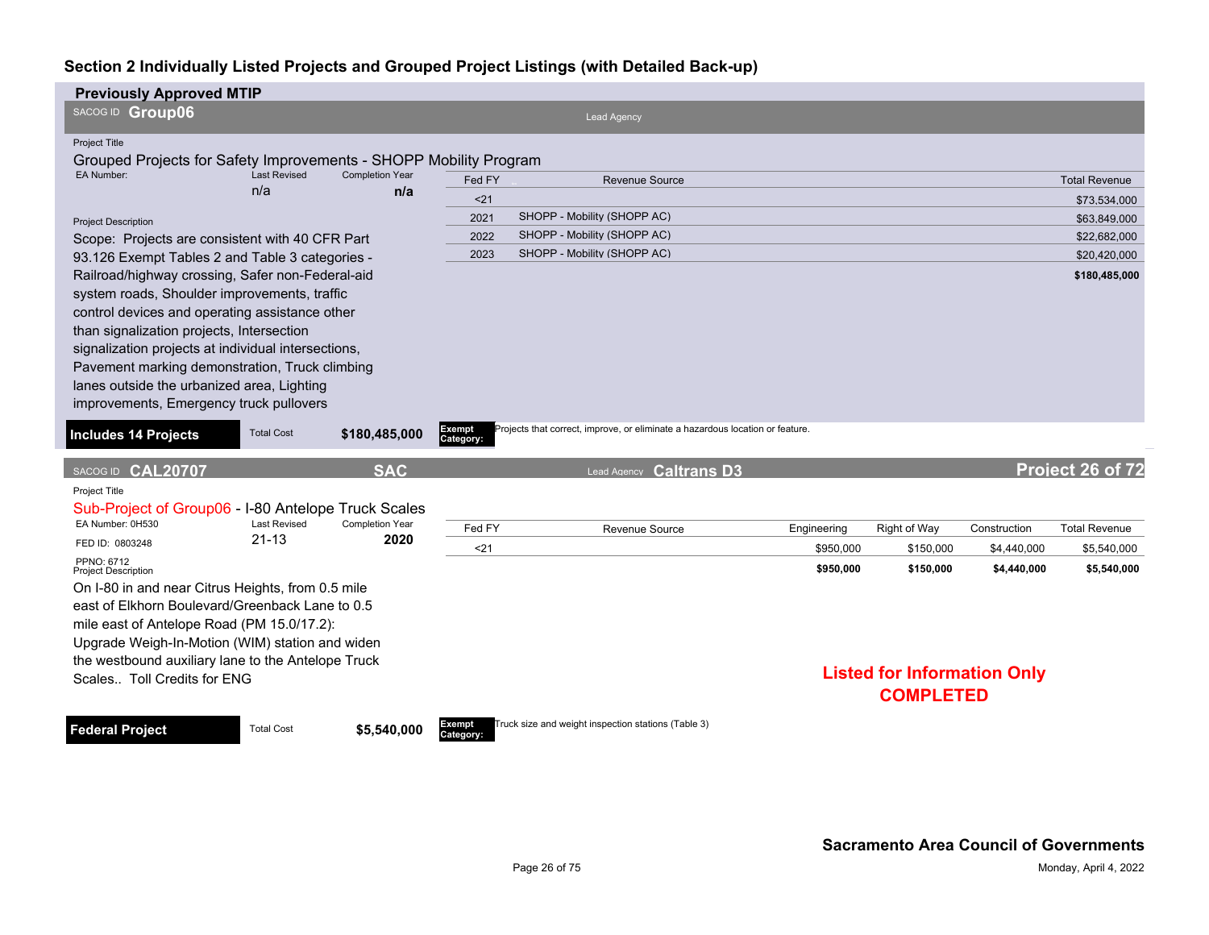## Section 2 Individually Listed Projects and Grouped Project Listings (with Detailed Back-up)

### Previously Approved MTIP

**SACOG ID Group06** — Lead Agency

Project Title

**Grouped Projects for Safety Improvements - SHOPP Mobility Program**

| EA Number: | Last Revised | Completion Year |
|---|---|---|
| | n/a | n/a |

Project Description

Scope: Projects are consistent with 40 CFR Part 93.126 Exempt Tables 2 and Table 3 categories - Railroad/highway crossing, Safer non-Federal-aid system roads, Shoulder improvements, traffic control devices and operating assistance other than signalization projects, Intersection signalization projects at individual intersections, Pavement marking demonstration, Truck climbing lanes outside the urbanized area, Lighting improvements, Emergency truck pullovers

| Fed FY | Revenue Source | Total Revenue |
|---|---|---|
| <21 | | $73,534,000 |
| 2021 | SHOPP - Mobility (SHOPP AC) | $63,849,000 |
| 2022 | SHOPP - Mobility (SHOPP AC) | $22,682,000 |
| 2023 | SHOPP - Mobility (SHOPP AC) | $20,420,000 |
| | | **$180,485,000** |

**Includes 14 Projects** — Total Cost **$180,485,000**

Exempt Category: Projects that correct, improve, or eliminate a hazardous location or feature.

---

**SACOG ID CAL20707** — **SAC** — Lead Agency **Caltrans D3** — **Project 26 of 72**

Project Title

**Sub-Project of Group06 - I-80 Antelope Truck Scales**

| EA Number: 0H530 | Last Revised | Completion Year |
|---|---|---|
| FED ID: 0803248 | 21-13 | 2020 |
| PPNO: 6712 | | |

Project Description

On I-80 in and near Citrus Heights, from 0.5 mile east of Elkhorn Boulevard/Greenback Lane to 0.5 mile east of Antelope Road (PM 15.0/17.2): Upgrade Weigh-In-Motion (WIM) station and widen the westbound auxiliary lane to the Antelope Truck Scales.. Toll Credits for ENG

| Fed FY | Revenue Source | Engineering | Right of Way | Construction | Total Revenue |
|---|---|---|---|---|---|
| <21 | | $950,000 | $150,000 | $4,440,000 | $5,540,000 |
| | | **$950,000** | **$150,000** | **$4,440,000** | **$5,540,000** |

**Listed for Information Only**
**COMPLETED**

**Federal Project** — Total Cost **$5,540,000**

Exempt Category: Truck size and weight inspection stations (Table 3)

**Sacramento Area Council of Governments**

Monday, April 4, 2022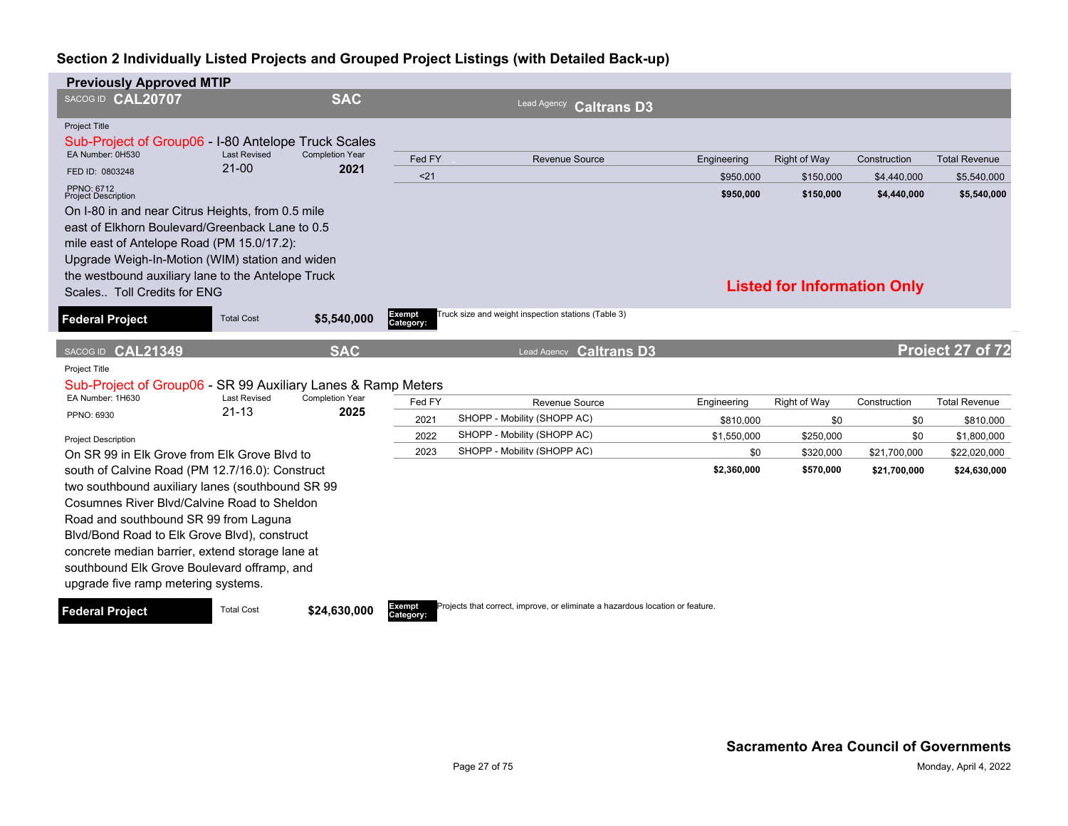## Section 2 Individually Listed Projects and Grouped Project Listings (with Detailed Back-up)

### Previously Approved MTIP

**SACOG ID CAL20707** | **SAC** | Lead Agency **Caltrans D3**

Project Title

Sub-Project of Group06 - I-80 Antelope Truck Scales

EA Number: 0H530 | Last Revised: 21-00 | Completion Year: **2021**

FED ID: 0803248

PPNO: 6712

Project Description

On I-80 in and near Citrus Heights, from 0.5 mile east of Elkhorn Boulevard/Greenback Lane to 0.5 mile east of Antelope Road (PM 15.0/17.2): Upgrade Weigh-In-Motion (WIM) station and widen the westbound auxiliary lane to the Antelope Truck Scales.. Toll Credits for ENG

| Fed FY | Revenue Source | Engineering | Right of Way | Construction | Total Revenue |
|---|---|---|---|---|---|
| <21 | | $950,000 | $150,000 | $4,440,000 | $5,540,000 |
| | | **$950,000** | **$150,000** | **$4,440,000** | **$5,540,000** |

**Listed for Information Only**

**Federal Project** | Total Cost **$5,540,000** | **Exempt Category:** Truck size and weight inspection stations (Table 3)

---

**SACOG ID CAL21349** | **SAC** | Lead Agency **Caltrans D3**

**Project 27 of 72**

Project Title

Sub-Project of Group06 - SR 99 Auxiliary Lanes & Ramp Meters

EA Number: 1H630 | Last Revised: 21-13 | Completion Year: **2025**

PPNO: 6930

Project Description

On SR 99 in Elk Grove from Elk Grove Blvd to south of Calvine Road (PM 12.7/16.0): Construct two southbound auxiliary lanes (southbound SR 99 Cosumnes River Blvd/Calvine Road to Sheldon Road and southbound SR 99 from Laguna Blvd/Bond Road to Elk Grove Blvd), construct concrete median barrier, extend storage lane at southbound Elk Grove Boulevard offramp, and upgrade five ramp metering systems.

| Fed FY | Revenue Source | Engineering | Right of Way | Construction | Total Revenue |
|---|---|---|---|---|---|
| 2021 | SHOPP - Mobility (SHOPP AC) | $810,000 | $0 | $0 | $810,000 |
| 2022 | SHOPP - Mobility (SHOPP AC) | $1,550,000 | $250,000 | $0 | $1,800,000 |
| 2023 | SHOPP - Mobility (SHOPP AC) | $0 | $320,000 | $21,700,000 | $22,020,000 |
| | | **$2,360,000** | **$570,000** | **$21,700,000** | **$24,630,000** |

**Federal Project** | Total Cost **$24,630,000** | **Exempt Category:** Projects that correct, improve, or eliminate a hazardous location or feature.

**Sacramento Area Council of Governments**

Monday, April 4, 2022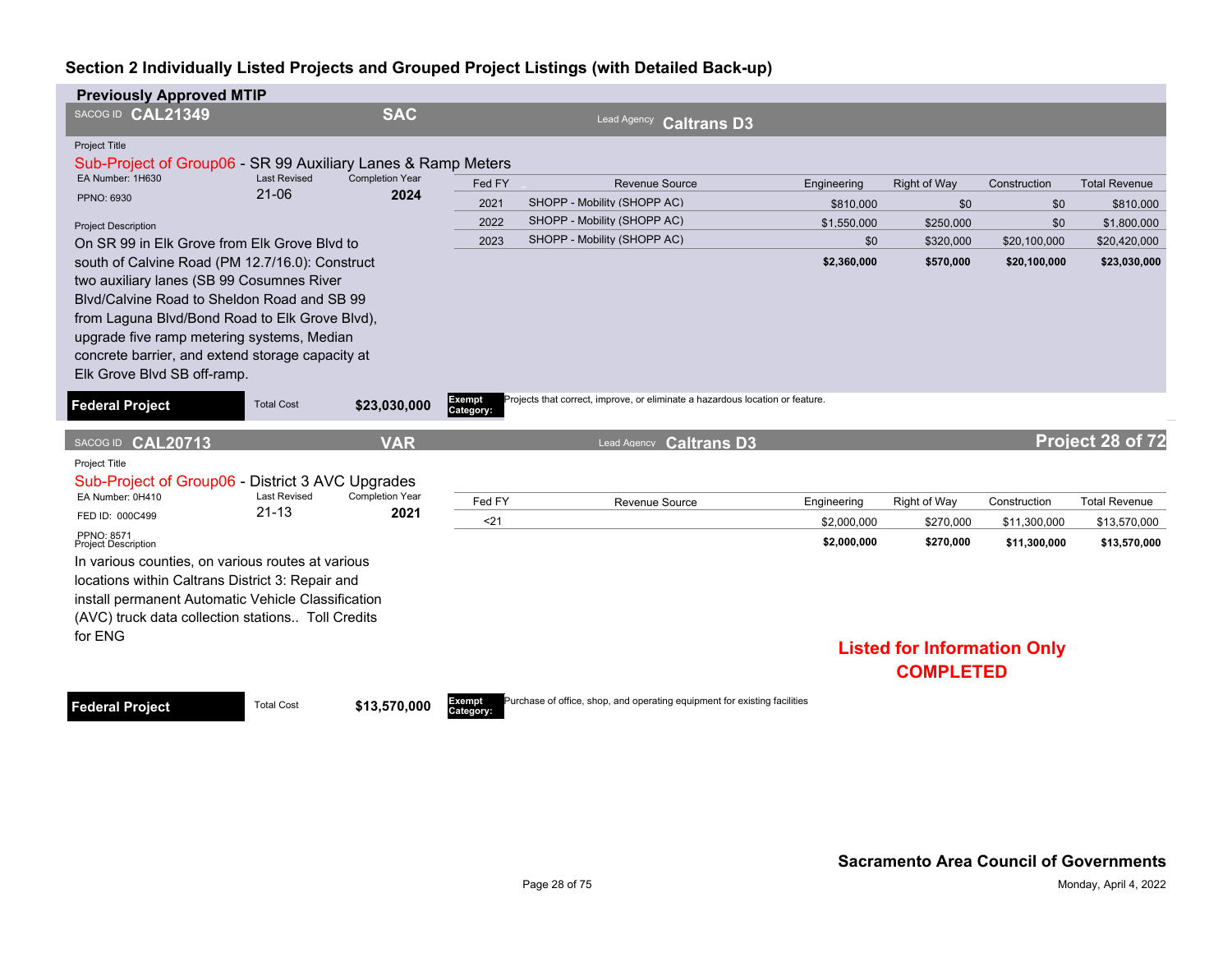## Section 2 Individually Listed Projects and Grouped Project Listings (with Detailed Back-up)

### Previously Approved MTIP

**SACOG ID CAL21349** | **SAC** | Lead Agency **Caltrans D3**

Project Title

Sub-Project of Group06 - SR 99 Auxiliary Lanes & Ramp Meters

EA Number: 1H630 | Last Revised: 21-06 | Completion Year: **2024**

PPNO: 6930

Project Description

On SR 99 in Elk Grove from Elk Grove Blvd to south of Calvine Road (PM 12.7/16.0): Construct two auxiliary lanes (SB 99 Cosumnes River Blvd/Calvine Road to Sheldon Road and SB 99 from Laguna Blvd/Bond Road to Elk Grove Blvd), upgrade five ramp metering systems, Median concrete barrier, and extend storage capacity at Elk Grove Blvd SB off-ramp.

| Fed FY | Revenue Source | Engineering | Right of Way | Construction | Total Revenue |
|---|---|---|---|---|---|
| 2021 | SHOPP - Mobility (SHOPP AC) | $810,000 | $0 | $0 | $810,000 |
| 2022 | SHOPP - Mobility (SHOPP AC) | $1,550,000 | $250,000 | $0 | $1,800,000 |
| 2023 | SHOPP - Mobility (SHOPP AC) | $0 | $320,000 | $20,100,000 | $20,420,000 |
| | | **$2,360,000** | **$570,000** | **$20,100,000** | **$23,030,000** |

**Federal Project** | Total Cost **$23,030,000**

**Exempt Category:** Projects that correct, improve, or eliminate a hazardous location or feature.

---

**SACOG ID CAL20713** | **VAR** | Lead Agency **Caltrans D3** | **Project 28 of 72**

Project Title

Sub-Project of Group06 - District 3 AVC Upgrades

EA Number: 0H410 | Last Revised: 21-13 | Completion Year: **2021**

FED ID: 000C499

PPNO: 8571

Project Description

In various counties, on various routes at various locations within Caltrans District 3: Repair and install permanent Automatic Vehicle Classification (AVC) truck data collection stations.. Toll Credits for ENG

| Fed FY | Revenue Source | Engineering | Right of Way | Construction | Total Revenue |
|---|---|---|---|---|---|
| <21 | | $2,000,000 | $270,000 | $11,300,000 | $13,570,000 |
| | | **$2,000,000** | **$270,000** | **$11,300,000** | **$13,570,000** |

**Listed for Information Only**
**COMPLETED**

**Federal Project** | Total Cost **$13,570,000**

**Exempt Category:** Purchase of office, shop, and operating equipment for existing facilities

**Sacramento Area Council of Governments**

Monday, April 4, 2022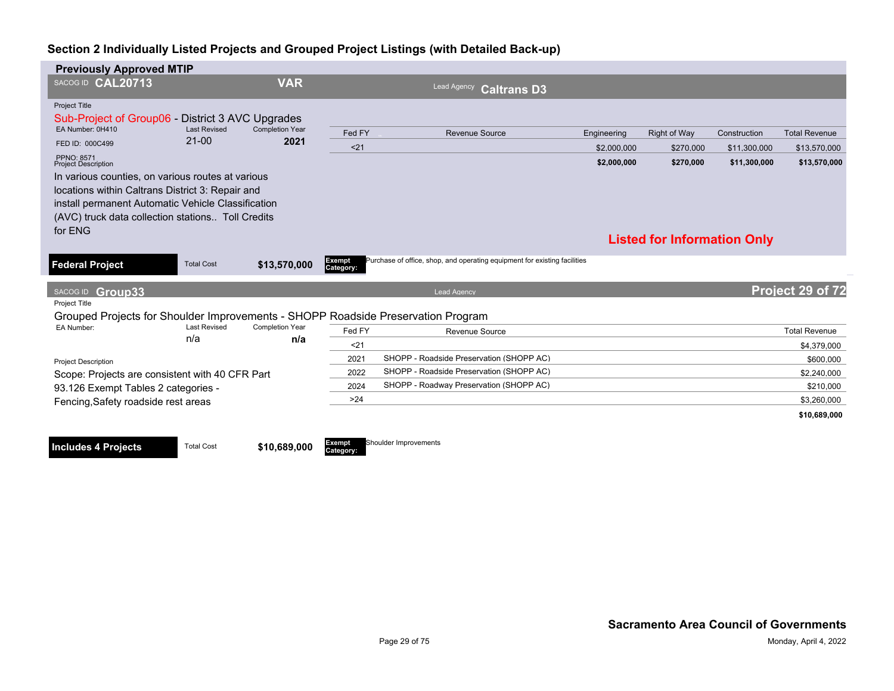## Section 2 Individually Listed Projects and Grouped Project Listings (with Detailed Back-up)

### Previously Approved MTIP

SACOG ID **CAL20713** | **VAR** | Lead Agency **Caltrans D3**

Project Title

Sub-Project of Group06 - District 3 AVC Upgrades

EA Number: 0H410 | Last Revised: 21-00 | Completion Year: **2021**

FED ID: 000C499

PPNO: 8571

Project Description

In various counties, on various routes at various locations within Caltrans District 3: Repair and install permanent Automatic Vehicle Classification (AVC) truck data collection stations.. Toll Credits for ENG

| Fed FY | Revenue Source | Engineering | Right of Way | Construction | Total Revenue |
|---|---|---|---|---|---|
| <21 | | $2,000,000 | $270,000 | $11,300,000 | $13,570,000 |
| | | **$2,000,000** | **$270,000** | **$11,300,000** | **$13,570,000** |

**Listed for Information Only**

**Federal Project** | Total Cost **$13,570,000** | **Exempt Category:** Purchase of office, shop, and operating equipment for existing facilities

---

SACOG ID **Group33** | Lead Agency | **Project 29 of 72**

Project Title

Grouped Projects for Shoulder Improvements - SHOPP Roadside Preservation Program

EA Number: | Last Revised: n/a | Completion Year: **n/a**

Project Description

Scope: Projects are consistent with 40 CFR Part 93.126 Exempt Tables 2 categories - Fencing,Safety roadside rest areas

| Fed FY | Revenue Source | Total Revenue |
|---|---|---|
| <21 | | $4,379,000 |
| 2021 | SHOPP - Roadside Preservation (SHOPP AC) | $600,000 |
| 2022 | SHOPP - Roadside Preservation (SHOPP AC) | $2,240,000 |
| 2024 | SHOPP - Roadway Preservation (SHOPP AC) | $210,000 |
| >24 | | $3,260,000 |
| | | **$10,689,000** |

**Includes 4 Projects** | Total Cost **$10,689,000** | **Exempt Category:** Shoulder Improvements

**Sacramento Area Council of Governments**

Monday, April 4, 2022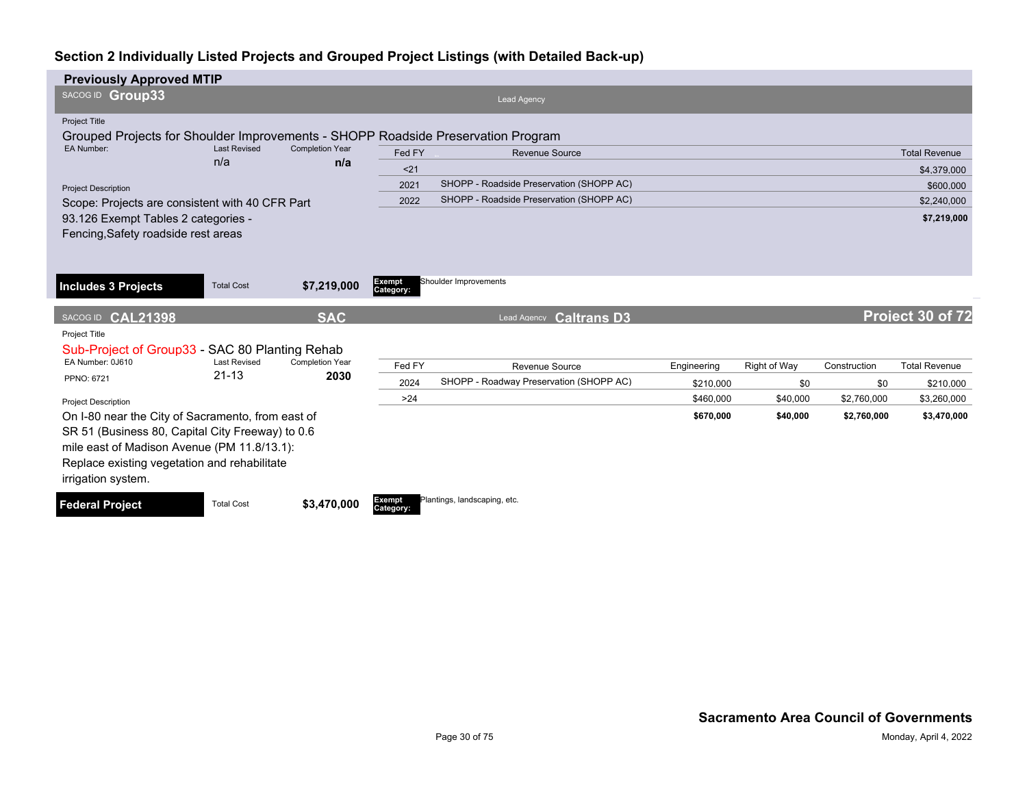## Section 2 Individually Listed Projects and Grouped Project Listings (with Detailed Back-up)

### Previously Approved MTIP

**SACOG ID Group33** Lead Agency

Project Title

Grouped Projects for Shoulder Improvements - SHOPP Roadside Preservation Program

| EA Number: | Last Revised | Completion Year |
|---|---|---|
| | n/a | n/a |

Project Description

Scope: Projects are consistent with 40 CFR Part 93.126 Exempt Tables 2 categories - Fencing,Safety roadside rest areas

| Fed FY | Revenue Source | Total Revenue |
|---|---|---|
| <21 | | $4,379,000 |
| 2021 | SHOPP - Roadside Preservation (SHOPP AC) | $600,000 |
| 2022 | SHOPP - Roadside Preservation (SHOPP AC) | $2,240,000 |
| | | **$7,219,000** |

**Includes 3 Projects** Total Cost **$7,219,000** **Exempt Category:** Shoulder Improvements

---

**SACOG ID CAL21398** **SAC** Lead Agency **Caltrans D3** **Project 30 of 72**

Project Title

Sub-Project of Group33 - SAC 80 Planting Rehab

| EA Number: 0J610 | Last Revised | Completion Year |
|---|---|---|
| PPNO: 6721 | 21-13 | 2030 |

Project Description

On I-80 near the City of Sacramento, from east of SR 51 (Business 80, Capital City Freeway) to 0.6 mile east of Madison Avenue (PM 11.8/13.1): Replace existing vegetation and rehabilitate irrigation system.

| Fed FY | Revenue Source | Engineering | Right of Way | Construction | Total Revenue |
|---|---|---|---|---|---|
| 2024 | SHOPP - Roadway Preservation (SHOPP AC) | $210,000 | $0 | $0 | $210,000 |
| >24 | | $460,000 | $40,000 | $2,760,000 | $3,260,000 |
| | | **$670,000** | **$40,000** | **$2,760,000** | **$3,470,000** |

**Federal Project** Total Cost **$3,470,000** **Exempt Category:** Plantings, landscaping, etc.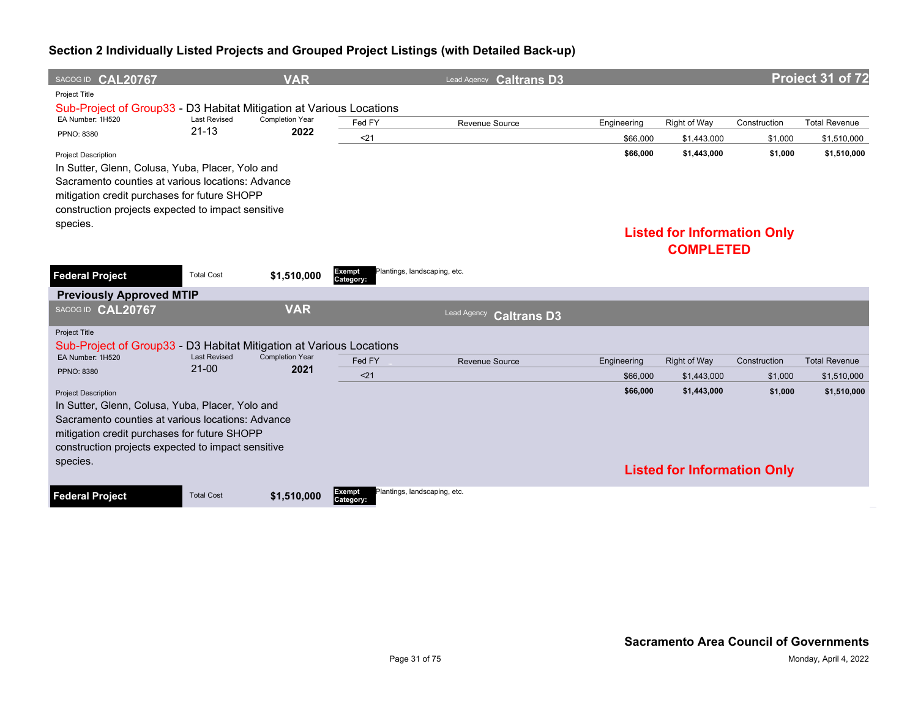## Section 2 Individually Listed Projects and Grouped Project Listings (with Detailed Back-up)

SACOG ID **CAL20767** **VAR** Lead Agency **Caltrans D3** **Project 31 of 72**

Project Title

Sub-Project of Group33 - D3 Habitat Mitigation at Various Locations

EA Number: 1H520 | Last Revised: 21-13 | Completion Year: **2022**

PPNO: 8380

| Fed FY | Revenue Source | Engineering | Right of Way | Construction | Total Revenue |
|---|---|---|---|---|---|
| <21 | | $66,000 | $1,443,000 | $1,000 | $1,510,000 |
| | | **$66,000** | **$1,443,000** | **$1,000** | **$1,510,000** |

Project Description

In Sutter, Glenn, Colusa, Yuba, Placer, Yolo and Sacramento counties at various locations: Advance mitigation credit purchases for future SHOPP construction projects expected to impact sensitive species.

**Listed for Information Only**
**COMPLETED**

**Federal Project** Total Cost **$1,510,000** Exempt Category: Plantings, landscaping, etc.

### Previously Approved MTIP

SACOG ID **CAL20767** **VAR** Lead Agency **Caltrans D3**

Project Title

Sub-Project of Group33 - D3 Habitat Mitigation at Various Locations

EA Number: 1H520 | Last Revised: 21-00 | Completion Year: **2021**

PPNO: 8380

| Fed FY | Revenue Source | Engineering | Right of Way | Construction | Total Revenue |
|---|---|---|---|---|---|
| <21 | | $66,000 | $1,443,000 | $1,000 | $1,510,000 |
| | | **$66,000** | **$1,443,000** | **$1,000** | **$1,510,000** |

Project Description

In Sutter, Glenn, Colusa, Yuba, Placer, Yolo and Sacramento counties at various locations: Advance mitigation credit purchases for future SHOPP construction projects expected to impact sensitive species.

**Listed for Information Only**

**Federal Project** Total Cost **$1,510,000** Exempt Category: Plantings, landscaping, etc.

**Sacramento Area Council of Governments**

Monday, April 4, 2022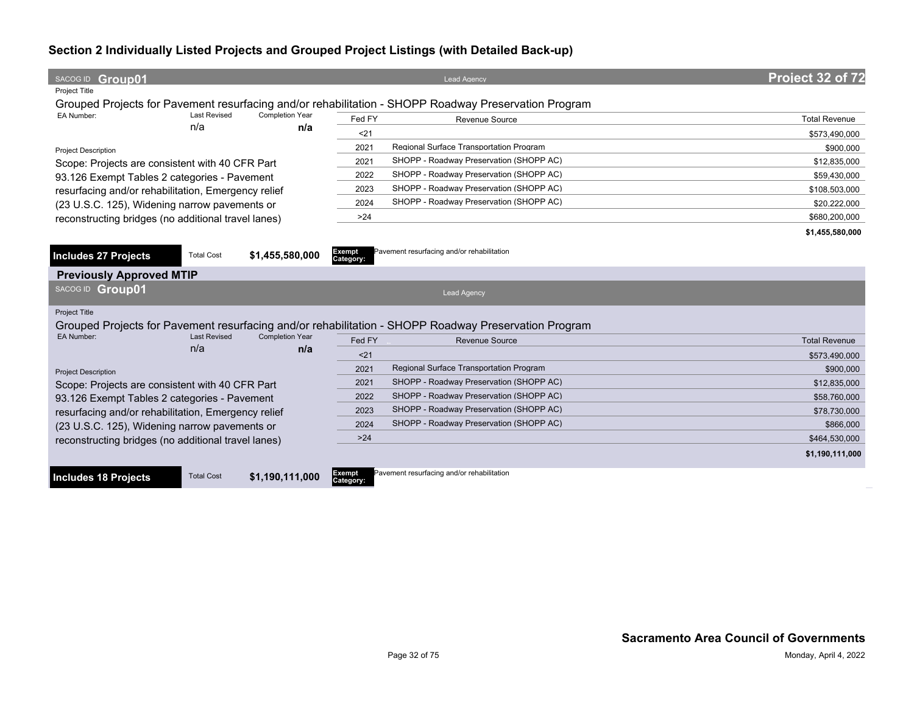## Section 2 Individually Listed Projects and Grouped Project Listings (with Detailed Back-up)

**SACOG ID Group01** — Lead Agency — **Project 32 of 72**

Project Title

Grouped Projects for Pavement resurfacing and/or rehabilitation - SHOPP Roadway Preservation Program

| EA Number: | Last Revised | Completion Year |
|---|---|---|
| | n/a | n/a |

Project Description

Scope: Projects are consistent with 40 CFR Part 93.126 Exempt Tables 2 categories - Pavement resurfacing and/or rehabilitation, Emergency relief (23 U.S.C. 125), Widening narrow pavements or reconstructing bridges (no additional travel lanes)

| Fed FY | Revenue Source | Total Revenue |
|---|---|---|
| <21 | | $573,490,000 |
| 2021 | Regional Surface Transportation Program | $900,000 |
| 2021 | SHOPP - Roadway Preservation (SHOPP AC) | $12,835,000 |
| 2022 | SHOPP - Roadway Preservation (SHOPP AC) | $59,430,000 |
| 2023 | SHOPP - Roadway Preservation (SHOPP AC) | $108,503,000 |
| 2024 | SHOPP - Roadway Preservation (SHOPP AC) | $20,222,000 |
| >24 | | $680,200,000 |
| | | **$1,455,580,000** |

**Includes 27 Projects** — Total Cost **$1,455,580,000** — **Exempt Category:** Pavement resurfacing and/or rehabilitation

### Previously Approved MTIP

**SACOG ID Group01** — Lead Agency

Project Title

Grouped Projects for Pavement resurfacing and/or rehabilitation - SHOPP Roadway Preservation Program

| EA Number: | Last Revised | Completion Year |
|---|---|---|
| | n/a | n/a |

Project Description

Scope: Projects are consistent with 40 CFR Part 93.126 Exempt Tables 2 categories - Pavement resurfacing and/or rehabilitation, Emergency relief (23 U.S.C. 125), Widening narrow pavements or reconstructing bridges (no additional travel lanes)

| Fed FY | Revenue Source | Total Revenue |
|---|---|---|
| <21 | | $573,490,000 |
| 2021 | Regional Surface Transportation Program | $900,000 |
| 2021 | SHOPP - Roadway Preservation (SHOPP AC) | $12,835,000 |
| 2022 | SHOPP - Roadway Preservation (SHOPP AC) | $58,760,000 |
| 2023 | SHOPP - Roadway Preservation (SHOPP AC) | $78,730,000 |
| 2024 | SHOPP - Roadway Preservation (SHOPP AC) | $866,000 |
| >24 | | $464,530,000 |
| | | **$1,190,111,000** |

**Includes 18 Projects** — Total Cost **$1,190,111,000** — **Exempt Category:** Pavement resurfacing and/or rehabilitation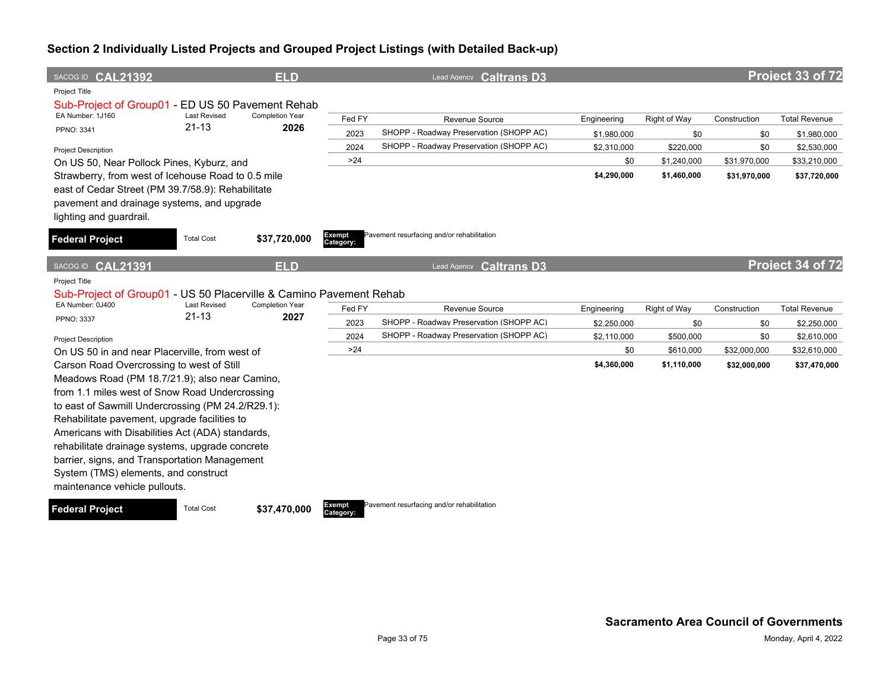## Section 2 Individually Listed Projects and Grouped Project Listings (with Detailed Back-up)

**SACOG ID CAL21392** | **ELD** | Lead Agency **Caltrans D3** | **Project 33 of 72**

Project Title

Sub-Project of Group01 - ED US 50 Pavement Rehab

EA Number: 1J160 | Last Revised: 21-13 | Completion Year: **2026**

PPNO: 3341

Project Description

On US 50, Near Pollock Pines, Kyburz, and Strawberry, from west of Icehouse Road to 0.5 mile east of Cedar Street (PM 39.7/58.9): Rehabilitate pavement and drainage systems, and upgrade lighting and guardrail.

| Fed FY | Revenue Source | Engineering | Right of Way | Construction | Total Revenue |
|---|---|---|---|---|---|
| 2023 | SHOPP - Roadway Preservation (SHOPP AC) | $1,980,000 | $0 | $0 | $1,980,000 |
| 2024 | SHOPP - Roadway Preservation (SHOPP AC) | $2,310,000 | $220,000 | $0 | $2,530,000 |
| >24 | | $0 | $1,240,000 | $31,970,000 | $33,210,000 |
| | | **$4,290,000** | **$1,460,000** | **$31,970,000** | **$37,720,000** |

**Federal Project** | Total Cost **$37,720,000** | **Exempt Category:** Pavement resurfacing and/or rehabilitation

---

**SACOG ID CAL21391** | **ELD** | Lead Agency **Caltrans D3** | **Project 34 of 72**

Project Title

Sub-Project of Group01 - US 50 Placerville & Camino Pavement Rehab

EA Number: 0J400 | Last Revised: 21-13 | Completion Year: **2027**

PPNO: 3337

Project Description

On US 50 in and near Placerville, from west of Carson Road Overcrossing to west of Still Meadows Road (PM 18.7/21.9); also near Camino, from 1.1 miles west of Snow Road Undercrossing to east of Sawmill Undercrossing (PM 24.2/R29.1): Rehabilitate pavement, upgrade facilities to Americans with Disabilities Act (ADA) standards, rehabilitate drainage systems, upgrade concrete barrier, signs, and Transportation Management System (TMS) elements, and construct maintenance vehicle pullouts.

| Fed FY | Revenue Source | Engineering | Right of Way | Construction | Total Revenue |
|---|---|---|---|---|---|
| 2023 | SHOPP - Roadway Preservation (SHOPP AC) | $2,250,000 | $0 | $0 | $2,250,000 |
| 2024 | SHOPP - Roadway Preservation (SHOPP AC) | $2,110,000 | $500,000 | $0 | $2,610,000 |
| >24 | | $0 | $610,000 | $32,000,000 | $32,610,000 |
| | | **$4,360,000** | **$1,110,000** | **$32,000,000** | **$37,470,000** |

**Federal Project** | Total Cost **$37,470,000** | **Exempt Category:** Pavement resurfacing and/or rehabilitation

**Sacramento Area Council of Governments**

Monday, April 4, 2022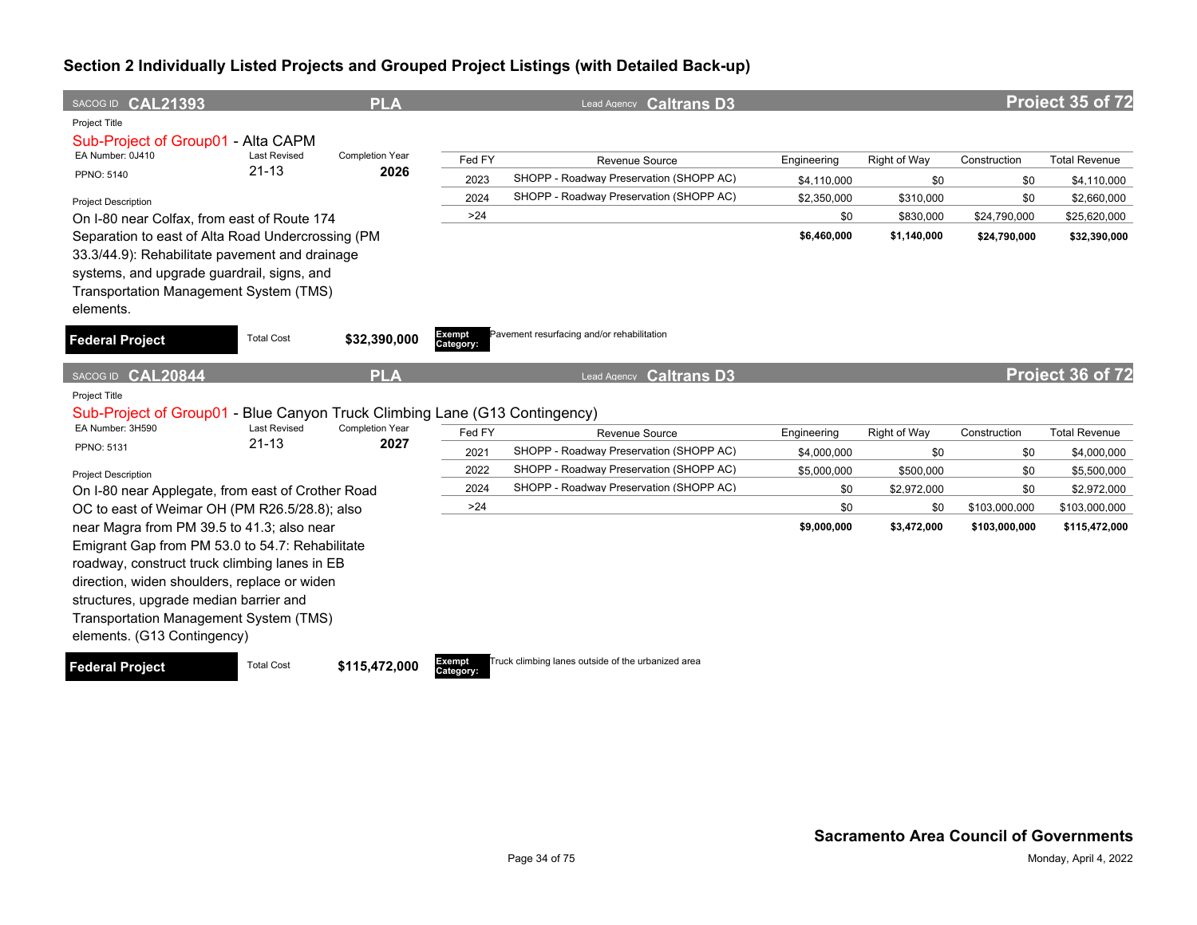## Section 2 Individually Listed Projects and Grouped Project Listings (with Detailed Back-up)

**SACOG ID CAL21393** | **PLA** | Lead Agency **Caltrans D3** | **Project 35 of 72**

Project Title

Sub-Project of Group01 - Alta CAPM

EA Number: 0J410 | Last Revised: 21-13 | Completion Year: **2026**

PPNO: 5140

Project Description

On I-80 near Colfax, from east of Route 174 Separation to east of Alta Road Undercrossing (PM 33.3/44.9): Rehabilitate pavement and drainage systems, and upgrade guardrail, signs, and Transportation Management System (TMS) elements.

| Fed FY | Revenue Source | Engineering | Right of Way | Construction | Total Revenue |
|---|---|---|---|---|---|
| 2023 | SHOPP - Roadway Preservation (SHOPP AC) | $4,110,000 | $0 | $0 | $4,110,000 |
| 2024 | SHOPP - Roadway Preservation (SHOPP AC) | $2,350,000 | $310,000 | $0 | $2,660,000 |
| >24 | | $0 | $830,000 | $24,790,000 | $25,620,000 |
| | | **$6,460,000** | **$1,140,000** | **$24,790,000** | **$32,390,000** |

**Federal Project** | Total Cost **$32,390,000** | **Exempt Category:** Pavement resurfacing and/or rehabilitation

---

**SACOG ID CAL20844** | **PLA** | Lead Agency **Caltrans D3** | **Project 36 of 72**

Project Title

Sub-Project of Group01 - Blue Canyon Truck Climbing Lane (G13 Contingency)

EA Number: 3H590 | Last Revised: 21-13 | Completion Year: **2027**

PPNO: 5131

Project Description

On I-80 near Applegate, from east of Crother Road OC to east of Weimar OH (PM R26.5/28.8); also near Magra from PM 39.5 to 41.3; also near Emigrant Gap from PM 53.0 to 54.7: Rehabilitate roadway, construct truck climbing lanes in EB direction, widen shoulders, replace or widen structures, upgrade median barrier and Transportation Management System (TMS) elements. (G13 Contingency)

| Fed FY | Revenue Source | Engineering | Right of Way | Construction | Total Revenue |
|---|---|---|---|---|---|
| 2021 | SHOPP - Roadway Preservation (SHOPP AC) | $4,000,000 | $0 | $0 | $4,000,000 |
| 2022 | SHOPP - Roadway Preservation (SHOPP AC) | $5,000,000 | $500,000 | $0 | $5,500,000 |
| 2024 | SHOPP - Roadway Preservation (SHOPP AC) | $0 | $2,972,000 | $0 | $2,972,000 |
| >24 | | $0 | $0 | $103,000,000 | $103,000,000 |
| | | **$9,000,000** | **$3,472,000** | **$103,000,000** | **$115,472,000** |

**Federal Project** | Total Cost **$115,472,000** | **Exempt Category:** Truck climbing lanes outside of the urbanized area

**Sacramento Area Council of Governments**

Monday, April 4, 2022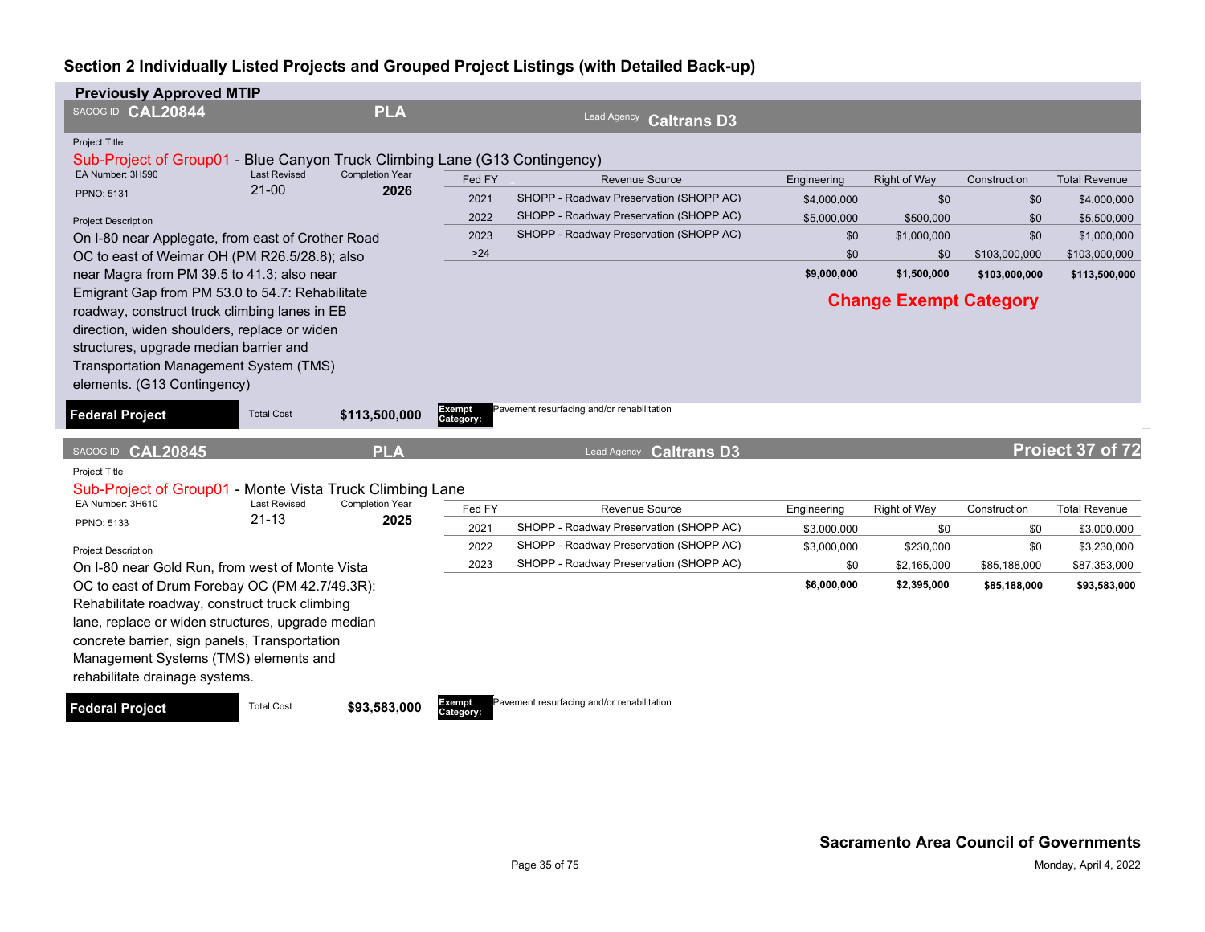## Section 2 Individually Listed Projects and Grouped Project Listings (with Detailed Back-up)

### Previously Approved MTIP

**SACOG ID CAL20844** | **PLA** | Lead Agency **Caltrans D3**

Project Title

Sub-Project of Group01 - Blue Canyon Truck Climbing Lane (G13 Contingency)

EA Number: 3H590 | Last Revised: 21-00 | Completion Year: **2026**

PPNO: 5131

Project Description

On I-80 near Applegate, from east of Crother Road OC to east of Weimar OH (PM R26.5/28.8); also near Magra from PM 39.5 to 41.3; also near Emigrant Gap from PM 53.0 to 54.7: Rehabilitate roadway, construct truck climbing lanes in EB direction, widen shoulders, replace or widen structures, upgrade median barrier and Transportation Management System (TMS) elements. (G13 Contingency)

| Fed FY | Revenue Source | Engineering | Right of Way | Construction | Total Revenue |
|---|---|---|---|---|---|
| 2021 | SHOPP - Roadway Preservation (SHOPP AC) | $4,000,000 | $0 | $0 | $4,000,000 |
| 2022 | SHOPP - Roadway Preservation (SHOPP AC) | $5,000,000 | $500,000 | $0 | $5,500,000 |
| 2023 | SHOPP - Roadway Preservation (SHOPP AC) | $0 | $1,000,000 | $0 | $1,000,000 |
| >24 | | $0 | $0 | $103,000,000 | $103,000,000 |
| | | **$9,000,000** | **$1,500,000** | **$103,000,000** | **$113,500,000** |

**Change Exempt Category**

**Federal Project** | Total Cost **$113,500,000** | **Exempt Category:** Pavement resurfacing and/or rehabilitation

---

**SACOG ID CAL20845** | **PLA** | Lead Agency **Caltrans D3** | **Project 37 of 72**

Project Title

Sub-Project of Group01 - Monte Vista Truck Climbing Lane

EA Number: 3H610 | Last Revised: 21-13 | Completion Year: **2025**

PPNO: 5133

Project Description

On I-80 near Gold Run, from west of Monte Vista OC to east of Drum Forebay OC (PM 42.7/49.3R): Rehabilitate roadway, construct truck climbing lane, replace or widen structures, upgrade median concrete barrier, sign panels, Transportation Management Systems (TMS) elements and rehabilitate drainage systems.

| Fed FY | Revenue Source | Engineering | Right of Way | Construction | Total Revenue |
|---|---|---|---|---|---|
| 2021 | SHOPP - Roadway Preservation (SHOPP AC) | $3,000,000 | $0 | $0 | $3,000,000 |
| 2022 | SHOPP - Roadway Preservation (SHOPP AC) | $3,000,000 | $230,000 | $0 | $3,230,000 |
| 2023 | SHOPP - Roadway Preservation (SHOPP AC) | $0 | $2,165,000 | $85,188,000 | $87,353,000 |
| | | **$6,000,000** | **$2,395,000** | **$85,188,000** | **$93,583,000** |

**Federal Project** | Total Cost **$93,583,000** | **Exempt Category:** Pavement resurfacing and/or rehabilitation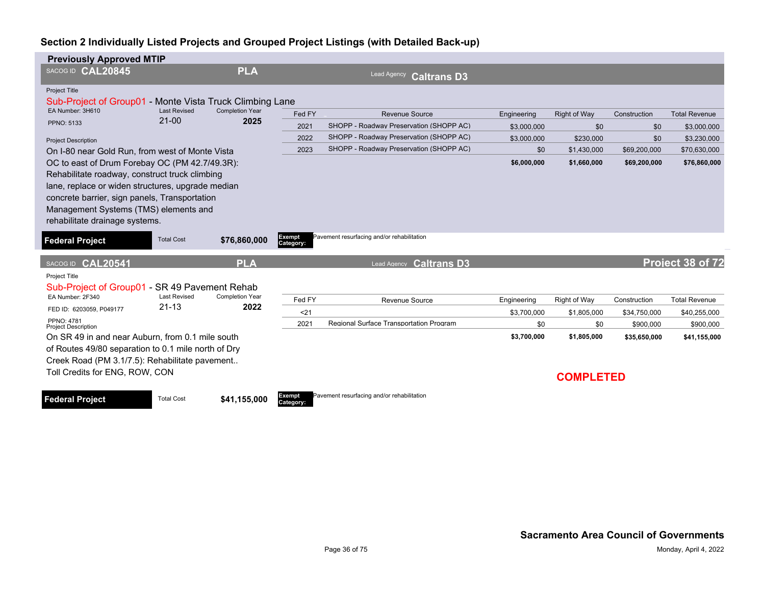## Section 2 Individually Listed Projects and Grouped Project Listings (with Detailed Back-up)

### Previously Approved MTIP

**SACOG ID CAL20845** | **PLA** | Lead Agency **Caltrans D3**

Project Title

Sub-Project of Group01 - Monte Vista Truck Climbing Lane

EA Number: 3H610 | Last Revised: 21-00 | Completion Year: **2025**

PPNO: 5133

Project Description

On I-80 near Gold Run, from west of Monte Vista OC to east of Drum Forebay OC (PM 42.7/49.3R): Rehabilitate roadway, construct truck climbing lane, replace or widen structures, upgrade median concrete barrier, sign panels, Transportation Management Systems (TMS) elements and rehabilitate drainage systems.

| Fed FY | Revenue Source | Engineering | Right of Way | Construction | Total Revenue |
|---|---|---|---|---|---|
| 2021 | SHOPP - Roadway Preservation (SHOPP AC) | $3,000,000 | $0 | $0 | $3,000,000 |
| 2022 | SHOPP - Roadway Preservation (SHOPP AC) | $3,000,000 | $230,000 | $0 | $3,230,000 |
| 2023 | SHOPP - Roadway Preservation (SHOPP AC) | $0 | $1,430,000 | $69,200,000 | $70,630,000 |
| | | **$6,000,000** | **$1,660,000** | **$69,200,000** | **$76,860,000** |

**Federal Project** | Total Cost **$76,860,000** | **Exempt Category:** Pavement resurfacing and/or rehabilitation

---

**SACOG ID CAL20541** | **PLA** | Lead Agency **Caltrans D3** | **Project 38 of 72**

Project Title

Sub-Project of Group01 - SR 49 Pavement Rehab

EA Number: 2F340 | Last Revised: 21-13 | Completion Year: **2022**

FED ID: 6203059, P049177

PPNO: 4781

Project Description

On SR 49 in and near Auburn, from 0.1 mile south of Routes 49/80 separation to 0.1 mile north of Dry Creek Road (PM 3.1/7.5): Rehabilitate pavement.. Toll Credits for ENG, ROW, CON

| Fed FY | Revenue Source | Engineering | Right of Way | Construction | Total Revenue |
|---|---|---|---|---|---|
| <21 | | $3,700,000 | $1,805,000 | $34,750,000 | $40,255,000 |
| 2021 | Regional Surface Transportation Program | $0 | $0 | $900,000 | $900,000 |
| | | **$3,700,000** | **$1,805,000** | **$35,650,000** | **$41,155,000** |

**COMPLETED**

**Federal Project** | Total Cost **$41,155,000** | **Exempt Category:** Pavement resurfacing and/or rehabilitation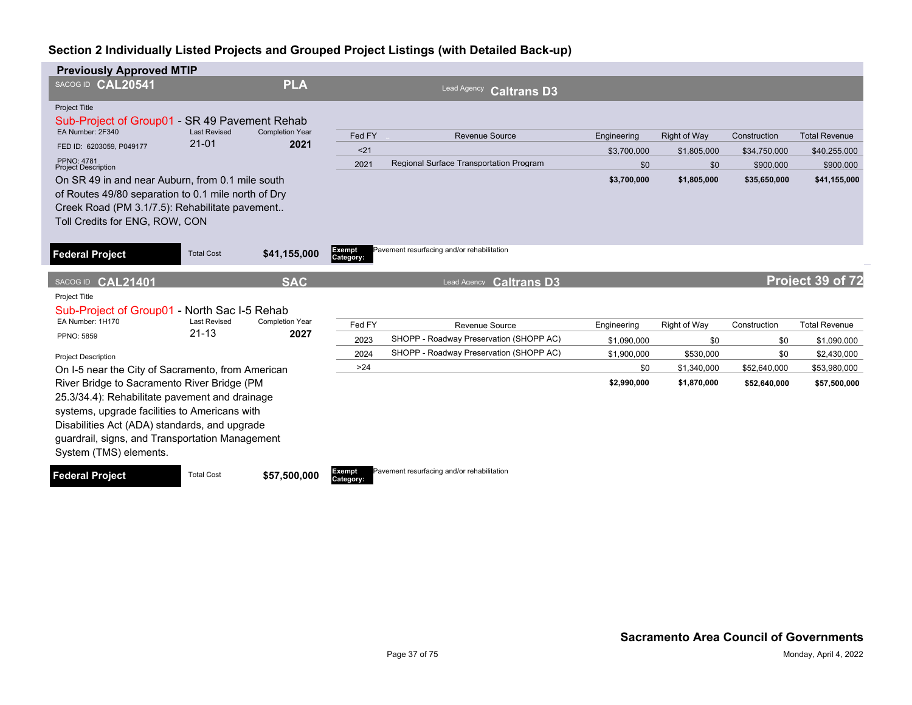## Section 2 Individually Listed Projects and Grouped Project Listings (with Detailed Back-up)

### Previously Approved MTIP

**SACOG ID CAL20541** | **PLA** | Lead Agency **Caltrans D3**

Project Title

Sub-Project of Group01 - SR 49 Pavement Rehab

EA Number: 2F340 | Last Revised: 21-01 | Completion Year: **2021**

FED ID: 6203059, P049177

PPNO: 4781

Project Description

On SR 49 in and near Auburn, from 0.1 mile south of Routes 49/80 separation to 0.1 mile north of Dry Creek Road (PM 3.1/7.5): Rehabilitate pavement.. Toll Credits for ENG, ROW, CON

| Fed FY | Revenue Source | Engineering | Right of Way | Construction | Total Revenue |
|---|---|---|---|---|---|
| <21 | | $3,700,000 | $1,805,000 | $34,750,000 | $40,255,000 |
| 2021 | Regional Surface Transportation Program | $0 | $0 | $900,000 | $900,000 |
| | | **$3,700,000** | **$1,805,000** | **$35,650,000** | **$41,155,000** |

**Federal Project** | Total Cost **$41,155,000** | **Exempt Category:** Pavement resurfacing and/or rehabilitation

---

**SACOG ID CAL21401** | **SAC** | Lead Agency **Caltrans D3** | **Project 39 of 72**

Project Title

Sub-Project of Group01 - North Sac I-5 Rehab

EA Number: 1H170 | Last Revised: 21-13 | Completion Year: **2027**

PPNO: 5859

Project Description

On I-5 near the City of Sacramento, from American River Bridge to Sacramento River Bridge (PM 25.3/34.4): Rehabilitate pavement and drainage systems, upgrade facilities to Americans with Disabilities Act (ADA) standards, and upgrade guardrail, signs, and Transportation Management System (TMS) elements.

| Fed FY | Revenue Source | Engineering | Right of Way | Construction | Total Revenue |
|---|---|---|---|---|---|
| 2023 | SHOPP - Roadway Preservation (SHOPP AC) | $1,090,000 | $0 | $0 | $1,090,000 |
| 2024 | SHOPP - Roadway Preservation (SHOPP AC) | $1,900,000 | $530,000 | $0 | $2,430,000 |
| >24 | | $0 | $1,340,000 | $52,640,000 | $53,980,000 |
| | | **$2,990,000** | **$1,870,000** | **$52,640,000** | **$57,500,000** |

**Federal Project** | Total Cost **$57,500,000** | **Exempt Category:** Pavement resurfacing and/or rehabilitation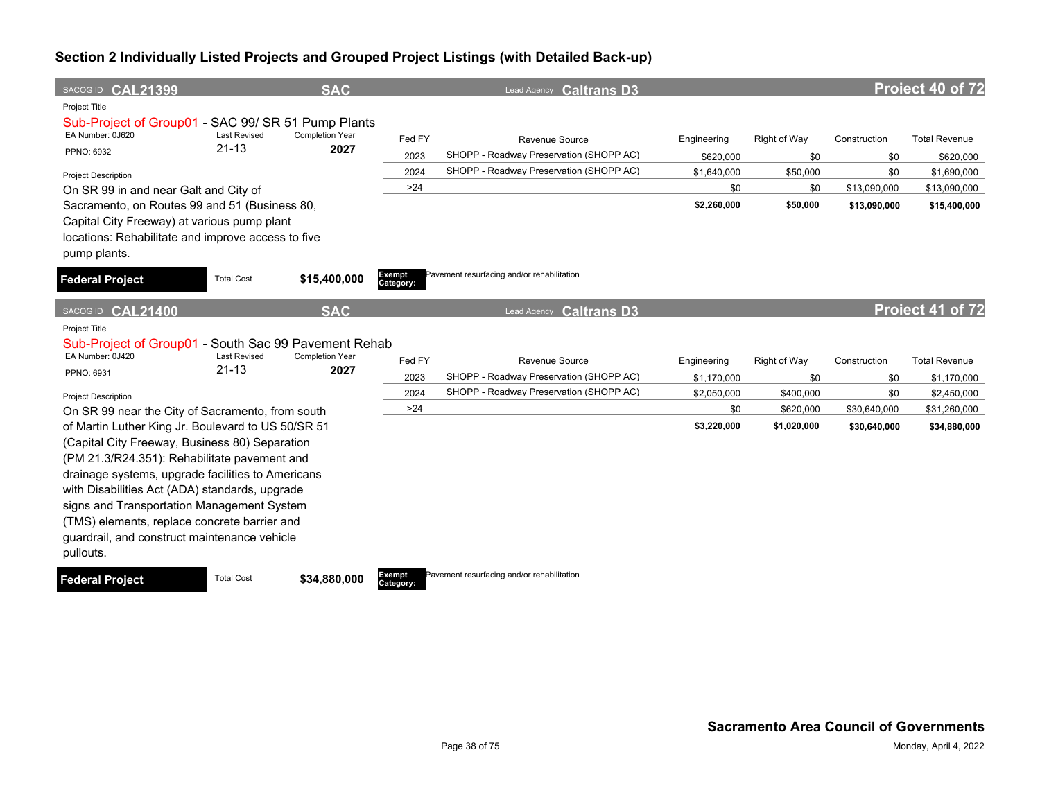## Section 2 Individually Listed Projects and Grouped Project Listings (with Detailed Back-up)

**SACOG ID CAL21399** | **SAC** | Lead Agency **Caltrans D3** | **Project 40 of 72**

Project Title

Sub-Project of Group01 - SAC 99/ SR 51 Pump Plants

EA Number: 0J620 | Last Revised: 21-13 | Completion Year: **2027**

PPNO: 6932

Project Description

On SR 99 in and near Galt and City of Sacramento, on Routes 99 and 51 (Business 80, Capital City Freeway) at various pump plant locations: Rehabilitate and improve access to five pump plants.

| Fed FY | Revenue Source | Engineering | Right of Way | Construction | Total Revenue |
|---|---|---|---|---|---|
| 2023 | SHOPP - Roadway Preservation (SHOPP AC) | $620,000 | $0 | $0 | $620,000 |
| 2024 | SHOPP - Roadway Preservation (SHOPP AC) | $1,640,000 | $50,000 | $0 | $1,690,000 |
| >24 | | $0 | $0 | $13,090,000 | $13,090,000 |
| | | **$2,260,000** | **$50,000** | **$13,090,000** | **$15,400,000** |

**Federal Project** | Total Cost **$15,400,000** | **Exempt Category:** Pavement resurfacing and/or rehabilitation

---

**SACOG ID CAL21400** | **SAC** | Lead Agency **Caltrans D3** | **Project 41 of 72**

Project Title

Sub-Project of Group01 - South Sac 99 Pavement Rehab

EA Number: 0J420 | Last Revised: 21-13 | Completion Year: **2027**

PPNO: 6931

Project Description

On SR 99 near the City of Sacramento, from south of Martin Luther King Jr. Boulevard to US 50/SR 51 (Capital City Freeway, Business 80) Separation (PM 21.3/R24.351): Rehabilitate pavement and drainage systems, upgrade facilities to Americans with Disabilities Act (ADA) standards, upgrade signs and Transportation Management System (TMS) elements, replace concrete barrier and guardrail, and construct maintenance vehicle pullouts.

| Fed FY | Revenue Source | Engineering | Right of Way | Construction | Total Revenue |
|---|---|---|---|---|---|
| 2023 | SHOPP - Roadway Preservation (SHOPP AC) | $1,170,000 | $0 | $0 | $1,170,000 |
| 2024 | SHOPP - Roadway Preservation (SHOPP AC) | $2,050,000 | $400,000 | $0 | $2,450,000 |
| >24 | | $0 | $620,000 | $30,640,000 | $31,260,000 |
| | | **$3,220,000** | **$1,020,000** | **$30,640,000** | **$34,880,000** |

**Federal Project** | Total Cost **$34,880,000** | **Exempt Category:** Pavement resurfacing and/or rehabilitation

**Sacramento Area Council of Governments**

Monday, April 4, 2022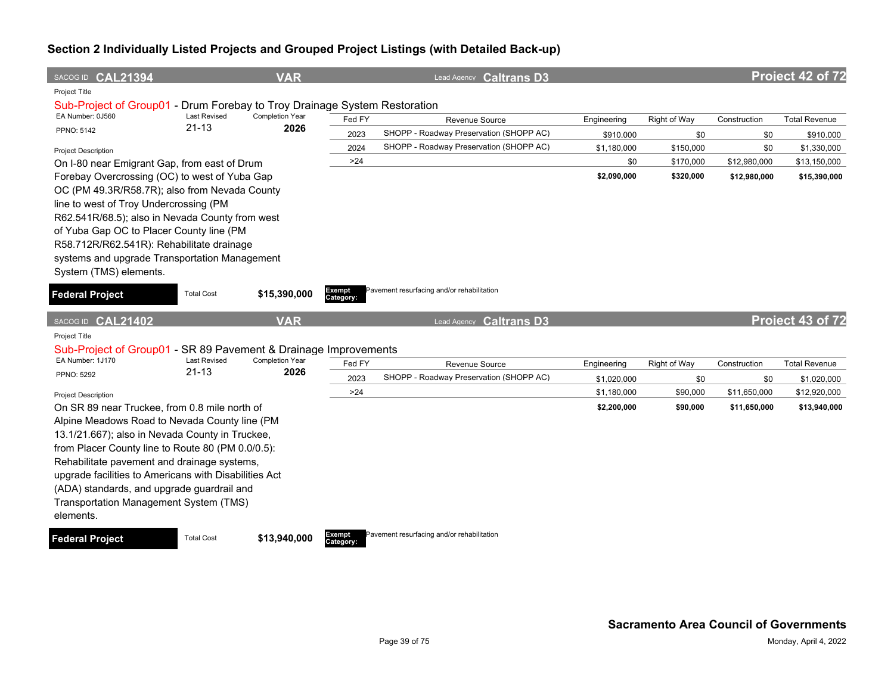## Section 2 Individually Listed Projects and Grouped Project Listings (with Detailed Back-up)

**SACOG ID CAL21394** | **VAR** | Lead Agency **Caltrans D3** | **Project 42 of 72**

Project Title

Sub-Project of Group01 - Drum Forebay to Troy Drainage System Restoration

EA Number: 0J560
PPNO: 5142

Last Revised: 21-13
Completion Year: **2026**

| Fed FY | Revenue Source | Engineering | Right of Way | Construction | Total Revenue |
|---|---|---|---|---|---|
| 2023 | SHOPP - Roadway Preservation (SHOPP AC) | $910,000 | $0 | $0 | $910,000 |
| 2024 | SHOPP - Roadway Preservation (SHOPP AC) | $1,180,000 | $150,000 | $0 | $1,330,000 |
| >24 | | $0 | $170,000 | $12,980,000 | $13,150,000 |
| | | **$2,090,000** | **$320,000** | **$12,980,000** | **$15,390,000** |

Project Description

On I-80 near Emigrant Gap, from east of Drum Forebay Overcrossing (OC) to west of Yuba Gap OC (PM 49.3R/R58.7R); also from Nevada County line to west of Troy Undercrossing (PM R62.541R/68.5); also in Nevada County from west of Yuba Gap OC to Placer County line (PM R58.712R/R62.541R): Rehabilitate drainage systems and upgrade Transportation Management System (TMS) elements.

**Federal Project** | Total Cost **$15,390,000** | **Exempt Category:** Pavement resurfacing and/or rehabilitation

---

**SACOG ID CAL21402** | **VAR** | Lead Agency **Caltrans D3** | **Project 43 of 72**

Project Title

Sub-Project of Group01 - SR 89 Pavement & Drainage Improvements

EA Number: 1J170
PPNO: 5292

Last Revised: 21-13
Completion Year: **2026**

| Fed FY | Revenue Source | Engineering | Right of Way | Construction | Total Revenue |
|---|---|---|---|---|---|
| 2023 | SHOPP - Roadway Preservation (SHOPP AC) | $1,020,000 | $0 | $0 | $1,020,000 |
| >24 | | $1,180,000 | $90,000 | $11,650,000 | $12,920,000 |
| | | **$2,200,000** | **$90,000** | **$11,650,000** | **$13,940,000** |

Project Description

On SR 89 near Truckee, from 0.8 mile north of Alpine Meadows Road to Nevada County line (PM 13.1/21.667); also in Nevada County in Truckee, from Placer County line to Route 80 (PM 0.0/0.5): Rehabilitate pavement and drainage systems, upgrade facilities to Americans with Disabilities Act (ADA) standards, and upgrade guardrail and Transportation Management System (TMS) elements.

**Federal Project** | Total Cost **$13,940,000** | **Exempt Category:** Pavement resurfacing and/or rehabilitation

**Sacramento Area Council of Governments**

Monday, April 4, 2022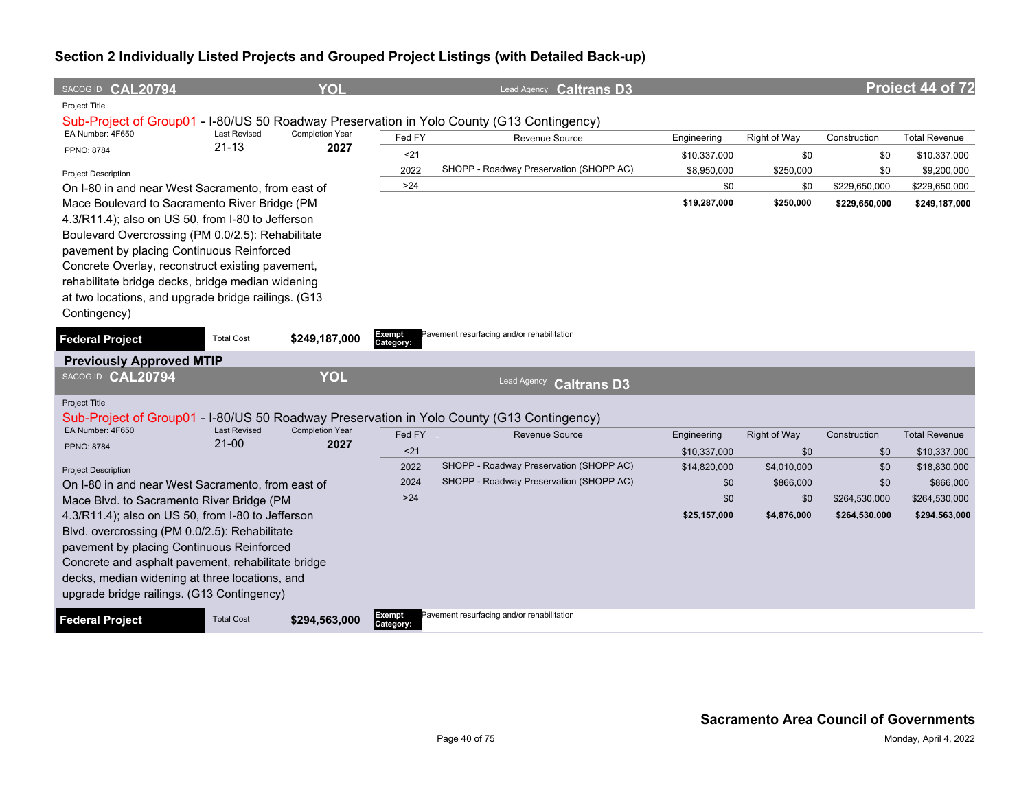## Section 2 Individually Listed Projects and Grouped Project Listings (with Detailed Back-up)

SACOG ID **CAL20794** | **YOL** | Lead Agency **Caltrans D3** | **Project 44 of 72**

Project Title

Sub-Project of Group01 - I-80/US 50 Roadway Preservation in Yolo County (G13 Contingency)

EA Number: 4F650
PPNO: 8784

Last Revised: 21-13
Completion Year: **2027**

Project Description

On I-80 in and near West Sacramento, from east of Mace Boulevard to Sacramento River Bridge (PM 4.3/R11.4); also on US 50, from I-80 to Jefferson Boulevard Overcrossing (PM 0.0/2.5): Rehabilitate pavement by placing Continuous Reinforced Concrete Overlay, reconstruct existing pavement, rehabilitate bridge decks, bridge median widening at two locations, and upgrade bridge railings. (G13 Contingency)

| Fed FY | Revenue Source | Engineering | Right of Way | Construction | Total Revenue |
|---|---|---|---|---|---|
| <21 | | $10,337,000 | $0 | $0 | $10,337,000 |
| 2022 | SHOPP - Roadway Preservation (SHOPP AC) | $8,950,000 | $250,000 | $0 | $9,200,000 |
| >24 | | $0 | $0 | $229,650,000 | $229,650,000 |
| | | **$19,287,000** | **$250,000** | **$229,650,000** | **$249,187,000** |

**Federal Project** | Total Cost **$249,187,000** | **Exempt Category:** Pavement resurfacing and/or rehabilitation

### Previously Approved MTIP

SACOG ID **CAL20794** | **YOL** | Lead Agency **Caltrans D3**

Project Title

Sub-Project of Group01 - I-80/US 50 Roadway Preservation in Yolo County (G13 Contingency)

EA Number: 4F650
PPNO: 8784

Last Revised: 21-00
Completion Year: **2027**

Project Description

On I-80 in and near West Sacramento, from east of Mace Blvd. to Sacramento River Bridge (PM 4.3/R11.4); also on US 50, from I-80 to Jefferson Blvd. overcrossing (PM 0.0/2.5): Rehabilitate pavement by placing Continuous Reinforced Concrete and asphalt pavement, rehabilitate bridge decks, median widening at three locations, and upgrade bridge railings. (G13 Contingency)

| Fed FY | Revenue Source | Engineering | Right of Way | Construction | Total Revenue |
|---|---|---|---|---|---|
| <21 | | $10,337,000 | $0 | $0 | $10,337,000 |
| 2022 | SHOPP - Roadway Preservation (SHOPP AC) | $14,820,000 | $4,010,000 | $0 | $18,830,000 |
| 2024 | SHOPP - Roadway Preservation (SHOPP AC) | $0 | $866,000 | $0 | $866,000 |
| >24 | | $0 | $0 | $264,530,000 | $264,530,000 |
| | | **$25,157,000** | **$4,876,000** | **$264,530,000** | **$294,563,000** |

**Federal Project** | Total Cost **$294,563,000** | **Exempt Category:** Pavement resurfacing and/or rehabilitation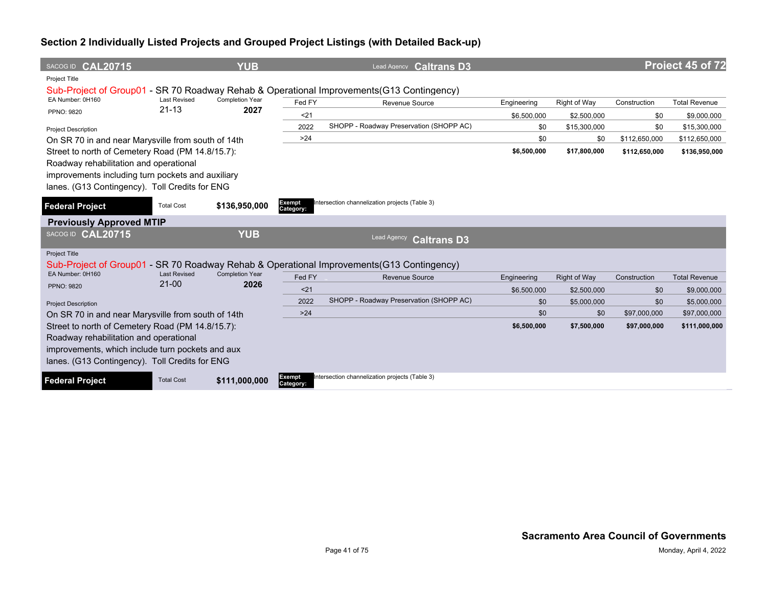## Section 2 Individually Listed Projects and Grouped Project Listings (with Detailed Back-up)

SACOG ID **CAL20715** | **YUB** | Lead Agency **Caltrans D3** | **Project 45 of 72**

Project Title

Sub-Project of Group01 - SR 70 Roadway Rehab & Operational Improvements(G13 Contingency)

EA Number: 0H160 | Last Revised 21-13 | Completion Year **2027**

PPNO: 9820

Project Description

On SR 70 in and near Marysville from south of 14th Street to north of Cemetery Road (PM 14.8/15.7): Roadway rehabilitation and operational improvements including turn pockets and auxiliary lanes. (G13 Contingency). Toll Credits for ENG

| Fed FY | Revenue Source | Engineering | Right of Way | Construction | Total Revenue |
|---|---|---|---|---|---|
| <21 | | $6,500,000 | $2,500,000 | $0 | $9,000,000 |
| 2022 | SHOPP - Roadway Preservation (SHOPP AC) | $0 | $15,300,000 | $0 | $15,300,000 |
| >24 | | $0 | $0 | $112,650,000 | $112,650,000 |
| | | **$6,500,000** | **$17,800,000** | **$112,650,000** | **$136,950,000** |

**Federal Project** | Total Cost **$136,950,000** | **Exempt Category:** Intersection channelization projects (Table 3)

### Previously Approved MTIP

SACOG ID **CAL20715** | **YUB** | Lead Agency **Caltrans D3**

Project Title

Sub-Project of Group01 - SR 70 Roadway Rehab & Operational Improvements(G13 Contingency)

EA Number: 0H160 | Last Revised 21-00 | Completion Year **2026**

PPNO: 9820

Project Description

On SR 70 in and near Marysville from south of 14th Street to north of Cemetery Road (PM 14.8/15.7): Roadway rehabilitation and operational improvements, which include turn pockets and aux lanes. (G13 Contingency). Toll Credits for ENG

| Fed FY | Revenue Source | Engineering | Right of Way | Construction | Total Revenue |
|---|---|---|---|---|---|
| <21 | | $6,500,000 | $2,500,000 | $0 | $9,000,000 |
| 2022 | SHOPP - Roadway Preservation (SHOPP AC) | $0 | $5,000,000 | $0 | $5,000,000 |
| >24 | | $0 | $0 | $97,000,000 | $97,000,000 |
| | | **$6,500,000** | **$7,500,000** | **$97,000,000** | **$111,000,000** |

**Federal Project** | Total Cost **$111,000,000** | **Exempt Category:** Intersection channelization projects (Table 3)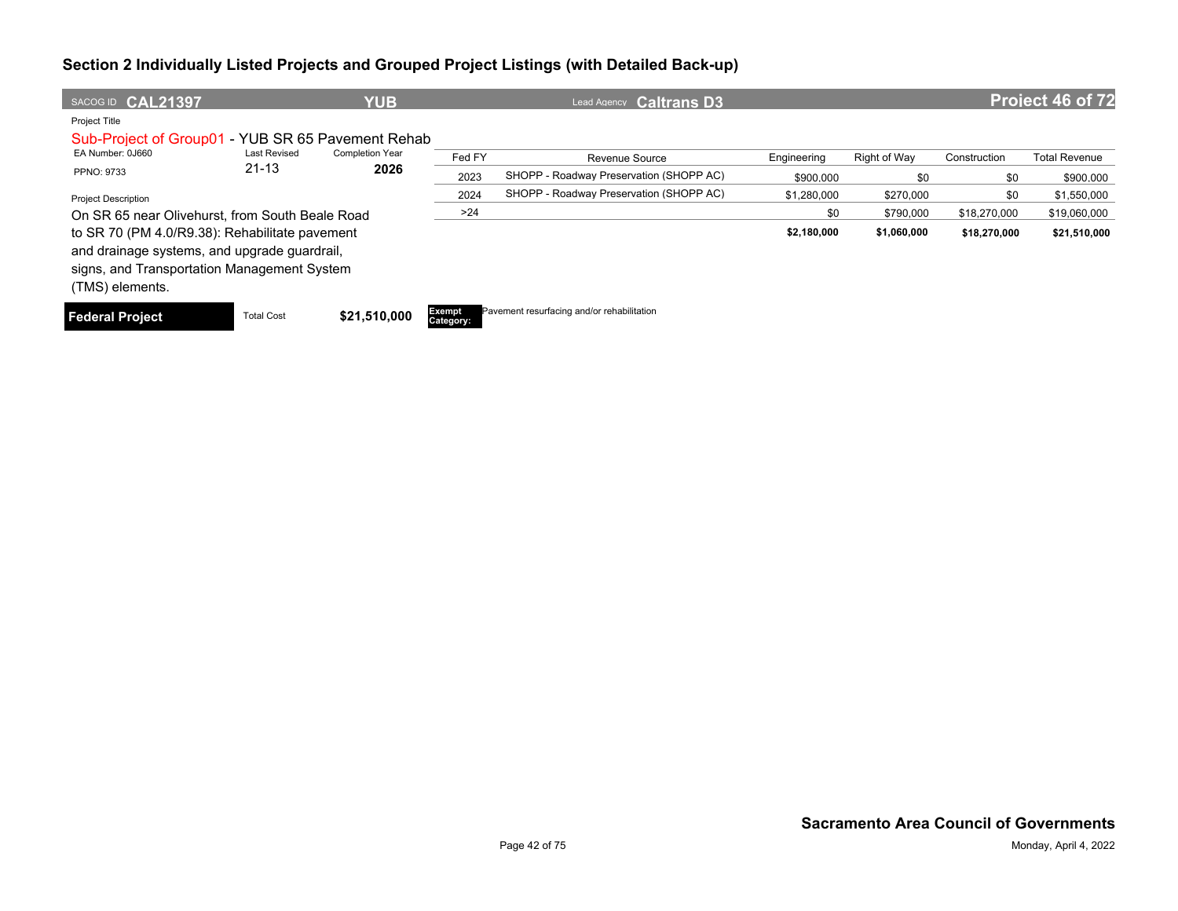## Section 2 Individually Listed Projects and Grouped Project Listings (with Detailed Back-up)

**SACOG ID CAL21397** | **YUB** | Lead Agency **Caltrans D3** | **Project 46 of 72**

Project Title

Sub-Project of Group01 - YUB SR 65 Pavement Rehab

| EA Number: 0J660 | Last Revised | Completion Year |
|---|---|---|
| PPNO: 9733 | 21-13 | **2026** |

Project Description

On SR 65 near Olivehurst, from South Beale Road to SR 70 (PM 4.0/R9.38): Rehabilitate pavement and drainage systems, and upgrade guardrail, signs, and Transportation Management System (TMS) elements.

| Fed FY | Revenue Source | Engineering | Right of Way | Construction | Total Revenue |
|---|---|---|---|---|---|
| 2023 | SHOPP - Roadway Preservation (SHOPP AC) | $900,000 | $0 | $0 | $900,000 |
| 2024 | SHOPP - Roadway Preservation (SHOPP AC) | $1,280,000 | $270,000 | $0 | $1,550,000 |
| >24 | | $0 | $790,000 | $18,270,000 | $19,060,000 |
| | | **$2,180,000** | **$1,060,000** | **$18,270,000** | **$21,510,000** |

**Federal Project** | Total Cost **$21,510,000** | **Exempt Category:** Pavement resurfacing and/or rehabilitation

**Sacramento Area Council of Governments**

Monday, April 4, 2022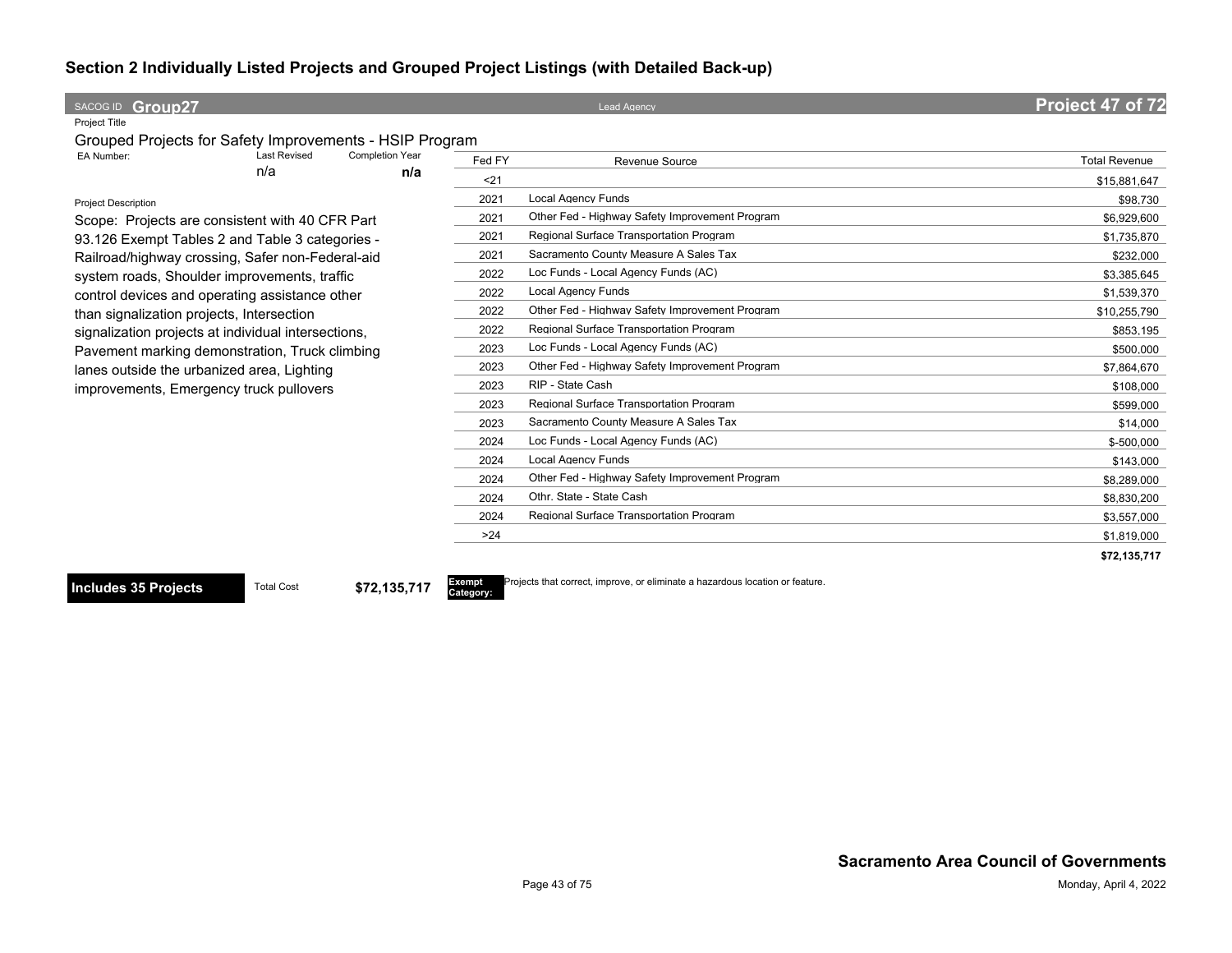## Section 2 Individually Listed Projects and Grouped Project Listings (with Detailed Back-up)

SACOG ID **Group27** | Lead Agency | **Project 47 of 72**

Project Title

Grouped Projects for Safety Improvements - HSIP Program

| EA Number: | Last Revised | Completion Year |
|---|---|---|
| | n/a | **n/a** |

Project Description

Scope: Projects are consistent with 40 CFR Part 93.126 Exempt Tables 2 and Table 3 categories - Railroad/highway crossing, Safer non-Federal-aid system roads, Shoulder improvements, traffic control devices and operating assistance other than signalization projects, Intersection signalization projects at individual intersections, Pavement marking demonstration, Truck climbing lanes outside the urbanized area, Lighting improvements, Emergency truck pullovers

| Fed FY | Revenue Source | Total Revenue |
|---|---|---|
| <21 | | $15,881,647 |
| 2021 | Local Agency Funds | $98,730 |
| 2021 | Other Fed - Highway Safety Improvement Program | $6,929,600 |
| 2021 | Regional Surface Transportation Program | $1,735,870 |
| 2021 | Sacramento County Measure A Sales Tax | $232,000 |
| 2022 | Loc Funds - Local Agency Funds (AC) | $3,385,645 |
| 2022 | Local Agency Funds | $1,539,370 |
| 2022 | Other Fed - Highway Safety Improvement Program | $10,255,790 |
| 2022 | Regional Surface Transportation Program | $853,195 |
| 2023 | Loc Funds - Local Agency Funds (AC) | $500,000 |
| 2023 | Other Fed - Highway Safety Improvement Program | $7,864,670 |
| 2023 | RIP - State Cash | $108,000 |
| 2023 | Regional Surface Transportation Program | $599,000 |
| 2023 | Sacramento County Measure A Sales Tax | $14,000 |
| 2024 | Loc Funds - Local Agency Funds (AC) | $-500,000 |
| 2024 | Local Agency Funds | $143,000 |
| 2024 | Other Fed - Highway Safety Improvement Program | $8,289,000 |
| 2024 | Othr. State - State Cash | $8,830,200 |
| 2024 | Regional Surface Transportation Program | $3,557,000 |
| >24 | | $1,819,000 |
| | | **$72,135,717** |

**Includes 35 Projects** | Total Cost **$72,135,717** | **Exempt Category:** Projects that correct, improve, or eliminate a hazardous location or feature.

**Sacramento Area Council of Governments**

Monday, April 4, 2022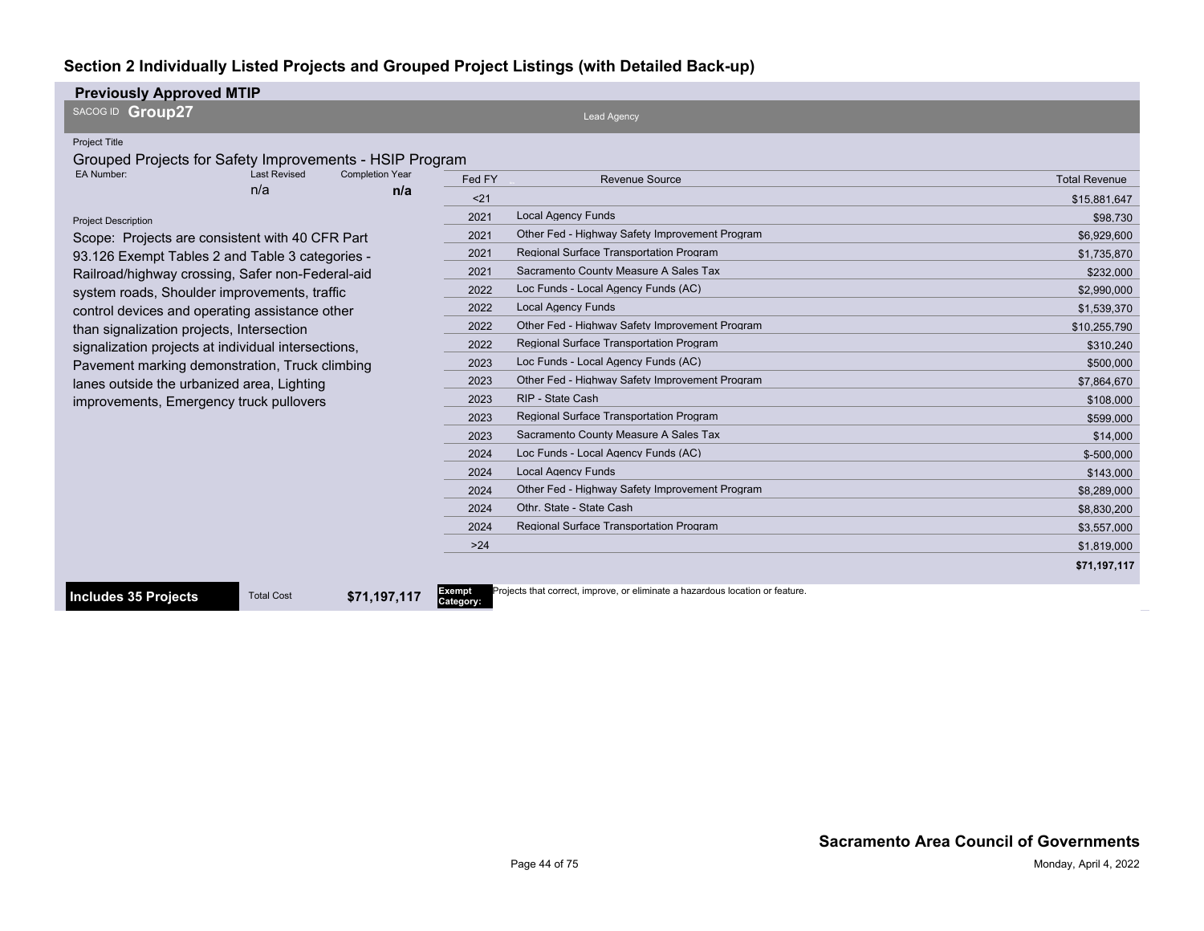## Section 2 Individually Listed Projects and Grouped Project Listings (with Detailed Back-up)

### Previously Approved MTIP

SACOG ID **Group27**

Lead Agency

Project Title

Grouped Projects for Safety Improvements - HSIP Program

| EA Number: | Last Revised | Completion Year |
|---|---|---|
| | n/a | n/a |

Project Description

Scope: Projects are consistent with 40 CFR Part 93.126 Exempt Tables 2 and Table 3 categories - Railroad/highway crossing, Safer non-Federal-aid system roads, Shoulder improvements, traffic control devices and operating assistance other than signalization projects, Intersection signalization projects at individual intersections, Pavement marking demonstration, Truck climbing lanes outside the urbanized area, Lighting improvements, Emergency truck pullovers

| Fed FY | Revenue Source | Total Revenue |
|---|---|---|
| <21 | | $15,881,647 |
| 2021 | Local Agency Funds | $98,730 |
| 2021 | Other Fed - Highway Safety Improvement Program | $6,929,600 |
| 2021 | Regional Surface Transportation Program | $1,735,870 |
| 2021 | Sacramento County Measure A Sales Tax | $232,000 |
| 2022 | Loc Funds - Local Agency Funds (AC) | $2,990,000 |
| 2022 | Local Agency Funds | $1,539,370 |
| 2022 | Other Fed - Highway Safety Improvement Program | $10,255,790 |
| 2022 | Regional Surface Transportation Program | $310,240 |
| 2023 | Loc Funds - Local Agency Funds (AC) | $500,000 |
| 2023 | Other Fed - Highway Safety Improvement Program | $7,864,670 |
| 2023 | RIP - State Cash | $108,000 |
| 2023 | Regional Surface Transportation Program | $599,000 |
| 2023 | Sacramento County Measure A Sales Tax | $14,000 |
| 2024 | Loc Funds - Local Agency Funds (AC) | $-500,000 |
| 2024 | Local Agency Funds | $143,000 |
| 2024 | Other Fed - Highway Safety Improvement Program | $8,289,000 |
| 2024 | Othr. State - State Cash | $8,830,200 |
| 2024 | Regional Surface Transportation Program | $3,557,000 |
| >24 | | $1,819,000 |
| | | **$71,197,117** |

**Includes 35 Projects** | Total Cost **$71,197,117** | **Exempt Category:** Projects that correct, improve, or eliminate a hazardous location or feature.

**Sacramento Area Council of Governments**

Monday, April 4, 2022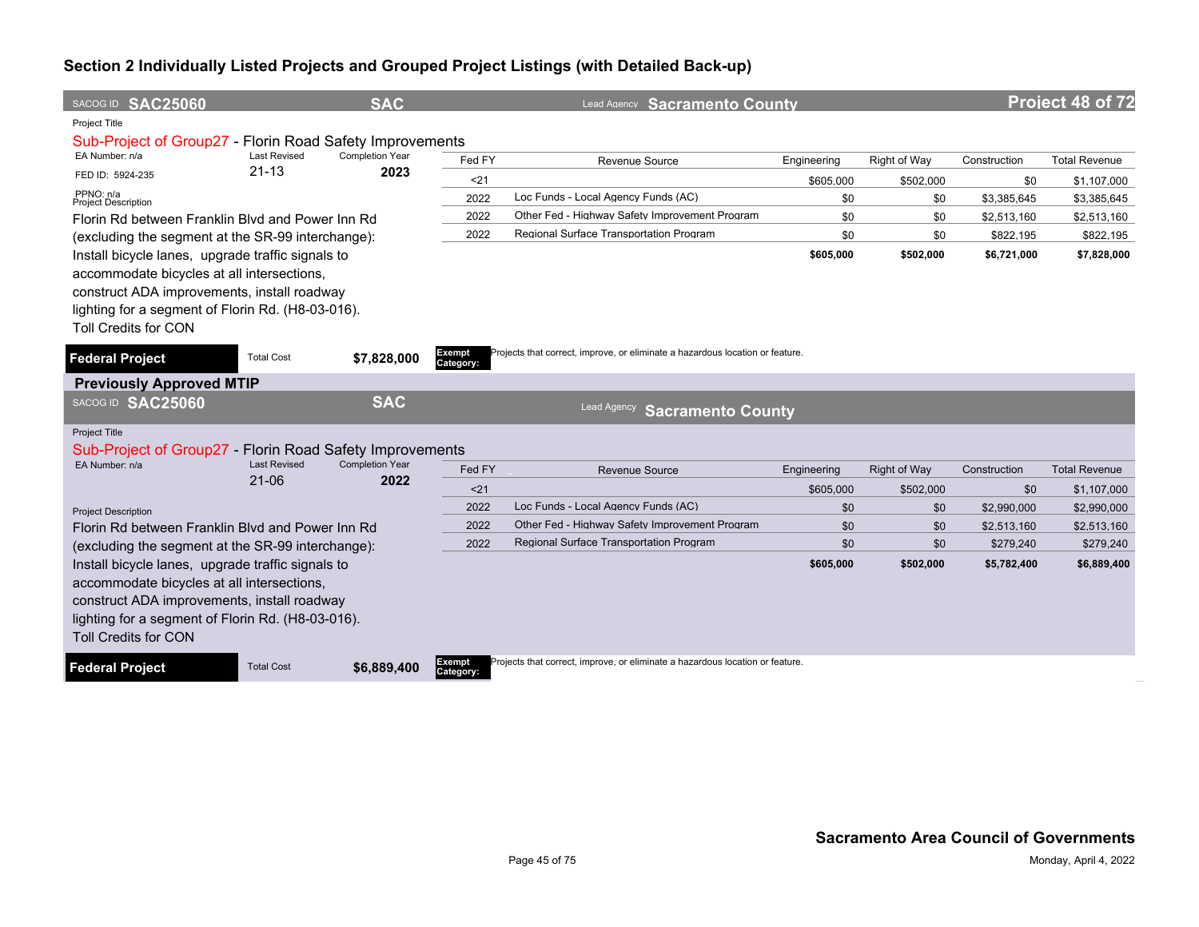## Section 2 Individually Listed Projects and Grouped Project Listings (with Detailed Back-up)

**SACOG ID SAC25060** | **SAC** | Lead Agency **Sacramento County** | **Project 48 of 72**

Project Title

Sub-Project of Group27 - Florin Road Safety Improvements

EA Number: n/a | Last Revised: 21-13 | Completion Year: **2023**

FED ID: 5924-235

PPNO: n/a

Project Description

Florin Rd between Franklin Blvd and Power Inn Rd (excluding the segment at the SR-99 interchange): Install bicycle lanes, upgrade traffic signals to accommodate bicycles at all intersections, construct ADA improvements, install roadway lighting for a segment of Florin Rd. (H8-03-016). Toll Credits for CON

| Fed FY | Revenue Source | Engineering | Right of Way | Construction | Total Revenue |
|---|---|---|---|---|---|
| <21 | | $605,000 | $502,000 | $0 | $1,107,000 |
| 2022 | Loc Funds - Local Agency Funds (AC) | $0 | $0 | $3,385,645 | $3,385,645 |
| 2022 | Other Fed - Highway Safety Improvement Program | $0 | $0 | $2,513,160 | $2,513,160 |
| 2022 | Regional Surface Transportation Program | $0 | $0 | $822,195 | $822,195 |
| | | **$605,000** | **$502,000** | **$6,721,000** | **$7,828,000** |

**Federal Project** | Total Cost **$7,828,000** | **Exempt Category:** Projects that correct, improve, or eliminate a hazardous location or feature.

### Previously Approved MTIP

**SACOG ID SAC25060** | **SAC** | Lead Agency **Sacramento County**

Project Title

Sub-Project of Group27 - Florin Road Safety Improvements

EA Number: n/a | Last Revised: 21-06 | Completion Year: **2022**

Project Description

Florin Rd between Franklin Blvd and Power Inn Rd (excluding the segment at the SR-99 interchange): Install bicycle lanes, upgrade traffic signals to accommodate bicycles at all intersections, construct ADA improvements, install roadway lighting for a segment of Florin Rd. (H8-03-016). Toll Credits for CON

| Fed FY | Revenue Source | Engineering | Right of Way | Construction | Total Revenue |
|---|---|---|---|---|---|
| <21 | | $605,000 | $502,000 | $0 | $1,107,000 |
| 2022 | Loc Funds - Local Agency Funds (AC) | $0 | $0 | $2,990,000 | $2,990,000 |
| 2022 | Other Fed - Highway Safety Improvement Program | $0 | $0 | $2,513,160 | $2,513,160 |
| 2022 | Regional Surface Transportation Program | $0 | $0 | $279,240 | $279,240 |
| | | **$605,000** | **$502,000** | **$5,782,400** | **$6,889,400** |

**Federal Project** | Total Cost **$6,889,400** | **Exempt Category:** Projects that correct, improve, or eliminate a hazardous location or feature.

**Sacramento Area Council of Governments**

Monday, April 4, 2022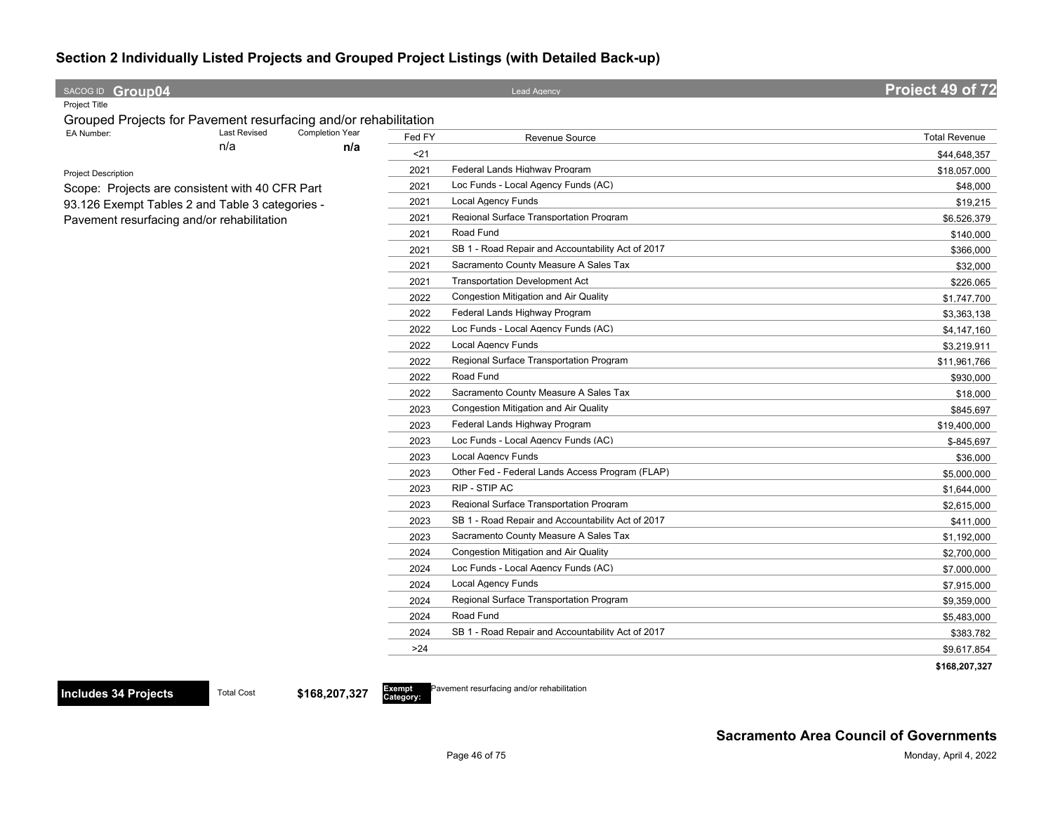## Section 2 Individually Listed Projects and Grouped Project Listings (with Detailed Back-up)

SACOG ID **Group04** | Lead Agency | **Project 49 of 72**

Project Title

### Grouped Projects for Pavement resurfacing and/or rehabilitation

| EA Number: | Last Revised | Completion Year |
|---|---|---|
| | n/a | **n/a** |

Project Description

Scope: Projects are consistent with 40 CFR Part 93.126 Exempt Tables 2 and Table 3 categories - Pavement resurfacing and/or rehabilitation

| Fed FY | Revenue Source | Total Revenue |
|---|---|---|
| <21 | | $44,648,357 |
| 2021 | Federal Lands Highway Program | $18,057,000 |
| 2021 | Loc Funds - Local Agency Funds (AC) | $48,000 |
| 2021 | Local Agency Funds | $19,215 |
| 2021 | Regional Surface Transportation Program | $6,526,379 |
| 2021 | Road Fund | $140,000 |
| 2021 | SB 1 - Road Repair and Accountability Act of 2017 | $366,000 |
| 2021 | Sacramento County Measure A Sales Tax | $32,000 |
| 2021 | Transportation Development Act | $226,065 |
| 2022 | Congestion Mitigation and Air Quality | $1,747,700 |
| 2022 | Federal Lands Highway Program | $3,363,138 |
| 2022 | Loc Funds - Local Agency Funds (AC) | $4,147,160 |
| 2022 | Local Agency Funds | $3,219,911 |
| 2022 | Regional Surface Transportation Program | $11,961,766 |
| 2022 | Road Fund | $930,000 |
| 2022 | Sacramento County Measure A Sales Tax | $18,000 |
| 2023 | Congestion Mitigation and Air Quality | $845,697 |
| 2023 | Federal Lands Highway Program | $19,400,000 |
| 2023 | Loc Funds - Local Agency Funds (AC) | $-845,697 |
| 2023 | Local Agency Funds | $36,000 |
| 2023 | Other Fed - Federal Lands Access Program (FLAP) | $5,000,000 |
| 2023 | RIP - STIP AC | $1,644,000 |
| 2023 | Regional Surface Transportation Program | $2,615,000 |
| 2023 | SB 1 - Road Repair and Accountability Act of 2017 | $411,000 |
| 2023 | Sacramento County Measure A Sales Tax | $1,192,000 |
| 2024 | Congestion Mitigation and Air Quality | $2,700,000 |
| 2024 | Loc Funds - Local Agency Funds (AC) | $7,000,000 |
| 2024 | Local Agency Funds | $7,915,000 |
| 2024 | Regional Surface Transportation Program | $9,359,000 |
| 2024 | Road Fund | $5,483,000 |
| 2024 | SB 1 - Road Repair and Accountability Act of 2017 | $383,782 |
| >24 | | $9,617,854 |
| | | **$168,207,327** |

**Includes 34 Projects** | Total Cost **$168,207,327** | **Exempt Category:** Pavement resurfacing and/or rehabilitation

**Sacramento Area Council of Governments**

Monday, April 4, 2022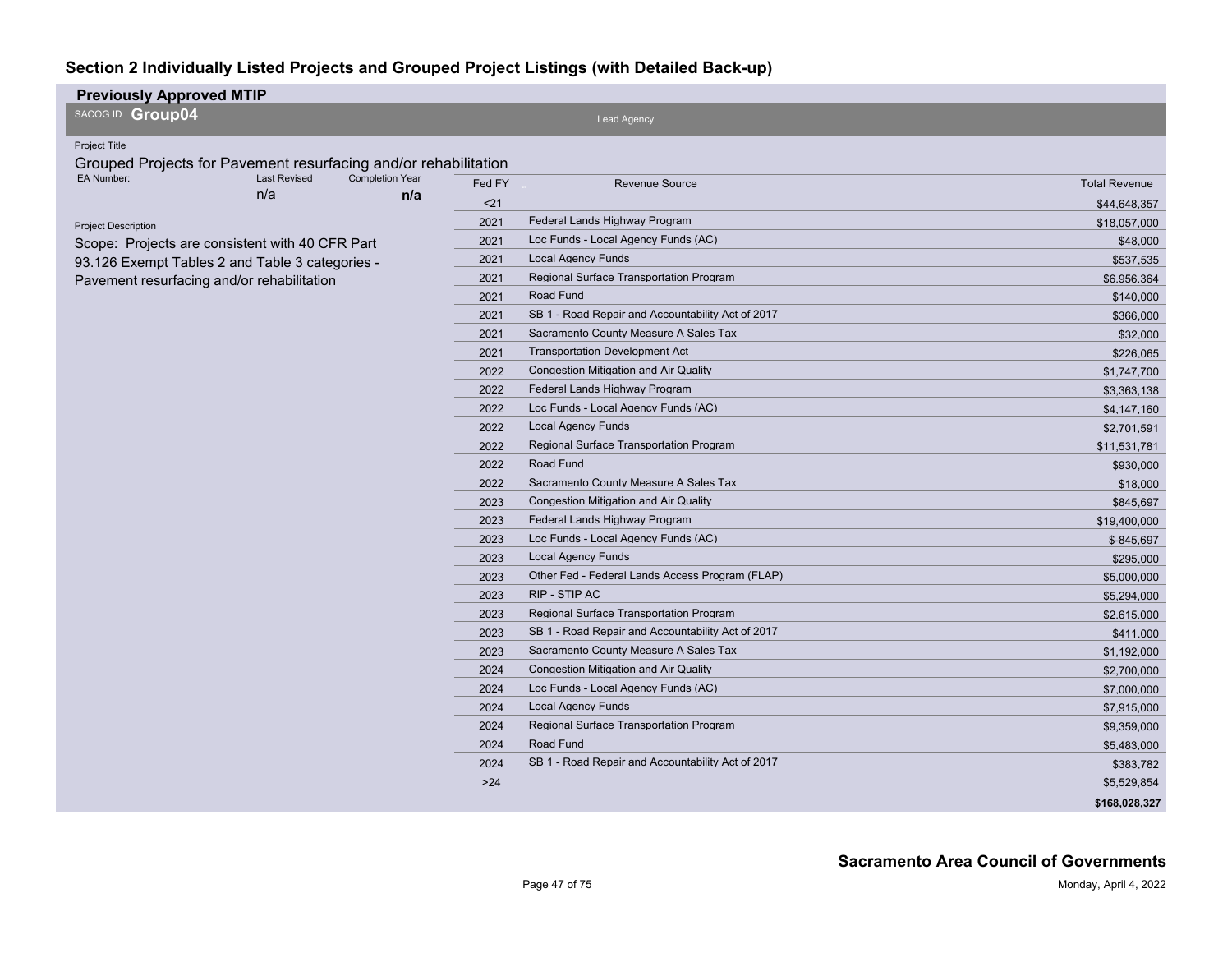## Section 2 Individually Listed Projects and Grouped Project Listings (with Detailed Back-up)

**Previously Approved MTIP**

SACOG ID **Group04**

Lead Agency

Project Title

Grouped Projects for Pavement resurfacing and/or rehabilitation

| EA Number: | Last Revised | Completion Year |
|---|---|---|
| | n/a | **n/a** |

Project Description

Scope: Projects are consistent with 40 CFR Part 93.126 Exempt Tables 2 and Table 3 categories - Pavement resurfacing and/or rehabilitation

| Fed FY | Revenue Source | Total Revenue |
|---|---|---|
| <21 | | $44,648,357 |
| 2021 | Federal Lands Highway Program | $18,057,000 |
| 2021 | Loc Funds - Local Agency Funds (AC) | $48,000 |
| 2021 | Local Agency Funds | $537,535 |
| 2021 | Regional Surface Transportation Program | $6,956,364 |
| 2021 | Road Fund | $140,000 |
| 2021 | SB 1 - Road Repair and Accountability Act of 2017 | $366,000 |
| 2021 | Sacramento County Measure A Sales Tax | $32,000 |
| 2021 | Transportation Development Act | $226,065 |
| 2022 | Congestion Mitigation and Air Quality | $1,747,700 |
| 2022 | Federal Lands Highway Program | $3,363,138 |
| 2022 | Loc Funds - Local Agency Funds (AC) | $4,147,160 |
| 2022 | Local Agency Funds | $2,701,591 |
| 2022 | Regional Surface Transportation Program | $11,531,781 |
| 2022 | Road Fund | $930,000 |
| 2022 | Sacramento County Measure A Sales Tax | $18,000 |
| 2023 | Congestion Mitigation and Air Quality | $845,697 |
| 2023 | Federal Lands Highway Program | $19,400,000 |
| 2023 | Loc Funds - Local Agency Funds (AC) | $-845,697 |
| 2023 | Local Agency Funds | $295,000 |
| 2023 | Other Fed - Federal Lands Access Program (FLAP) | $5,000,000 |
| 2023 | RIP - STIP AC | $5,294,000 |
| 2023 | Regional Surface Transportation Program | $2,615,000 |
| 2023 | SB 1 - Road Repair and Accountability Act of 2017 | $411,000 |
| 2023 | Sacramento County Measure A Sales Tax | $1,192,000 |
| 2024 | Congestion Mitigation and Air Quality | $2,700,000 |
| 2024 | Loc Funds - Local Agency Funds (AC) | $7,000,000 |
| 2024 | Local Agency Funds | $7,915,000 |
| 2024 | Regional Surface Transportation Program | $9,359,000 |
| 2024 | Road Fund | $5,483,000 |
| 2024 | SB 1 - Road Repair and Accountability Act of 2017 | $383,782 |
| >24 | | $5,529,854 |
| | | **$168,028,327** |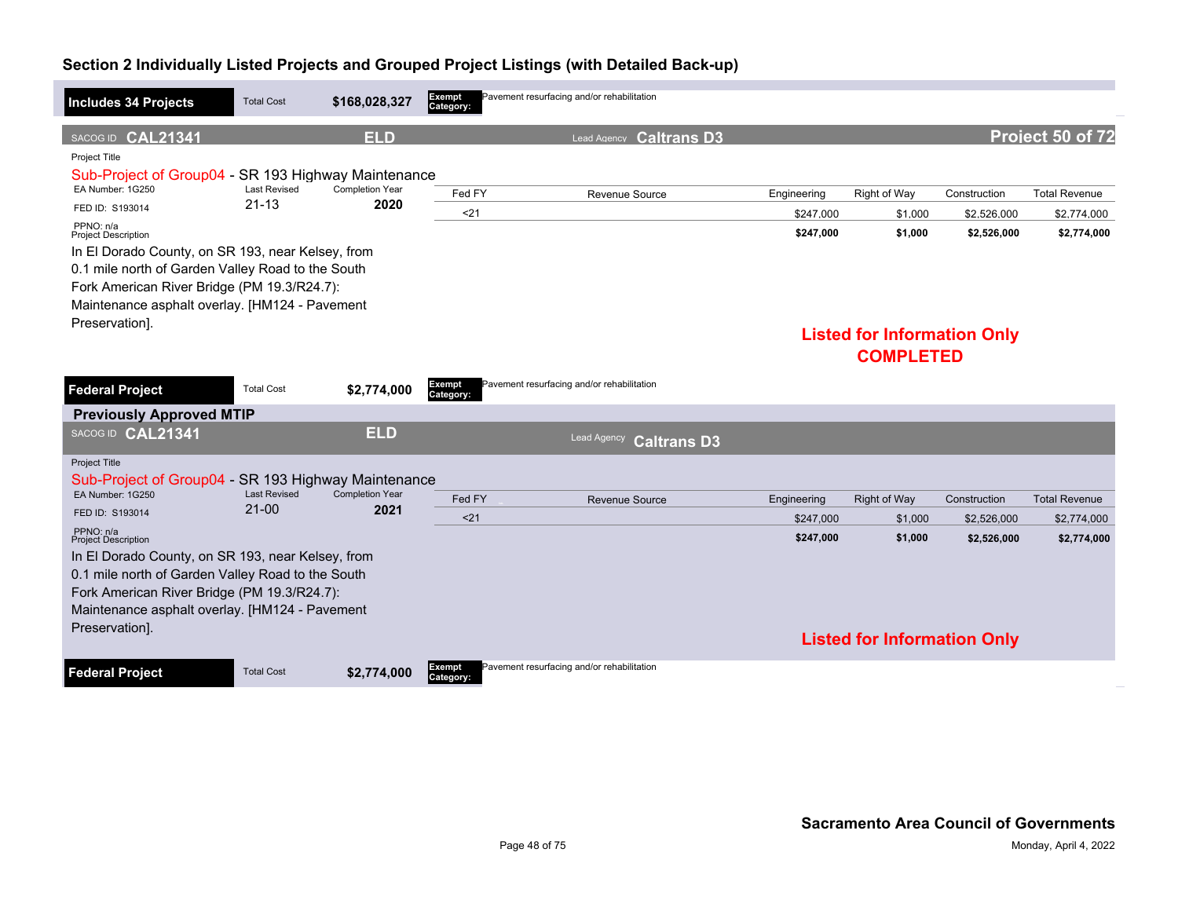## Section 2 Individually Listed Projects and Grouped Project Listings (with Detailed Back-up)

**Includes 34 Projects** | Total Cost **$168,028,327** | **Exempt Category:** Pavement resurfacing and/or rehabilitation

SACOG ID **CAL21341** | **ELD** | Lead Agency **Caltrans D3** | **Project 50 of 72**

Project Title

Sub-Project of Group04 - SR 193 Highway Maintenance

EA Number: 1G250 | Last Revised: 21-13 | Completion Year: **2020**

FED ID: S193014

PPNO: n/a

Project Description

In El Dorado County, on SR 193, near Kelsey, from 0.1 mile north of Garden Valley Road to the South Fork American River Bridge (PM 19.3/R24.7): Maintenance asphalt overlay. [HM124 - Pavement Preservation].

| Fed FY | Revenue Source | Engineering | Right of Way | Construction | Total Revenue |
|---|---|---|---|---|---|
| <21 | | $247,000 | $1,000 | $2,526,000 | $2,774,000 |
| | | **$247,000** | **$1,000** | **$2,526,000** | **$2,774,000** |

**Listed for Information Only**
**COMPLETED**

**Federal Project** | Total Cost **$2,774,000** | **Exempt Category:** Pavement resurfacing and/or rehabilitation

### Previously Approved MTIP

SACOG ID **CAL21341** | **ELD** | Lead Agency **Caltrans D3**

Project Title

Sub-Project of Group04 - SR 193 Highway Maintenance

EA Number: 1G250 | Last Revised: 21-00 | Completion Year: **2021**

FED ID: S193014

PPNO: n/a

Project Description

In El Dorado County, on SR 193, near Kelsey, from 0.1 mile north of Garden Valley Road to the South Fork American River Bridge (PM 19.3/R24.7): Maintenance asphalt overlay. [HM124 - Pavement Preservation].

| Fed FY | Revenue Source | Engineering | Right of Way | Construction | Total Revenue |
|---|---|---|---|---|---|
| <21 | | $247,000 | $1,000 | $2,526,000 | $2,774,000 |
| | | **$247,000** | **$1,000** | **$2,526,000** | **$2,774,000** |

**Listed for Information Only**

**Federal Project** | Total Cost **$2,774,000** | **Exempt Category:** Pavement resurfacing and/or rehabilitation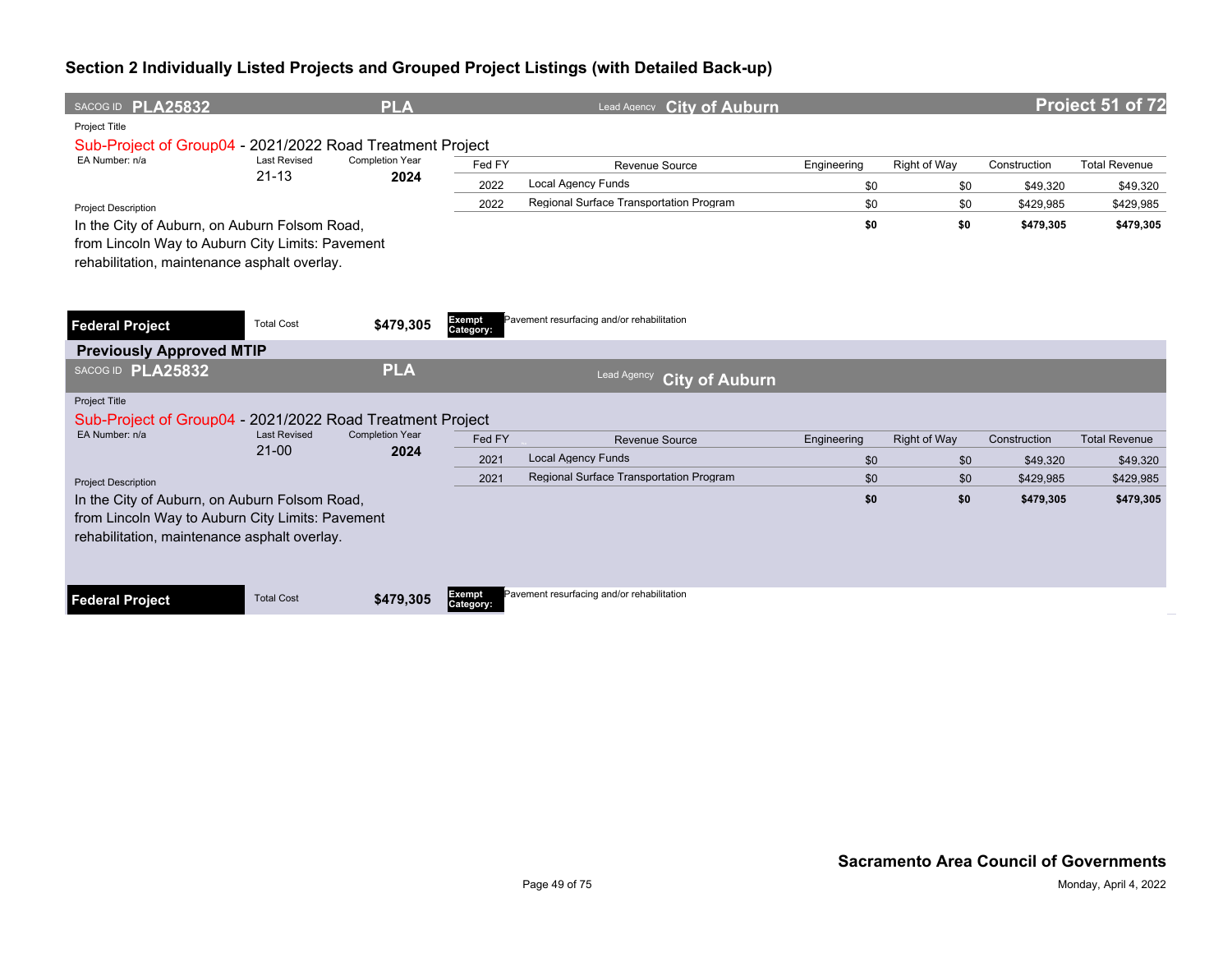## Section 2 Individually Listed Projects and Grouped Project Listings (with Detailed Back-up)

**SACOG ID PLA25832** | **PLA** | Lead Agency **City of Auburn** | **Project 51 of 72**

Project Title

Sub-Project of Group04 - 2021/2022 Road Treatment Project

| EA Number: n/a | Last Revised | Completion Year |
|---|---|---|
| | 21-13 | **2024** |

Project Description

In the City of Auburn, on Auburn Folsom Road, from Lincoln Way to Auburn City Limits: Pavement rehabilitation, maintenance asphalt overlay.

| Fed FY | Revenue Source | Engineering | Right of Way | Construction | Total Revenue |
|---|---|---|---|---|---|
| 2022 | Local Agency Funds | $0 | $0 | $49,320 | $49,320 |
| 2022 | Regional Surface Transportation Program | $0 | $0 | $429,985 | $429,985 |
| | | **$0** | **$0** | **$479,305** | **$479,305** |

**Federal Project** | Total Cost **$479,305** | **Exempt Category:** Pavement resurfacing and/or rehabilitation

### Previously Approved MTIP

**SACOG ID PLA25832** | **PLA** | Lead Agency **City of Auburn**

Project Title

Sub-Project of Group04 - 2021/2022 Road Treatment Project

| EA Number: n/a | Last Revised | Completion Year |
|---|---|---|
| | 21-00 | **2024** |

Project Description

In the City of Auburn, on Auburn Folsom Road, from Lincoln Way to Auburn City Limits: Pavement rehabilitation, maintenance asphalt overlay.

| Fed FY | Revenue Source | Engineering | Right of Way | Construction | Total Revenue |
|---|---|---|---|---|---|
| 2021 | Local Agency Funds | $0 | $0 | $49,320 | $49,320 |
| 2021 | Regional Surface Transportation Program | $0 | $0 | $429,985 | $429,985 |
| | | **$0** | **$0** | **$479,305** | **$479,305** |

**Federal Project** | Total Cost **$479,305** | **Exempt Category:** Pavement resurfacing and/or rehabilitation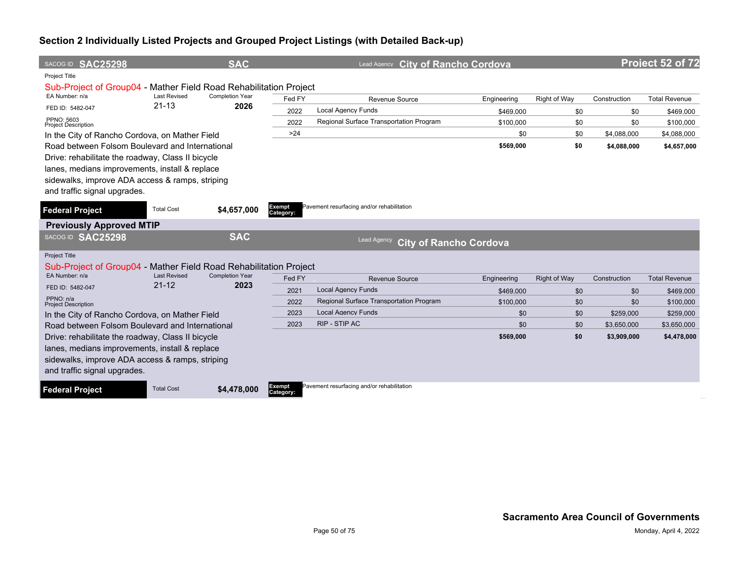## Section 2 Individually Listed Projects and Grouped Project Listings (with Detailed Back-up)

**SACOG ID SAC25298** | **SAC** | Lead Agency **City of Rancho Cordova** | **Project 52 of 72**

Project Title

Sub-Project of Group04 - Mather Field Road Rehabilitation Project

EA Number: n/a | Last Revised: 21-13 | Completion Year: 2026

FED ID: 5482-047

PPNO: 5603

Project Description

In the City of Rancho Cordova, on Mather Field Road between Folsom Boulevard and International Drive: rehabilitate the roadway, Class II bicycle lanes, medians improvements, install & replace sidewalks, improve ADA access & ramps, striping and traffic signal upgrades.

| Fed FY | Revenue Source | Engineering | Right of Way | Construction | Total Revenue |
|---|---|---|---|---|---|
| 2022 | Local Agency Funds | $469,000 | $0 | $0 | $469,000 |
| 2022 | Regional Surface Transportation Program | $100,000 | $0 | $0 | $100,000 |
| >24 | | $0 | $0 | $4,088,000 | $4,088,000 |
| | | **$569,000** | **$0** | **$4,088,000** | **$4,657,000** |

**Federal Project** | Total Cost **$4,657,000** | Exempt Category: Pavement resurfacing and/or rehabilitation

### Previously Approved MTIP

**SACOG ID SAC25298** | **SAC** | Lead Agency **City of Rancho Cordova**

Project Title

Sub-Project of Group04 - Mather Field Road Rehabilitation Project

EA Number: n/a | Last Revised: 21-12 | Completion Year: 2023

FED ID: 5482-047

PPNO: n/a

Project Description

In the City of Rancho Cordova, on Mather Field Road between Folsom Boulevard and International Drive: rehabilitate the roadway, Class II bicycle lanes, medians improvements, install & replace sidewalks, improve ADA access & ramps, striping and traffic signal upgrades.

| Fed FY | Revenue Source | Engineering | Right of Way | Construction | Total Revenue |
|---|---|---|---|---|---|
| 2021 | Local Agency Funds | $469,000 | $0 | $0 | $469,000 |
| 2022 | Regional Surface Transportation Program | $100,000 | $0 | $0 | $100,000 |
| 2023 | Local Agency Funds | $0 | $0 | $259,000 | $259,000 |
| 2023 | RIP - STIP AC | $0 | $0 | $3,650,000 | $3,650,000 |
| | | **$569,000** | **$0** | **$3,909,000** | **$4,478,000** |

**Federal Project** | Total Cost **$4,478,000** | Exempt Category: Pavement resurfacing and/or rehabilitation

**Sacramento Area Council of Governments**

Monday, April 4, 2022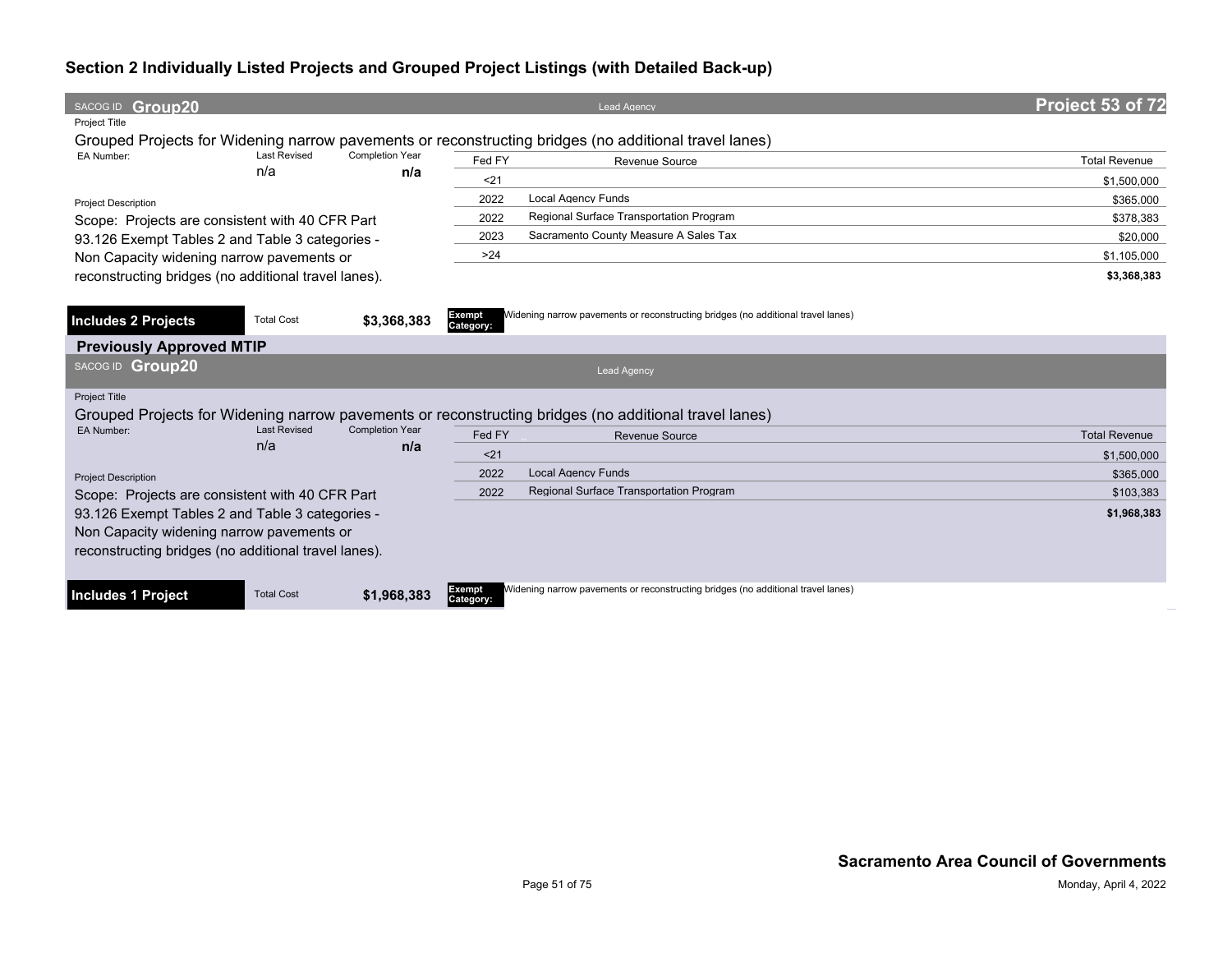## Section 2 Individually Listed Projects and Grouped Project Listings (with Detailed Back-up)

**SACOG ID Group20** | Lead Agency | **Project 53 of 72**

Project Title

Grouped Projects for Widening narrow pavements or reconstructing bridges (no additional travel lanes)

| EA Number: | Last Revised | Completion Year |
|---|---|---|
| | n/a | n/a |

Project Description

Scope: Projects are consistent with 40 CFR Part 93.126 Exempt Tables 2 and Table 3 categories - Non Capacity widening narrow pavements or reconstructing bridges (no additional travel lanes).

| Fed FY | Revenue Source | Total Revenue |
|---|---|---|
| <21 | | $1,500,000 |
| 2022 | Local Agency Funds | $365,000 |
| 2022 | Regional Surface Transportation Program | $378,383 |
| 2023 | Sacramento County Measure A Sales Tax | $20,000 |
| >24 | | $1,105,000 |
| | | **$3,368,383** |

**Includes 2 Projects** | Total Cost **$3,368,383** | **Exempt Category:** Widening narrow pavements or reconstructing bridges (no additional travel lanes)

### Previously Approved MTIP

**SACOG ID Group20** | Lead Agency

Project Title

Grouped Projects for Widening narrow pavements or reconstructing bridges (no additional travel lanes)

| EA Number: | Last Revised | Completion Year |
|---|---|---|
| | n/a | n/a |

Project Description

Scope: Projects are consistent with 40 CFR Part 93.126 Exempt Tables 2 and Table 3 categories - Non Capacity widening narrow pavements or reconstructing bridges (no additional travel lanes).

| Fed FY | Revenue Source | Total Revenue |
|---|---|---|
| <21 | | $1,500,000 |
| 2022 | Local Agency Funds | $365,000 |
| 2022 | Regional Surface Transportation Program | $103,383 |
| | | **$1,968,383** |

**Includes 1 Project** | Total Cost **$1,968,383** | **Exempt Category:** Widening narrow pavements or reconstructing bridges (no additional travel lanes)

**Sacramento Area Council of Governments**

Monday, April 4, 2022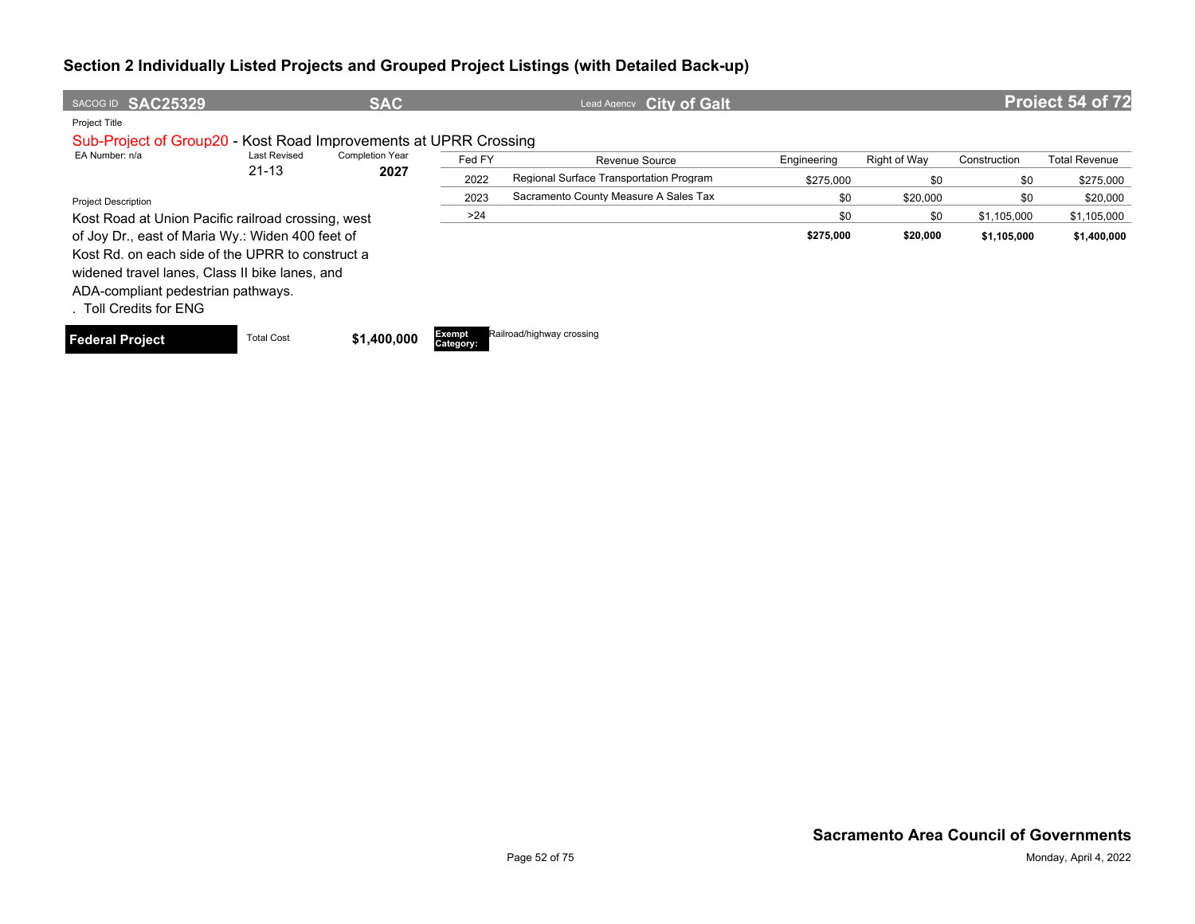## Section 2 Individually Listed Projects and Grouped Project Listings (with Detailed Back-up)

SACOG ID **SAC25329** | **SAC** | Lead Agency **City of Galt** | **Project 54 of 72**

Project Title

Sub-Project of Group20 - Kost Road Improvements at UPRR Crossing

EA Number: n/a | Last Revised: 21-13 | Completion Year: **2027**

| Fed FY | Revenue Source | Engineering | Right of Way | Construction | Total Revenue |
|---|---|---|---|---|---|
| 2022 | Regional Surface Transportation Program | $275,000 | $0 | $0 | $275,000 |
| 2023 | Sacramento County Measure A Sales Tax | $0 | $20,000 | $0 | $20,000 |
| >24 | | $0 | $0 | $1,105,000 | $1,105,000 |
| | | **$275,000** | **$20,000** | **$1,105,000** | **$1,400,000** |

Project Description

Kost Road at Union Pacific railroad crossing, west of Joy Dr., east of Maria Wy.: Widen 400 feet of Kost Rd. on each side of the UPRR to construct a widened travel lanes, Class II bike lanes, and ADA-compliant pedestrian pathways.
. Toll Credits for ENG

**Federal Project** | Total Cost **$1,400,000** | **Exempt Category:** Railroad/highway crossing

**Sacramento Area Council of Governments**

Monday, April 4, 2022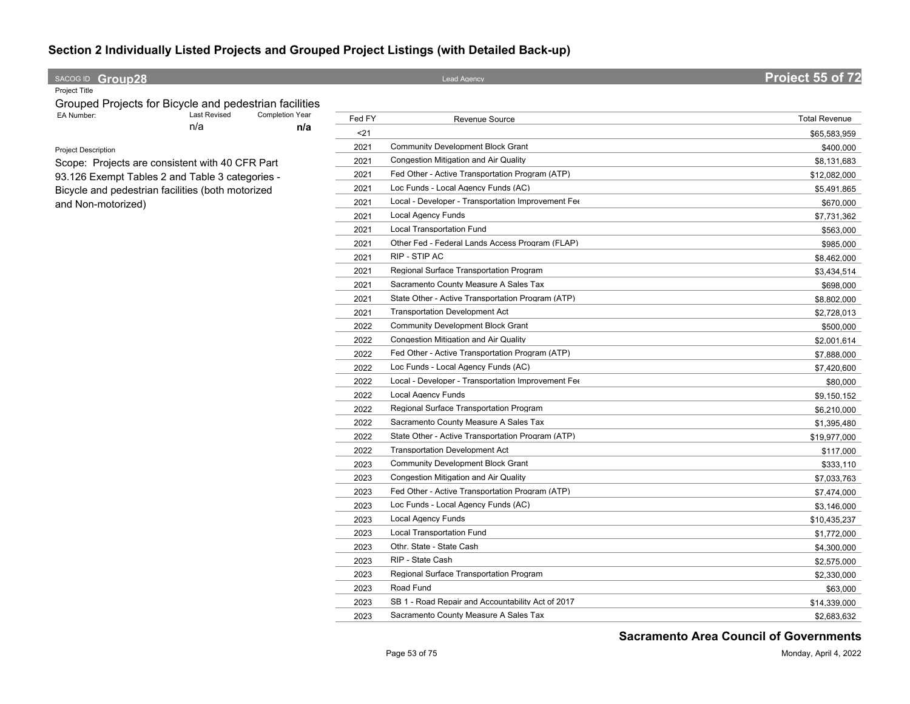# Section 2 Individually Listed Projects and Grouped Project Listings (with Detailed Back-up)

SACOG ID **Group28** | Lead Agency | **Project 55 of 72**

Project Title

Grouped Projects for Bicycle and pedestrian facilities

| EA Number: | Last Revised | Completion Year |
|---|---|---|
| | n/a | **n/a** |

Project Description

Scope: Projects are consistent with 40 CFR Part 93.126 Exempt Tables 2 and Table 3 categories - Bicycle and pedestrian facilities (both motorized and Non-motorized)

| Fed FY | Revenue Source | Total Revenue |
|---|---|---|
| <21 | | $65,583,959 |
| 2021 | Community Development Block Grant | $400,000 |
| 2021 | Congestion Mitigation and Air Quality | $8,131,683 |
| 2021 | Fed Other - Active Transportation Program (ATP) | $12,082,000 |
| 2021 | Loc Funds - Local Agency Funds (AC) | $5,491,865 |
| 2021 | Local - Developer - Transportation Improvement Fee | $670,000 |
| 2021 | Local Agency Funds | $7,731,362 |
| 2021 | Local Transportation Fund | $563,000 |
| 2021 | Other Fed - Federal Lands Access Program (FLAP) | $985,000 |
| 2021 | RIP - STIP AC | $8,462,000 |
| 2021 | Regional Surface Transportation Program | $3,434,514 |
| 2021 | Sacramento County Measure A Sales Tax | $698,000 |
| 2021 | State Other - Active Transportation Program (ATP) | $8,802,000 |
| 2021 | Transportation Development Act | $2,728,013 |
| 2022 | Community Development Block Grant | $500,000 |
| 2022 | Congestion Mitigation and Air Quality | $2,001,614 |
| 2022 | Fed Other - Active Transportation Program (ATP) | $7,888,000 |
| 2022 | Loc Funds - Local Agency Funds (AC) | $7,420,600 |
| 2022 | Local - Developer - Transportation Improvement Fee | $80,000 |
| 2022 | Local Agency Funds | $9,150,152 |
| 2022 | Regional Surface Transportation Program | $6,210,000 |
| 2022 | Sacramento County Measure A Sales Tax | $1,395,480 |
| 2022 | State Other - Active Transportation Program (ATP) | $19,977,000 |
| 2022 | Transportation Development Act | $117,000 |
| 2023 | Community Development Block Grant | $333,110 |
| 2023 | Congestion Mitigation and Air Quality | $7,033,763 |
| 2023 | Fed Other - Active Transportation Program (ATP) | $7,474,000 |
| 2023 | Loc Funds - Local Agency Funds (AC) | $3,146,000 |
| 2023 | Local Agency Funds | $10,435,237 |
| 2023 | Local Transportation Fund | $1,772,000 |
| 2023 | Othr. State - State Cash | $4,300,000 |
| 2023 | RIP - State Cash | $2,575,000 |
| 2023 | Regional Surface Transportation Program | $2,330,000 |
| 2023 | Road Fund | $63,000 |
| 2023 | SB 1 - Road Repair and Accountability Act of 2017 | $14,339,000 |
| 2023 | Sacramento County Measure A Sales Tax | $2,683,632 |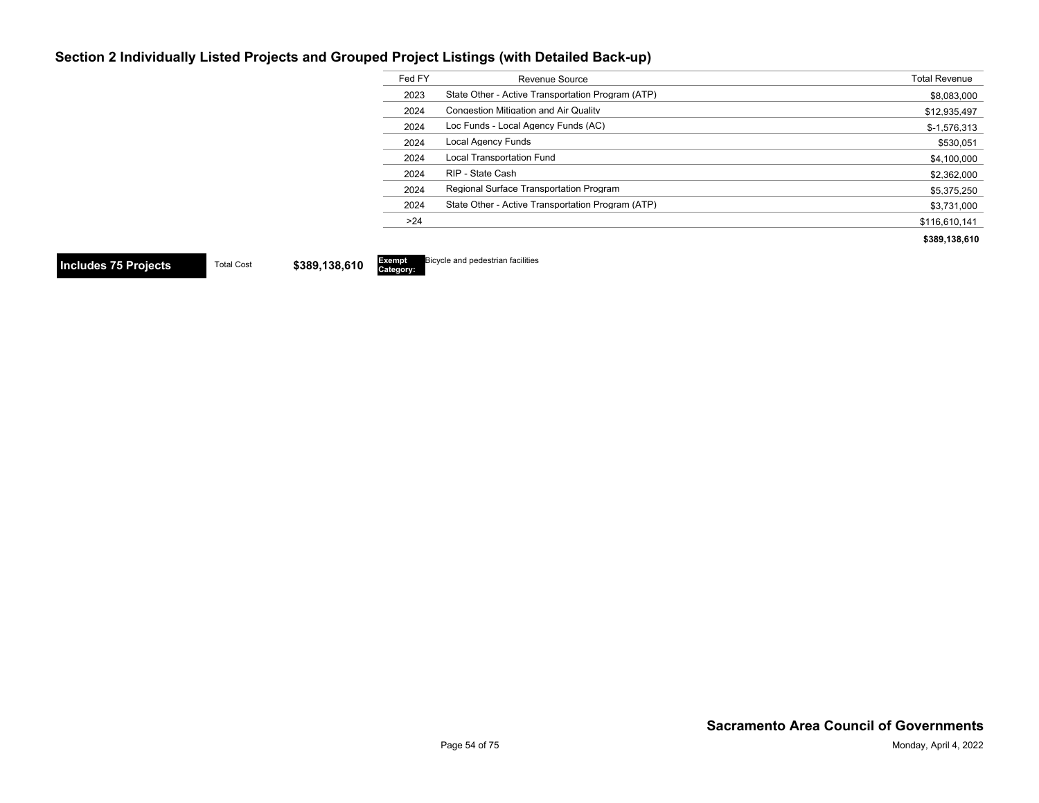## Section 2 Individually Listed Projects and Grouped Project Listings (with Detailed Back-up)

| Fed FY | Revenue Source | Total Revenue |
|---|---|---|
| 2023 | State Other - Active Transportation Program (ATP) | $8,083,000 |
| 2024 | Congestion Mitigation and Air Quality | $12,935,497 |
| 2024 | Loc Funds - Local Agency Funds (AC) | $-1,576,313 |
| 2024 | Local Agency Funds | $530,051 |
| 2024 | Local Transportation Fund | $4,100,000 |
| 2024 | RIP - State Cash | $2,362,000 |
| 2024 | Regional Surface Transportation Program | $5,375,250 |
| 2024 | State Other - Active Transportation Program (ATP) | $3,731,000 |
| >24 | | $116,610,141 |
| | | **$389,138,610** |

**Includes 75 Projects** Total Cost **$389,138,610** **Exempt Category:** Bicycle and pedestrian facilities

**Sacramento Area Council of Governments**

Monday, April 4, 2022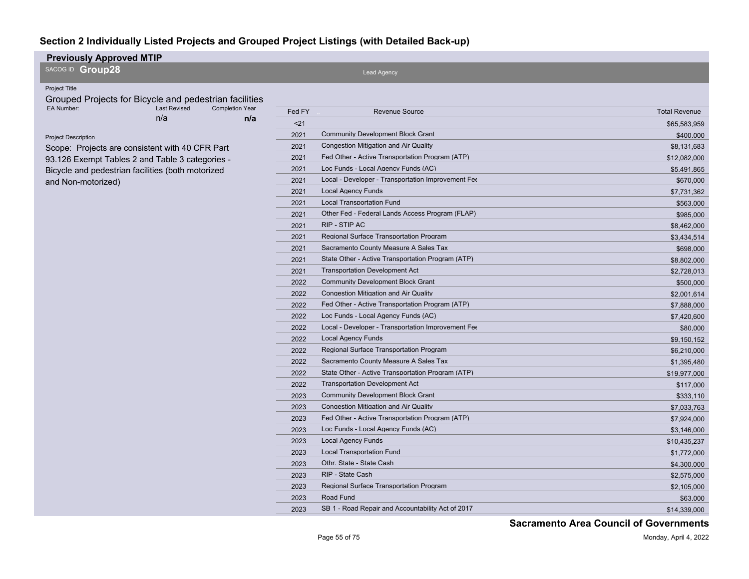## Section 2 Individually Listed Projects and Grouped Project Listings (with Detailed Back-up)

**Previously Approved MTIP**

SACOG ID **Group28**

Lead Agency

Project Title

Grouped Projects for Bicycle and pedestrian facilities

| EA Number: | Last Revised | Completion Year |
|---|---|---|
| | n/a | **n/a** |

Project Description

Scope: Projects are consistent with 40 CFR Part 93.126 Exempt Tables 2 and Table 3 categories - Bicycle and pedestrian facilities (both motorized and Non-motorized)

| Fed FY | Revenue Source | Total Revenue |
|---|---|---|
| <21 | | $65,583,959 |
| 2021 | Community Development Block Grant | $400,000 |
| 2021 | Congestion Mitigation and Air Quality | $8,131,683 |
| 2021 | Fed Other - Active Transportation Program (ATP) | $12,082,000 |
| 2021 | Loc Funds - Local Agency Funds (AC) | $5,491,865 |
| 2021 | Local - Developer - Transportation Improvement Fee | $670,000 |
| 2021 | Local Agency Funds | $7,731,362 |
| 2021 | Local Transportation Fund | $563,000 |
| 2021 | Other Fed - Federal Lands Access Program (FLAP) | $985,000 |
| 2021 | RIP - STIP AC | $8,462,000 |
| 2021 | Regional Surface Transportation Program | $3,434,514 |
| 2021 | Sacramento County Measure A Sales Tax | $698,000 |
| 2021 | State Other - Active Transportation Program (ATP) | $8,802,000 |
| 2021 | Transportation Development Act | $2,728,013 |
| 2022 | Community Development Block Grant | $500,000 |
| 2022 | Congestion Mitigation and Air Quality | $2,001,614 |
| 2022 | Fed Other - Active Transportation Program (ATP) | $7,888,000 |
| 2022 | Loc Funds - Local Agency Funds (AC) | $7,420,600 |
| 2022 | Local - Developer - Transportation Improvement Fee | $80,000 |
| 2022 | Local Agency Funds | $9,150,152 |
| 2022 | Regional Surface Transportation Program | $6,210,000 |
| 2022 | Sacramento County Measure A Sales Tax | $1,395,480 |
| 2022 | State Other - Active Transportation Program (ATP) | $19,977,000 |
| 2022 | Transportation Development Act | $117,000 |
| 2023 | Community Development Block Grant | $333,110 |
| 2023 | Congestion Mitigation and Air Quality | $7,033,763 |
| 2023 | Fed Other - Active Transportation Program (ATP) | $7,924,000 |
| 2023 | Loc Funds - Local Agency Funds (AC) | $3,146,000 |
| 2023 | Local Agency Funds | $10,435,237 |
| 2023 | Local Transportation Fund | $1,772,000 |
| 2023 | Othr. State - State Cash | $4,300,000 |
| 2023 | RIP - State Cash | $2,575,000 |
| 2023 | Regional Surface Transportation Program | $2,105,000 |
| 2023 | Road Fund | $63,000 |
| 2023 | SB 1 - Road Repair and Accountability Act of 2017 | $14,339,000 |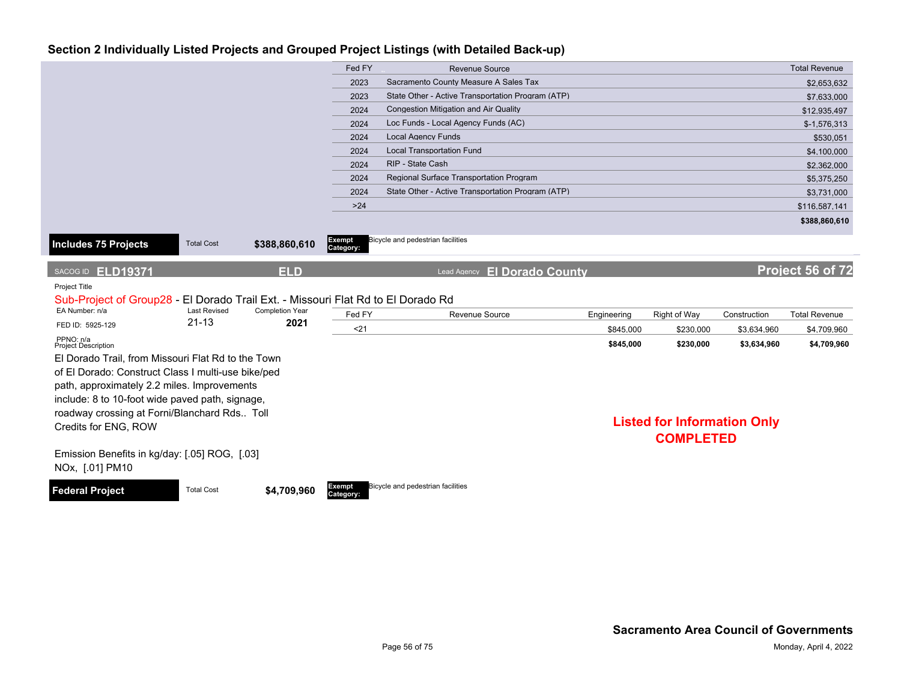## Section 2 Individually Listed Projects and Grouped Project Listings (with Detailed Back-up)

| Fed FY | Revenue Source | Total Revenue |
|---|---|---|
| 2023 | Sacramento County Measure A Sales Tax | $2,653,632 |
| 2023 | State Other - Active Transportation Program (ATP) | $7,633,000 |
| 2024 | Congestion Mitigation and Air Quality | $12,935,497 |
| 2024 | Loc Funds - Local Agency Funds (AC) | $-1,576,313 |
| 2024 | Local Agency Funds | $530,051 |
| 2024 | Local Transportation Fund | $4,100,000 |
| 2024 | RIP - State Cash | $2,362,000 |
| 2024 | Regional Surface Transportation Program | $5,375,250 |
| 2024 | State Other - Active Transportation Program (ATP) | $3,731,000 |
| >24 | | $116,587,141 |
| | | **$388,860,610** |

**Includes 75 Projects** Total Cost **$388,860,610** **Exempt Category:** Bicycle and pedestrian facilities

---

SACOG ID **ELD19371** **ELD** Lead Agency **El Dorado County** **Project 56 of 72**

Project Title

Sub-Project of Group28 - El Dorado Trail Ext. - Missouri Flat Rd to El Dorado Rd

EA Number: n/a | Last Revised: 21-13 | Completion Year: **2021**

FED ID: 5925-129

PPNO: n/a

Project Description

El Dorado Trail, from Missouri Flat Rd to the Town of El Dorado: Construct Class I multi-use bike/ped path, approximately 2.2 miles. Improvements include: 8 to 10-foot wide paved path, signage, roadway crossing at Forni/Blanchard Rds.. Toll Credits for ENG, ROW

Emission Benefits in kg/day: [.05] ROG, [.03] NOx, [.01] PM10

| Fed FY | Revenue Source | Engineering | Right of Way | Construction | Total Revenue |
|---|---|---|---|---|---|
| <21 | | $845,000 | $230,000 | $3,634,960 | $4,709,960 |
| | | **$845,000** | **$230,000** | **$3,634,960** | **$4,709,960** |

**Listed for Information Only**
**COMPLETED**

**Federal Project** Total Cost **$4,709,960** **Exempt Category:** Bicycle and pedestrian facilities

**Sacramento Area Council of Governments**

Monday, April 4, 2022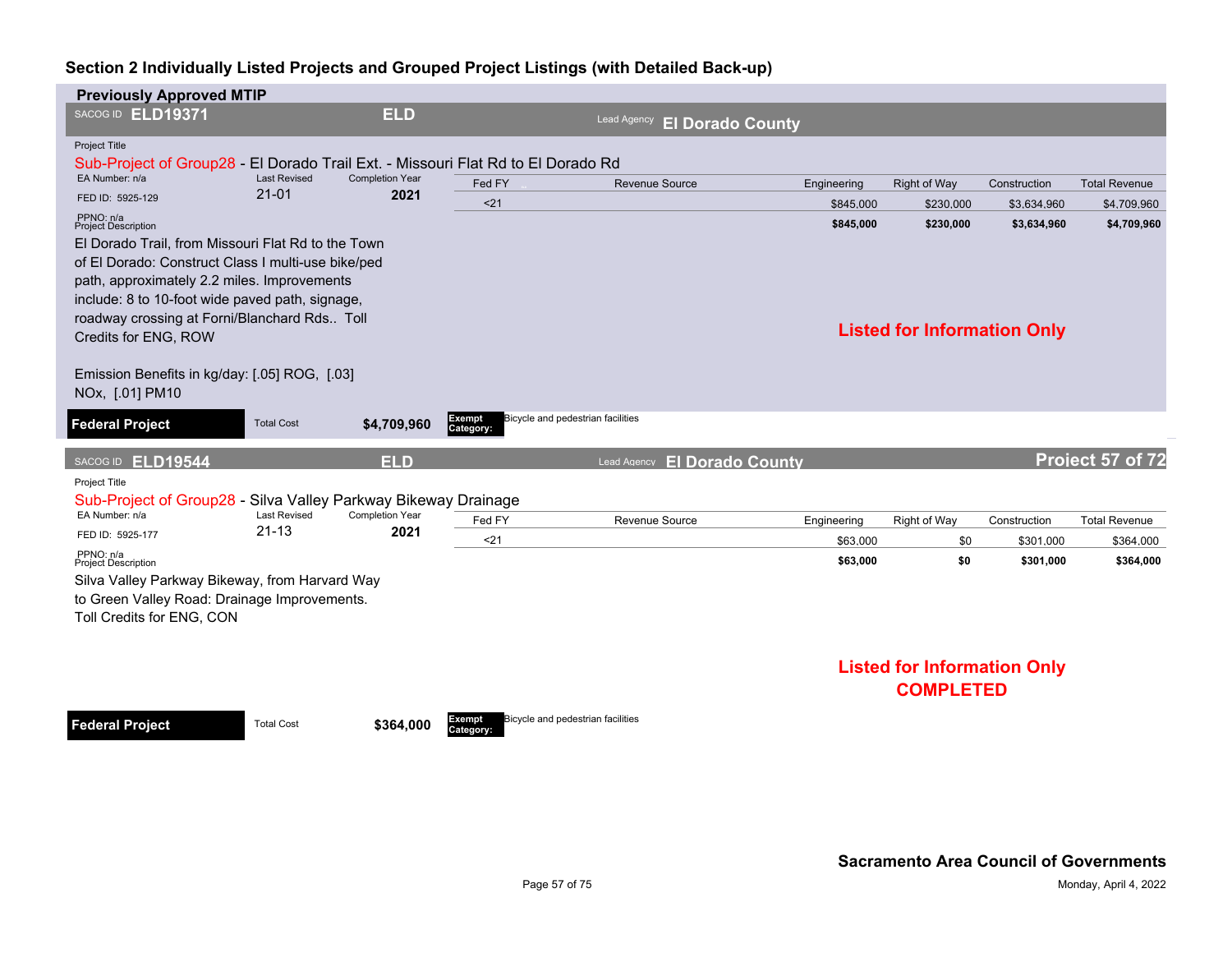## Section 2 Individually Listed Projects and Grouped Project Listings (with Detailed Back-up)

### Previously Approved MTIP

**SACOG ID ELD19371** | **ELD** | Lead Agency **El Dorado County**

Project Title

Sub-Project of Group28 - El Dorado Trail Ext. - Missouri Flat Rd to El Dorado Rd

EA Number: n/a | Last Revised: 21-01 | Completion Year: **2021**

FED ID: 5925-129

PPNO: n/a

Project Description

El Dorado Trail, from Missouri Flat Rd to the Town of El Dorado: Construct Class I multi-use bike/ped path, approximately 2.2 miles. Improvements include: 8 to 10-foot wide paved path, signage, roadway crossing at Forni/Blanchard Rds.. Toll Credits for ENG, ROW

Emission Benefits in kg/day: [.05] ROG, [.03] NOx, [.01] PM10

| Fed FY | Revenue Source | Engineering | Right of Way | Construction | Total Revenue |
|---|---|---|---|---|---|
| <21 | | $845,000 | $230,000 | $3,634,960 | $4,709,960 |
| | | **$845,000** | **$230,000** | **$3,634,960** | **$4,709,960** |

**Listed for Information Only**

**Federal Project** | Total Cost **$4,709,960** | **Exempt Category:** Bicycle and pedestrian facilities

---

**SACOG ID ELD19544** | **ELD** | Lead Agency **El Dorado County** | **Project 57 of 72**

Project Title

Sub-Project of Group28 - Silva Valley Parkway Bikeway Drainage

EA Number: n/a | Last Revised: 21-13 | Completion Year: **2021**

FED ID: 5925-177

PPNO: n/a

Project Description

Silva Valley Parkway Bikeway, from Harvard Way to Green Valley Road: Drainage Improvements. Toll Credits for ENG, CON

| Fed FY | Revenue Source | Engineering | Right of Way | Construction | Total Revenue |
|---|---|---|---|---|---|
| <21 | | $63,000 | $0 | $301,000 | $364,000 |
| | | **$63,000** | **$0** | **$301,000** | **$364,000** |

**Listed for Information Only**
**COMPLETED**

**Federal Project** | Total Cost **$364,000** | **Exempt Category:** Bicycle and pedestrian facilities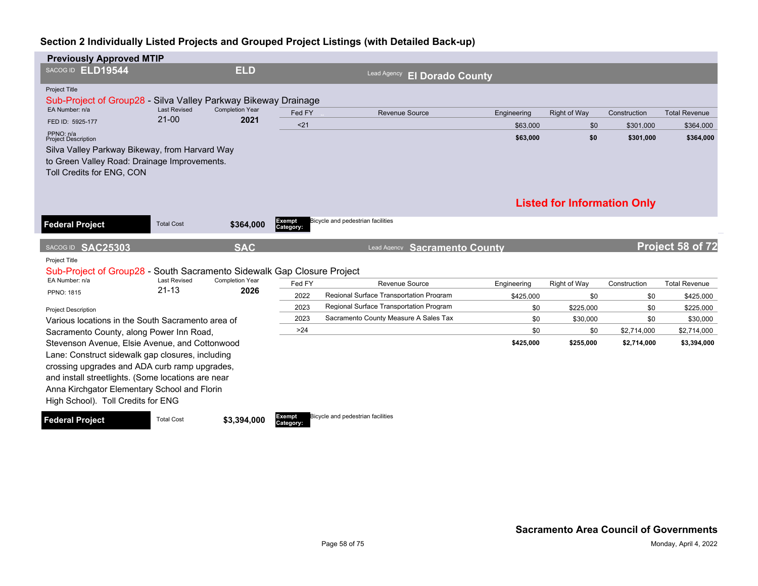## Section 2 Individually Listed Projects and Grouped Project Listings (with Detailed Back-up)

### Previously Approved MTIP

**SACOG ID ELD19544** — **ELD** — Lead Agency **El Dorado County**

Project Title

Sub-Project of Group28 - Silva Valley Parkway Bikeway Drainage

EA Number: n/a | Last Revised: 21-00 | Completion Year: **2021**

FED ID: 5925-177

PPNO: n/a

Project Description

Silva Valley Parkway Bikeway, from Harvard Way to Green Valley Road: Drainage Improvements. Toll Credits for ENG, CON

| Fed FY | Revenue Source | Engineering | Right of Way | Construction | Total Revenue |
|---|---|---|---|---|---|
| <21 | | $63,000 | $0 | $301,000 | $364,000 |
| | | **$63,000** | **$0** | **$301,000** | **$364,000** |

**Listed for Information Only**

**Federal Project** — Total Cost **$364,000** — **Exempt Category:** Bicycle and pedestrian facilities

---

**SACOG ID SAC25303** — **SAC** — Lead Agency **Sacramento County** — **Project 58 of 72**

Project Title

Sub-Project of Group28 - South Sacramento Sidewalk Gap Closure Project

EA Number: n/a | Last Revised: 21-13 | Completion Year: **2026**

PPNO: 1815

Project Description

Various locations in the South Sacramento area of Sacramento County, along Power Inn Road, Stevenson Avenue, Elsie Avenue, and Cottonwood Lane: Construct sidewalk gap closures, including crossing upgrades and ADA curb ramp upgrades, and install streetlights. (Some locations are near Anna Kirchgator Elementary School and Florin High School). Toll Credits for ENG

| Fed FY | Revenue Source | Engineering | Right of Way | Construction | Total Revenue |
|---|---|---|---|---|---|
| 2022 | Regional Surface Transportation Program | $425,000 | $0 | $0 | $425,000 |
| 2023 | Regional Surface Transportation Program | $0 | $225,000 | $0 | $225,000 |
| 2023 | Sacramento County Measure A Sales Tax | $0 | $30,000 | $0 | $30,000 |
| >24 | | $0 | $0 | $2,714,000 | $2,714,000 |
| | | **$425,000** | **$255,000** | **$2,714,000** | **$3,394,000** |

**Federal Project** — Total Cost **$3,394,000** — **Exempt Category:** Bicycle and pedestrian facilities

**Sacramento Area Council of Governments**

Monday, April 4, 2022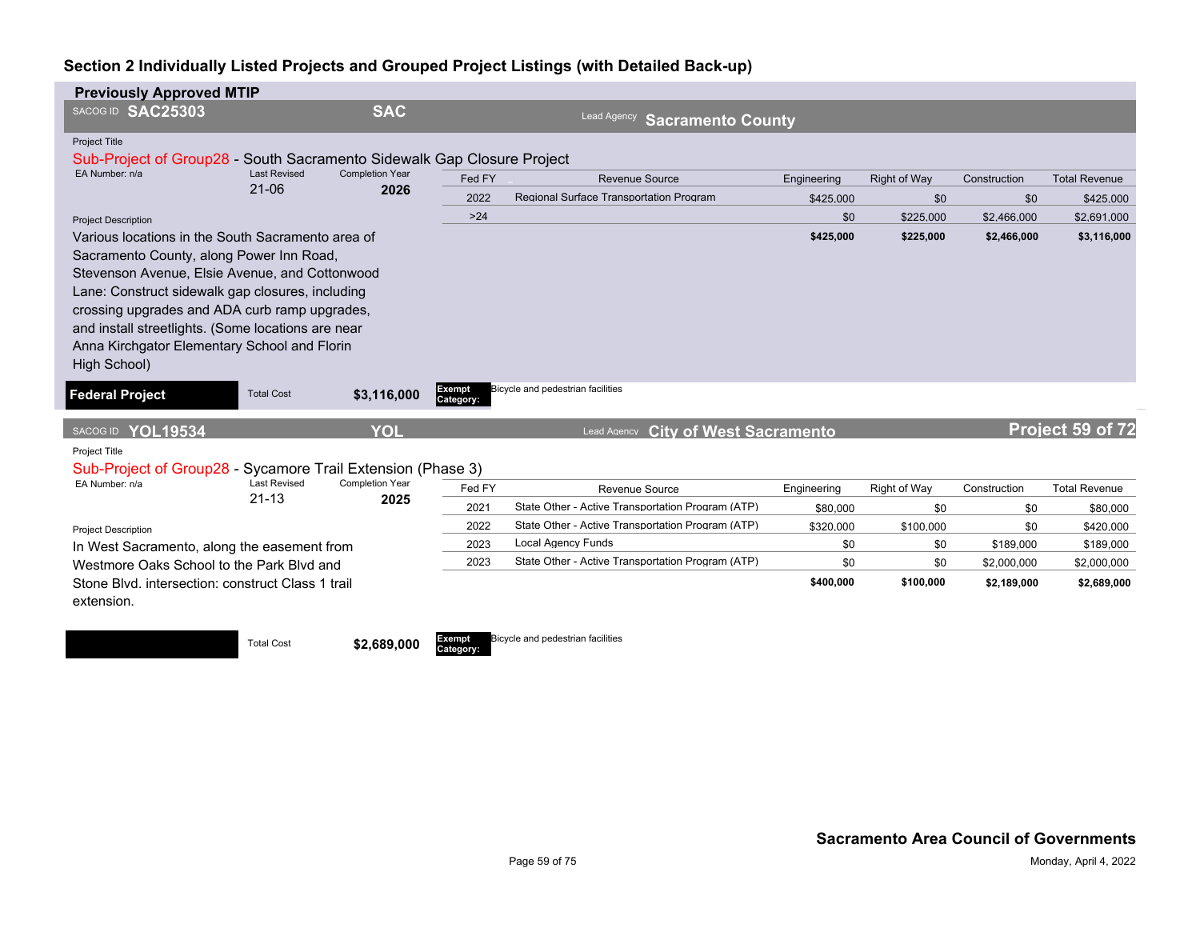## Section 2 Individually Listed Projects and Grouped Project Listings (with Detailed Back-up)

### Previously Approved MTIP

**SACOG ID SAC25303** | **SAC** | Lead Agency **Sacramento County**

Project Title

Sub-Project of Group28 - South Sacramento Sidewalk Gap Closure Project

EA Number: n/a | Last Revised: 21-06 | Completion Year: **2026**

| Fed FY | Revenue Source | Engineering | Right of Way | Construction | Total Revenue |
|---|---|---|---|---|---|
| 2022 | Regional Surface Transportation Program | $425,000 | $0 | $0 | $425,000 |
| >24 | | $0 | $225,000 | $2,466,000 | $2,691,000 |
| | | **$425,000** | **$225,000** | **$2,466,000** | **$3,116,000** |

Project Description

Various locations in the South Sacramento area of Sacramento County, along Power Inn Road, Stevenson Avenue, Elsie Avenue, and Cottonwood Lane: Construct sidewalk gap closures, including crossing upgrades and ADA curb ramp upgrades, and install streetlights. (Some locations are near Anna Kirchgator Elementary School and Florin High School)

**Federal Project** | Total Cost **$3,116,000** | **Exempt Category:** Bicycle and pedestrian facilities

---

**SACOG ID YOL19534** | **YOL** | Lead Agency **City of West Sacramento** | **Project 59 of 72**

Project Title

Sub-Project of Group28 - Sycamore Trail Extension (Phase 3)

EA Number: n/a | Last Revised: 21-13 | Completion Year: **2025**

| Fed FY | Revenue Source | Engineering | Right of Way | Construction | Total Revenue |
|---|---|---|---|---|---|
| 2021 | State Other - Active Transportation Program (ATP) | $80,000 | $0 | $0 | $80,000 |
| 2022 | State Other - Active Transportation Program (ATP) | $320,000 | $100,000 | $0 | $420,000 |
| 2023 | Local Agency Funds | $0 | $0 | $189,000 | $189,000 |
| 2023 | State Other - Active Transportation Program (ATP) | $0 | $0 | $2,000,000 | $2,000,000 |
| | | **$400,000** | **$100,000** | **$2,189,000** | **$2,689,000** |

Project Description

In West Sacramento, along the easement from Westmore Oaks School to the Park Blvd and Stone Blvd. intersection: construct Class 1 trail extension.

Total Cost **$2,689,000** | **Exempt Category:** Bicycle and pedestrian facilities

**Sacramento Area Council of Governments**

Monday, April 4, 2022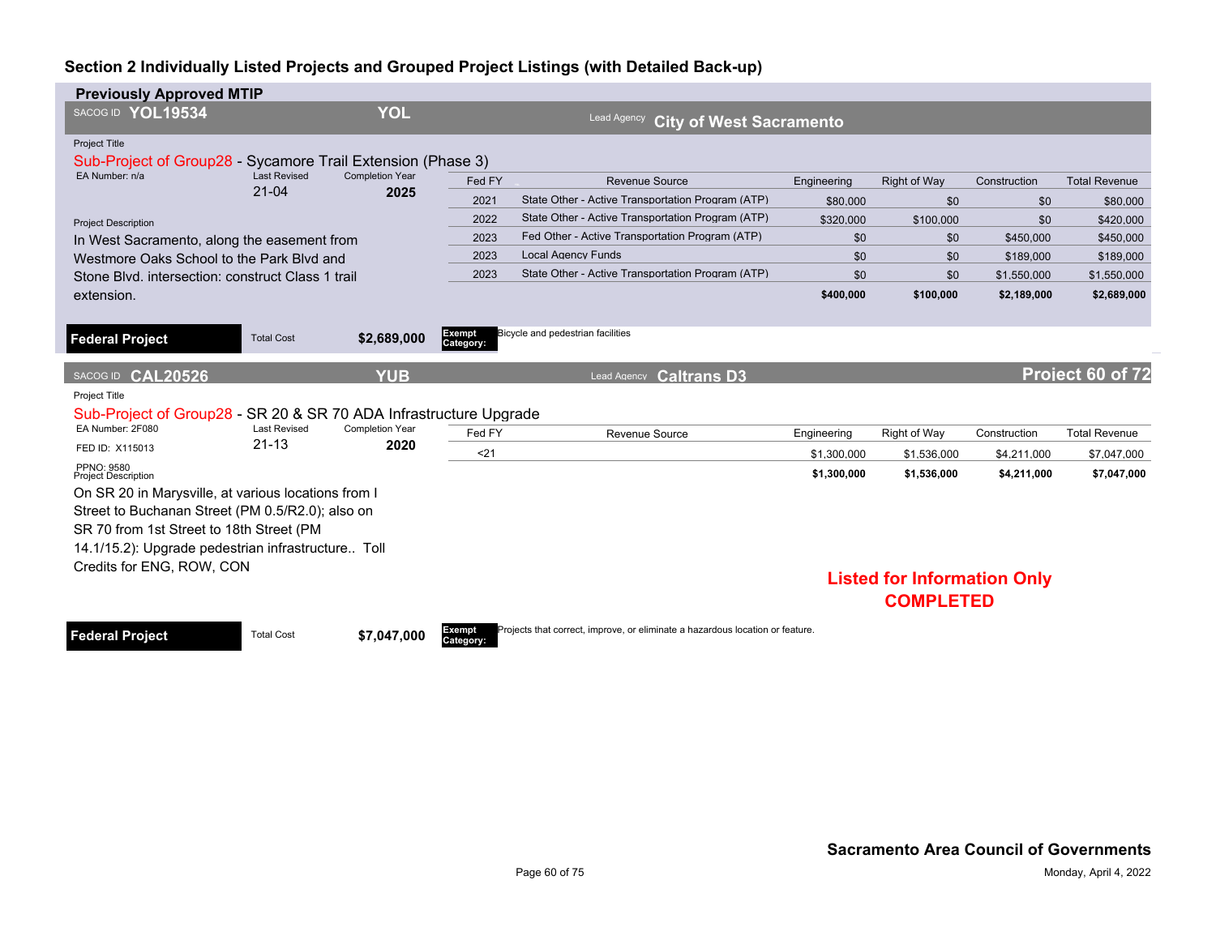## Section 2 Individually Listed Projects and Grouped Project Listings (with Detailed Back-up)

### Previously Approved MTIP

**SACOG ID YOL19534** | **YOL** | Lead Agency **City of West Sacramento**

Project Title

Sub-Project of Group28 - Sycamore Trail Extension (Phase 3)

EA Number: n/a | Last Revised: 21-04 | Completion Year: **2025**

Project Description

In West Sacramento, along the easement from Westmore Oaks School to the Park Blvd and Stone Blvd. intersection: construct Class 1 trail extension.

| Fed FY | Revenue Source | Engineering | Right of Way | Construction | Total Revenue |
|---|---|---|---|---|---|
| 2021 | State Other - Active Transportation Program (ATP) | $80,000 | $0 | $0 | $80,000 |
| 2022 | State Other - Active Transportation Program (ATP) | $320,000 | $100,000 | $0 | $420,000 |
| 2023 | Fed Other - Active Transportation Program (ATP) | $0 | $0 | $450,000 | $450,000 |
| 2023 | Local Agency Funds | $0 | $0 | $189,000 | $189,000 |
| 2023 | State Other - Active Transportation Program (ATP) | $0 | $0 | $1,550,000 | $1,550,000 |
| | | **$400,000** | **$100,000** | **$2,189,000** | **$2,689,000** |

**Federal Project** | Total Cost **$2,689,000** | **Exempt Category:** Bicycle and pedestrian facilities

---

**SACOG ID CAL20526** | **YUB** | Lead Agency **Caltrans D3**

Project Title

Sub-Project of Group28 - SR 20 & SR 70 ADA Infrastructure Upgrade

EA Number: 2F080 | Last Revised: 21-13 | Completion Year: **2020**

FED ID: X115013

PPNO: 9580

Project Description

On SR 20 in Marysville, at various locations from I Street to Buchanan Street (PM 0.5/R2.0); also on SR 70 from 1st Street to 18th Street (PM 14.1/15.2): Upgrade pedestrian infrastructure.. Toll Credits for ENG, ROW, CON

| Fed FY | Revenue Source | Engineering | Right of Way | Construction | Total Revenue |
|---|---|---|---|---|---|
| <21 | | $1,300,000 | $1,536,000 | $4,211,000 | $7,047,000 |
| | | **$1,300,000** | **$1,536,000** | **$4,211,000** | **$7,047,000** |

**Listed for Information Only**
**COMPLETED**

**Federal Project** | Total Cost **$7,047,000** | **Exempt Category:** Projects that correct, improve, or eliminate a hazardous location or feature.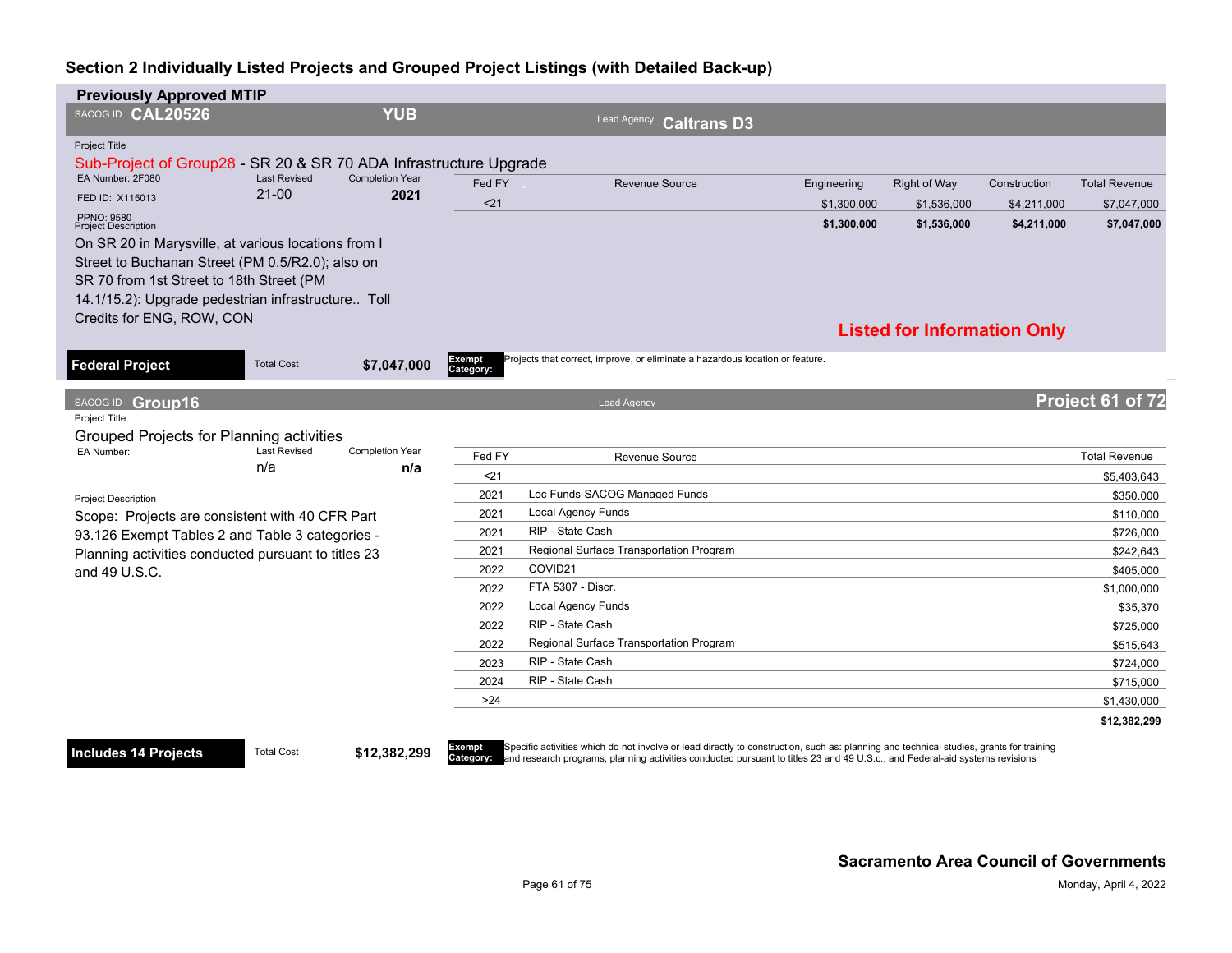## Section 2 Individually Listed Projects and Grouped Project Listings (with Detailed Back-up)

### Previously Approved MTIP

**SACOG ID CAL20526** — **YUB** — Lead Agency **Caltrans D3**

Project Title

Sub-Project of Group28 - SR 20 & SR 70 ADA Infrastructure Upgrade

EA Number: 2F080 | Last Revised: 21-00 | Completion Year: **2021**

FED ID: X115013

PPNO: 9580

Project Description

On SR 20 in Marysville, at various locations from I Street to Buchanan Street (PM 0.5/R2.0); also on SR 70 from 1st Street to 18th Street (PM 14.1/15.2): Upgrade pedestrian infrastructure.. Toll Credits for ENG, ROW, CON

| Fed FY | Revenue Source | Engineering | Right of Way | Construction | Total Revenue |
|---|---|---|---|---|---|
| <21 | | $1,300,000 | $1,536,000 | $4,211,000 | $7,047,000 |
| | | **$1,300,000** | **$1,536,000** | **$4,211,000** | **$7,047,000** |

**Listed for Information Only**

**Federal Project** — Total Cost **$7,047,000**

**Exempt Category:** Projects that correct, improve, or eliminate a hazardous location or feature.

---

**SACOG ID Group16** — Lead Agency

Project Title

Grouped Projects for Planning activities

EA Number: | Last Revised: n/a | Completion Year: **n/a**

Project Description

Scope: Projects are consistent with 40 CFR Part 93.126 Exempt Tables 2 and Table 3 categories - Planning activities conducted pursuant to titles 23 and 49 U.S.C.

| Fed FY | Revenue Source | Total Revenue |
|---|---|---|
| <21 | | $5,403,643 |
| 2021 | Loc Funds-SACOG Managed Funds | $350,000 |
| 2021 | Local Agency Funds | $110,000 |
| 2021 | RIP - State Cash | $726,000 |
| 2021 | Regional Surface Transportation Program | $242,643 |
| 2022 | COVID21 | $405,000 |
| 2022 | FTA 5307 - Discr. | $1,000,000 |
| 2022 | Local Agency Funds | $35,370 |
| 2022 | RIP - State Cash | $725,000 |
| 2022 | Regional Surface Transportation Program | $515,643 |
| 2023 | RIP - State Cash | $724,000 |
| 2024 | RIP - State Cash | $715,000 |
| >24 | | $1,430,000 |
| | | **$12,382,299** |

**Includes 14 Projects** — Total Cost **$12,382,299**

**Exempt Category:** Specific activities which do not involve or lead directly to construction, such as: planning and technical studies, grants for training and research programs, planning activities conducted pursuant to titles 23 and 49 U.S.c., and Federal-aid systems revisions

**Sacramento Area Council of Governments**

Monday, April 4, 2022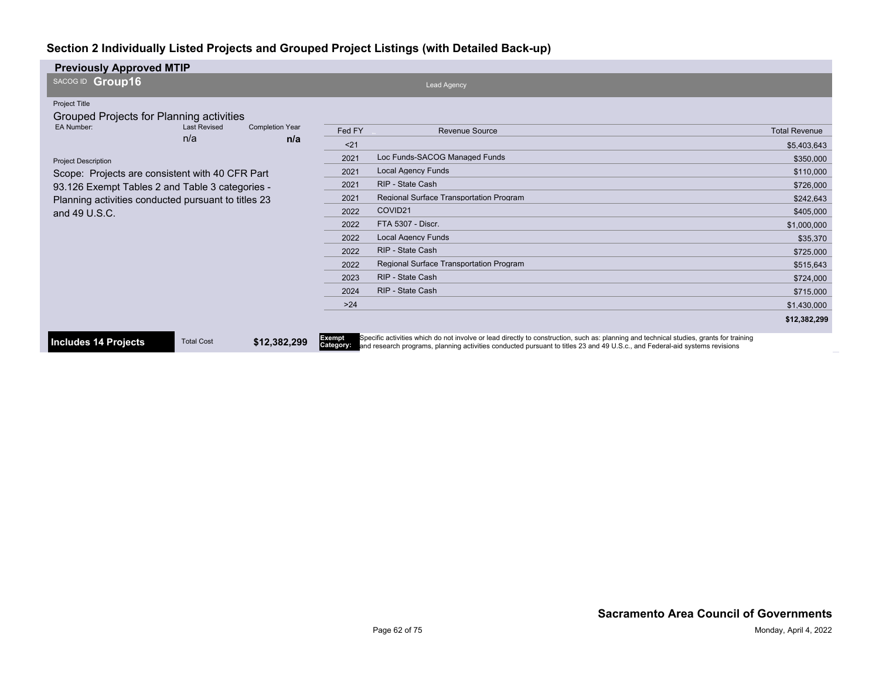## Section 2 Individually Listed Projects and Grouped Project Listings (with Detailed Back-up)

**Previously Approved MTIP**

SACOG ID **Group16**

Lead Agency

Project Title

Grouped Projects for Planning activities

| EA Number: | Last Revised | Completion Year |
|---|---|---|
| | n/a | n/a |

Project Description

Scope: Projects are consistent with 40 CFR Part 93.126 Exempt Tables 2 and Table 3 categories - Planning activities conducted pursuant to titles 23 and 49 U.S.C.

| Fed FY | Revenue Source | Total Revenue |
|---|---|---|
| <21 | | $5,403,643 |
| 2021 | Loc Funds-SACOG Managed Funds | $350,000 |
| 2021 | Local Agency Funds | $110,000 |
| 2021 | RIP - State Cash | $726,000 |
| 2021 | Regional Surface Transportation Program | $242,643 |
| 2022 | COVID21 | $405,000 |
| 2022 | FTA 5307 - Discr. | $1,000,000 |
| 2022 | Local Agency Funds | $35,370 |
| 2022 | RIP - State Cash | $725,000 |
| 2022 | Regional Surface Transportation Program | $515,643 |
| 2023 | RIP - State Cash | $724,000 |
| 2024 | RIP - State Cash | $715,000 |
| >24 | | $1,430,000 |
| | | **$12,382,299** |

**Includes 14 Projects** Total Cost **$12,382,299**

**Exempt Category:** Specific activities which do not involve or lead directly to construction, such as: planning and technical studies, grants for training and research programs, planning activities conducted pursuant to titles 23 and 49 U.S.c., and Federal-aid systems revisions

**Sacramento Area Council of Governments**

Monday, April 4, 2022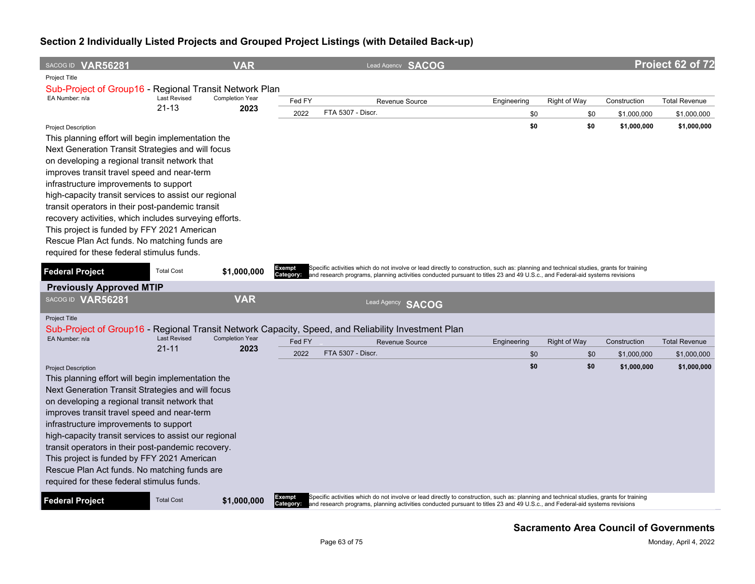## Section 2 Individually Listed Projects and Grouped Project Listings (with Detailed Back-up)

**SACOG ID VAR56281** | **VAR** | Lead Agency **SACOG** | **Project 62 of 72**

Project Title

Sub-Project of Group16 - Regional Transit Network Plan

| EA Number: n/a | Last Revised | Completion Year |
|---|---|---|
| | 21-13 | 2023 |

| Fed FY | Revenue Source | Engineering | Right of Way | Construction | Total Revenue |
|---|---|---|---|---|---|
| 2022 | FTA 5307 - Discr. | $0 | $0 | $1,000,000 | $1,000,000 |
| | | **$0** | **$0** | **$1,000,000** | **$1,000,000** |

Project Description

This planning effort will begin implementation the Next Generation Transit Strategies and will focus on developing a regional transit network that improves transit travel speed and near-term infrastructure improvements to support high-capacity transit services to assist our regional transit operators in their post-pandemic transit recovery activities, which includes surveying efforts. This project is funded by FFY 2021 American Rescue Plan Act funds. No matching funds are required for these federal stimulus funds.

**Federal Project** | Total Cost **$1,000,000**

**Exempt Category:** Specific activities which do not involve or lead directly to construction, such as: planning and technical studies, grants for training and research programs, planning activities conducted pursuant to titles 23 and 49 U.S.c., and Federal-aid systems revisions

### Previously Approved MTIP

**SACOG ID VAR56281** | **VAR** | Lead Agency **SACOG**

Project Title

Sub-Project of Group16 - Regional Transit Network Capacity, Speed, and Reliability Investment Plan

| EA Number: n/a | Last Revised | Completion Year |
|---|---|---|
| | 21-11 | 2023 |

| Fed FY | Revenue Source | Engineering | Right of Way | Construction | Total Revenue |
|---|---|---|---|---|---|
| 2022 | FTA 5307 - Discr. | $0 | $0 | $1,000,000 | $1,000,000 |
| | | **$0** | **$0** | **$1,000,000** | **$1,000,000** |

Project Description

This planning effort will begin implementation the Next Generation Transit Strategies and will focus on developing a regional transit network that improves transit travel speed and near-term infrastructure improvements to support high-capacity transit services to assist our regional transit operators in their post-pandemic recovery. This project is funded by FFY 2021 American Rescue Plan Act funds. No matching funds are required for these federal stimulus funds.

**Federal Project** | Total Cost **$1,000,000**

**Exempt Category:** Specific activities which do not involve or lead directly to construction, such as: planning and technical studies, grants for training and research programs, planning activities conducted pursuant to titles 23 and 49 U.S.c., and Federal-aid systems revisions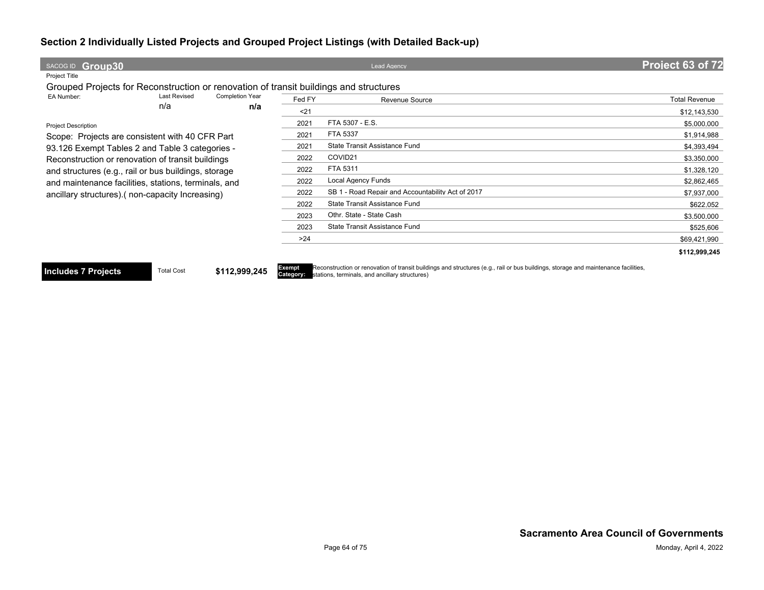## Section 2 Individually Listed Projects and Grouped Project Listings (with Detailed Back-up)

SACOG ID **Group30** | Lead Agency | **Project 63 of 72**

Project Title

Grouped Projects for Reconstruction or renovation of transit buildings and structures

| EA Number: | Last Revised | Completion Year |
|---|---|---|
| | n/a | **n/a** |

Project Description

Scope: Projects are consistent with 40 CFR Part 93.126 Exempt Tables 2 and Table 3 categories - Reconstruction or renovation of transit buildings and structures (e.g., rail or bus buildings, storage and maintenance facilities, stations, terminals, and ancillary structures).( non-capacity Increasing)

| Fed FY | Revenue Source | Total Revenue |
|---|---|---|
| <21 | | $12,143,530 |
| 2021 | FTA 5307 - E.S. | $5,000,000 |
| 2021 | FTA 5337 | $1,914,988 |
| 2021 | State Transit Assistance Fund | $4,393,494 |
| 2022 | COVID21 | $3,350,000 |
| 2022 | FTA 5311 | $1,328,120 |
| 2022 | Local Agency Funds | $2,862,465 |
| 2022 | SB 1 - Road Repair and Accountability Act of 2017 | $7,937,000 |
| 2022 | State Transit Assistance Fund | $622,052 |
| 2023 | Othr. State - State Cash | $3,500,000 |
| 2023 | State Transit Assistance Fund | $525,606 |
| >24 | | $69,421,990 |
| | | **$112,999,245** |

**Includes 7 Projects** Total Cost **$112,999,245**

**Exempt Category:** Reconstruction or renovation of transit buildings and structures (e.g., rail or bus buildings, storage and maintenance facilities, stations, terminals, and ancillary structures)

**Sacramento Area Council of Governments**

Monday, April 4, 2022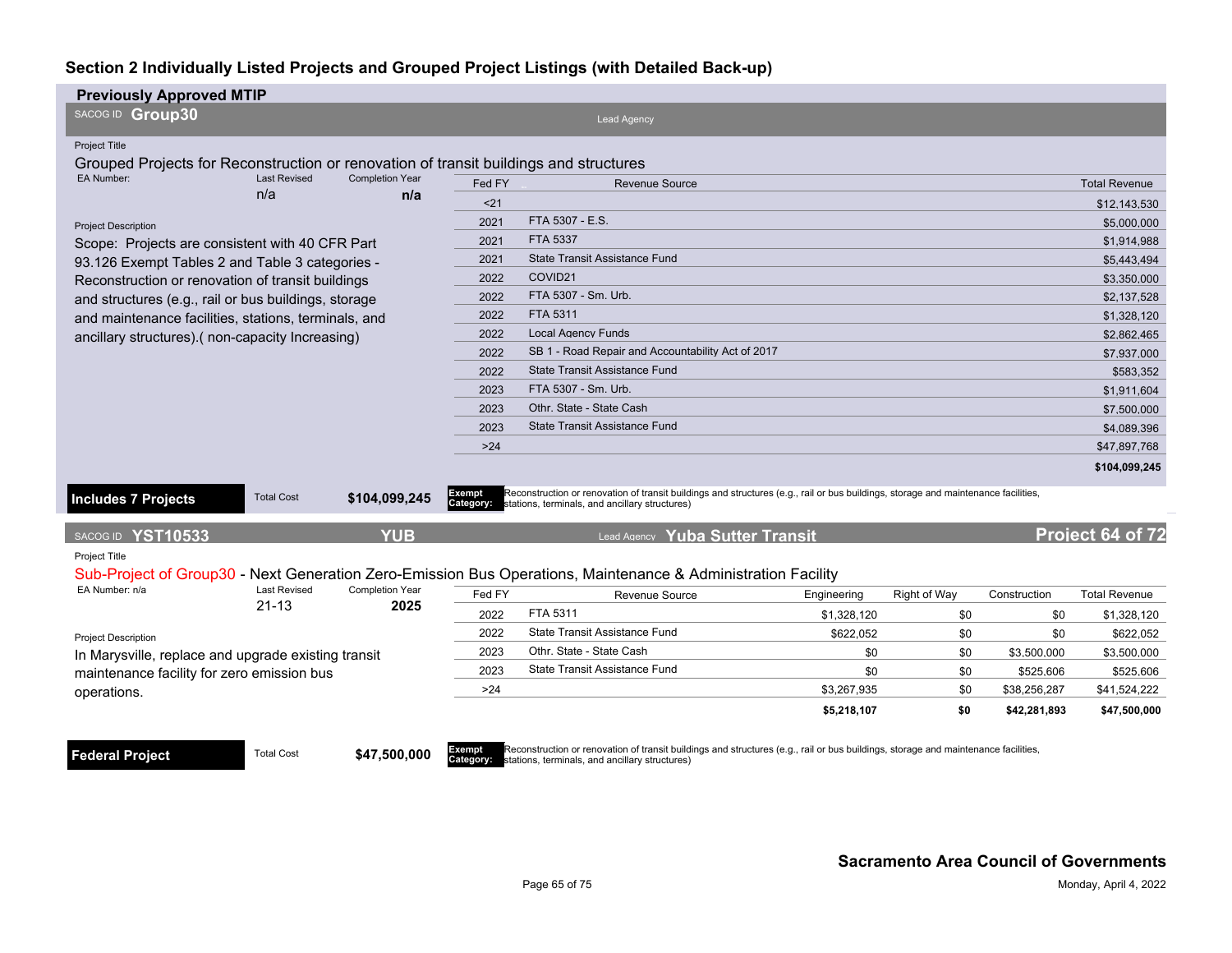## Section 2 Individually Listed Projects and Grouped Project Listings (with Detailed Back-up)

### Previously Approved MTIP

SACOG ID **Group30**

Lead Agency

Project Title

Grouped Projects for Reconstruction or renovation of transit buildings and structures

EA Number:

Last Revised: n/a

Completion Year: **n/a**

Project Description

Scope: Projects are consistent with 40 CFR Part 93.126 Exempt Tables 2 and Table 3 categories - Reconstruction or renovation of transit buildings and structures (e.g., rail or bus buildings, storage and maintenance facilities, stations, terminals, and ancillary structures).( non-capacity Increasing)

| Fed FY | Revenue Source | Total Revenue |
|---|---|---|
| <21 | | $12,143,530 |
| 2021 | FTA 5307 - E.S. | $5,000,000 |
| 2021 | FTA 5337 | $1,914,988 |
| 2021 | State Transit Assistance Fund | $5,443,494 |
| 2022 | COVID21 | $3,350,000 |
| 2022 | FTA 5307 - Sm. Urb. | $2,137,528 |
| 2022 | FTA 5311 | $1,328,120 |
| 2022 | Local Agency Funds | $2,862,465 |
| 2022 | SB 1 - Road Repair and Accountability Act of 2017 | $7,937,000 |
| 2022 | State Transit Assistance Fund | $583,352 |
| 2023 | FTA 5307 - Sm. Urb. | $1,911,604 |
| 2023 | Othr. State - State Cash | $7,500,000 |
| 2023 | State Transit Assistance Fund | $4,089,396 |
| >24 | | $47,897,768 |
| | | **$104,099,245** |

**Includes 7 Projects** | Total Cost **$104,099,245**

**Exempt Category:** Reconstruction or renovation of transit buildings and structures (e.g., rail or bus buildings, storage and maintenance facilities, stations, terminals, and ancillary structures)

---

SACOG ID **YST10533** **YUB** Lead Agency **Yuba Sutter Transit** **Project 64 of 72**

Project Title

Sub-Project of Group30 - Next Generation Zero-Emission Bus Operations, Maintenance & Administration Facility

EA Number: n/a

Last Revised: 21-13

Completion Year: **2025**

Project Description

In Marysville, replace and upgrade existing transit maintenance facility for zero emission bus operations.

| Fed FY | Revenue Source | Engineering | Right of Way | Construction | Total Revenue |
|---|---|---|---|---|---|
| 2022 | FTA 5311 | $1,328,120 | $0 | $0 | $1,328,120 |
| 2022 | State Transit Assistance Fund | $622,052 | $0 | $0 | $622,052 |
| 2023 | Othr. State - State Cash | $0 | $0 | $3,500,000 | $3,500,000 |
| 2023 | State Transit Assistance Fund | $0 | $0 | $525,606 | $525,606 |
| >24 | | $3,267,935 | $0 | $38,256,287 | $41,524,222 |
| | | **$5,218,107** | **$0** | **$42,281,893** | **$47,500,000** |

**Federal Project** | Total Cost **$47,500,000**

**Exempt Category:** Reconstruction or renovation of transit buildings and structures (e.g., rail or bus buildings, storage and maintenance facilities, stations, terminals, and ancillary structures)

**Sacramento Area Council of Governments**

Monday, April 4, 2022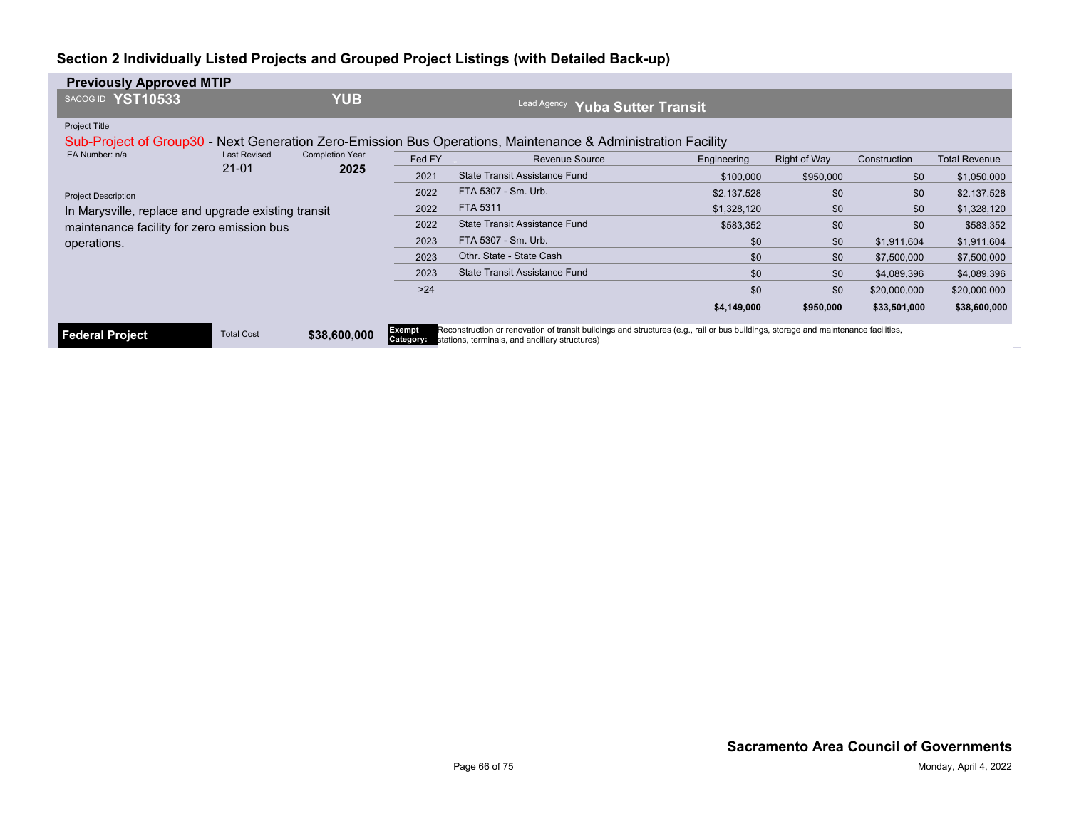## Section 2 Individually Listed Projects and Grouped Project Listings (with Detailed Back-up)

**Previously Approved MTIP**

SACOG ID **YST10533** | **YUB** | Lead Agency **Yuba Sutter Transit**

Project Title

Sub-Project of Group30 - Next Generation Zero-Emission Bus Operations, Maintenance & Administration Facility

EA Number: n/a | Last Revised: 21-01 | Completion Year: **2025**

Project Description

In Marysville, replace and upgrade existing transit maintenance facility for zero emission bus operations.

| Fed FY | Revenue Source | Engineering | Right of Way | Construction | Total Revenue |
|---|---|---|---|---|---|
| 2021 | State Transit Assistance Fund | $100,000 | $950,000 | $0 | $1,050,000 |
| 2022 | FTA 5307 - Sm. Urb. | $2,137,528 | $0 | $0 | $2,137,528 |
| 2022 | FTA 5311 | $1,328,120 | $0 | $0 | $1,328,120 |
| 2022 | State Transit Assistance Fund | $583,352 | $0 | $0 | $583,352 |
| 2023 | FTA 5307 - Sm. Urb. | $0 | $0 | $1,911,604 | $1,911,604 |
| 2023 | Othr. State - State Cash | $0 | $0 | $7,500,000 | $7,500,000 |
| 2023 | State Transit Assistance Fund | $0 | $0 | $4,089,396 | $4,089,396 |
| >24 | | $0 | $0 | $20,000,000 | $20,000,000 |
| | | **$4,149,000** | **$950,000** | **$33,501,000** | **$38,600,000** |

**Federal Project** | Total Cost **$38,600,000**

**Exempt Category:** Reconstruction or renovation of transit buildings and structures (e.g., rail or bus buildings, storage and maintenance facilities, stations, terminals, and ancillary structures)

**Sacramento Area Council of Governments**

Monday, April 4, 2022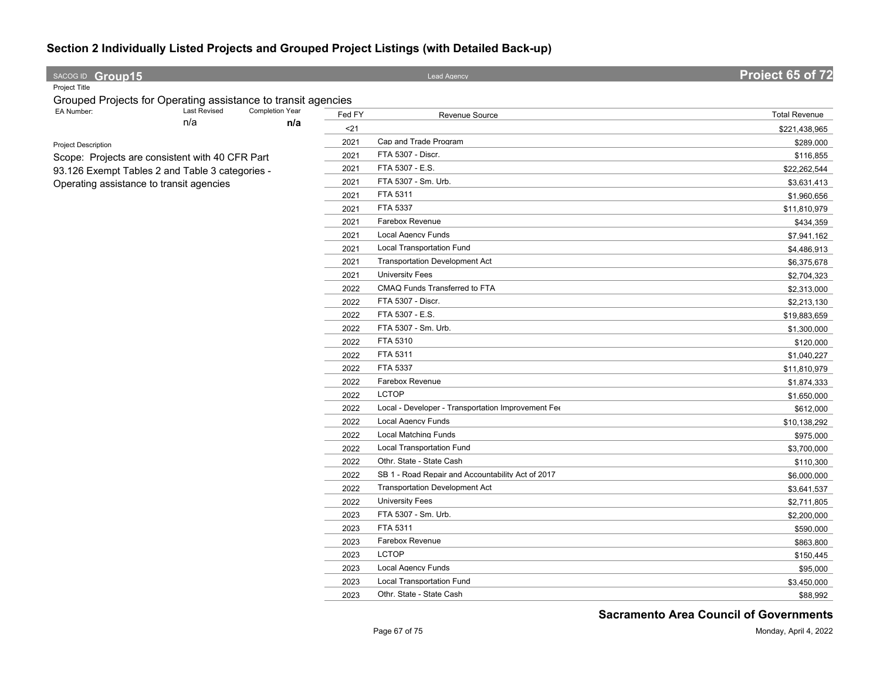# Section 2 Individually Listed Projects and Grouped Project Listings (with Detailed Back-up)

SACOG ID **Group15** | Lead Agency | **Project 65 of 72**

Project Title

Grouped Projects for Operating assistance to transit agencies

| EA Number: | Last Revised | Completion Year |
|---|---|---|
| | n/a | **n/a** |

Project Description

Scope: Projects are consistent with 40 CFR Part 93.126 Exempt Tables 2 and Table 3 categories - Operating assistance to transit agencies

| Fed FY | Revenue Source | Total Revenue |
|---|---|---|
| <21 | | $221,438,965 |
| 2021 | Cap and Trade Program | $289,000 |
| 2021 | FTA 5307 - Discr. | $116,855 |
| 2021 | FTA 5307 - E.S. | $22,262,544 |
| 2021 | FTA 5307 - Sm. Urb. | $3,631,413 |
| 2021 | FTA 5311 | $1,960,656 |
| 2021 | FTA 5337 | $11,810,979 |
| 2021 | Farebox Revenue | $434,359 |
| 2021 | Local Agency Funds | $7,941,162 |
| 2021 | Local Transportation Fund | $4,486,913 |
| 2021 | Transportation Development Act | $6,375,678 |
| 2021 | University Fees | $2,704,323 |
| 2022 | CMAQ Funds Transferred to FTA | $2,313,000 |
| 2022 | FTA 5307 - Discr. | $2,213,130 |
| 2022 | FTA 5307 - E.S. | $19,883,659 |
| 2022 | FTA 5307 - Sm. Urb. | $1,300,000 |
| 2022 | FTA 5310 | $120,000 |
| 2022 | FTA 5311 | $1,040,227 |
| 2022 | FTA 5337 | $11,810,979 |
| 2022 | Farebox Revenue | $1,874,333 |
| 2022 | LCTOP | $1,650,000 |
| 2022 | Local - Developer - Transportation Improvement Fee | $612,000 |
| 2022 | Local Agency Funds | $10,138,292 |
| 2022 | Local Matching Funds | $975,000 |
| 2022 | Local Transportation Fund | $3,700,000 |
| 2022 | Othr. State - State Cash | $110,300 |
| 2022 | SB 1 - Road Repair and Accountability Act of 2017 | $6,000,000 |
| 2022 | Transportation Development Act | $3,641,537 |
| 2022 | University Fees | $2,711,805 |
| 2023 | FTA 5307 - Sm. Urb. | $2,200,000 |
| 2023 | FTA 5311 | $590,000 |
| 2023 | Farebox Revenue | $863,800 |
| 2023 | LCTOP | $150,445 |
| 2023 | Local Agency Funds | $95,000 |
| 2023 | Local Transportation Fund | $3,450,000 |
| 2023 | Othr. State - State Cash | $88,992 |

**Sacramento Area Council of Governments**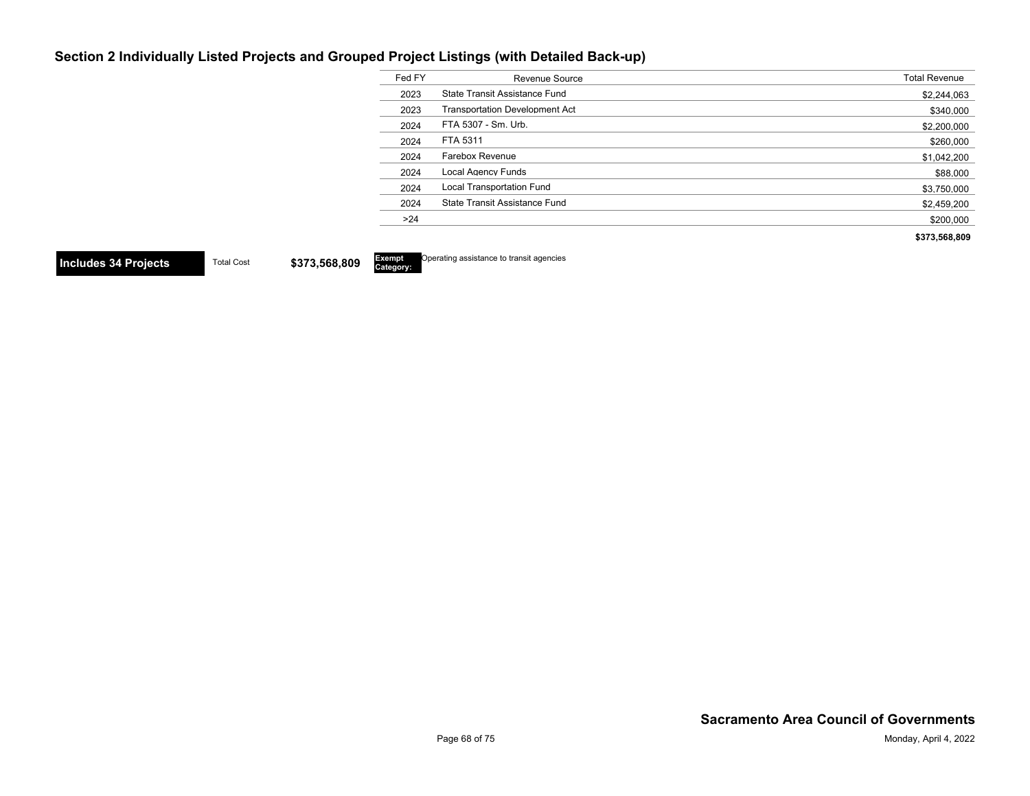## Section 2 Individually Listed Projects and Grouped Project Listings (with Detailed Back-up)

| Fed FY | Revenue Source | Total Revenue |
|---|---|---|
| 2023 | State Transit Assistance Fund | $2,244,063 |
| 2023 | Transportation Development Act | $340,000 |
| 2024 | FTA 5307 - Sm. Urb. | $2,200,000 |
| 2024 | FTA 5311 | $260,000 |
| 2024 | Farebox Revenue | $1,042,200 |
| 2024 | Local Agency Funds | $88,000 |
| 2024 | Local Transportation Fund | $3,750,000 |
| 2024 | State Transit Assistance Fund | $2,459,200 |
| >24 | | $200,000 |
| | | **$373,568,809** |

**Includes 34 Projects** Total Cost **$373,568,809** **Exempt Category:** Operating assistance to transit agencies

**Sacramento Area Council of Governments**

Monday, April 4, 2022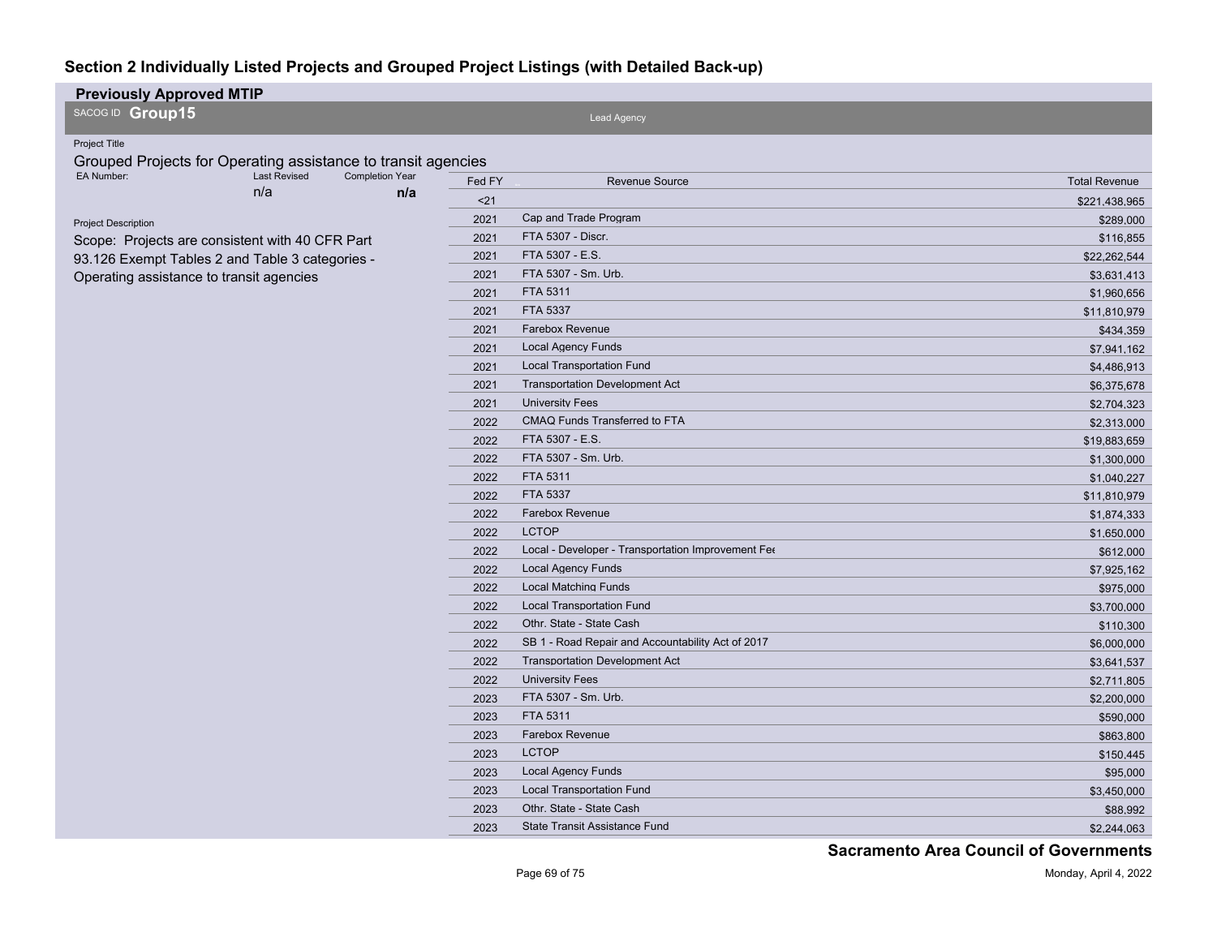# Section 2 Individually Listed Projects and Grouped Project Listings (with Detailed Back-up)

**Previously Approved MTIP**

SACOG ID **Group15**

Lead Agency

Project Title

Grouped Projects for Operating assistance to transit agencies

| EA Number: | Last Revised | Completion Year |
|---|---|---|
| | n/a | **n/a** |

Project Description

Scope: Projects are consistent with 40 CFR Part 93.126 Exempt Tables 2 and Table 3 categories - Operating assistance to transit agencies

| Fed FY | Revenue Source | Total Revenue |
|---|---|---|
| <21 | | $221,438,965 |
| 2021 | Cap and Trade Program | $289,000 |
| 2021 | FTA 5307 - Discr. | $116,855 |
| 2021 | FTA 5307 - E.S. | $22,262,544 |
| 2021 | FTA 5307 - Sm. Urb. | $3,631,413 |
| 2021 | FTA 5311 | $1,960,656 |
| 2021 | FTA 5337 | $11,810,979 |
| 2021 | Farebox Revenue | $434,359 |
| 2021 | Local Agency Funds | $7,941,162 |
| 2021 | Local Transportation Fund | $4,486,913 |
| 2021 | Transportation Development Act | $6,375,678 |
| 2021 | University Fees | $2,704,323 |
| 2022 | CMAQ Funds Transferred to FTA | $2,313,000 |
| 2022 | FTA 5307 - E.S. | $19,883,659 |
| 2022 | FTA 5307 - Sm. Urb. | $1,300,000 |
| 2022 | FTA 5311 | $1,040,227 |
| 2022 | FTA 5337 | $11,810,979 |
| 2022 | Farebox Revenue | $1,874,333 |
| 2022 | LCTOP | $1,650,000 |
| 2022 | Local - Developer - Transportation Improvement Fee | $612,000 |
| 2022 | Local Agency Funds | $7,925,162 |
| 2022 | Local Matching Funds | $975,000 |
| 2022 | Local Transportation Fund | $3,700,000 |
| 2022 | Othr. State - State Cash | $110,300 |
| 2022 | SB 1 - Road Repair and Accountability Act of 2017 | $6,000,000 |
| 2022 | Transportation Development Act | $3,641,537 |
| 2022 | University Fees | $2,711,805 |
| 2023 | FTA 5307 - Sm. Urb. | $2,200,000 |
| 2023 | FTA 5311 | $590,000 |
| 2023 | Farebox Revenue | $863,800 |
| 2023 | LCTOP | $150,445 |
| 2023 | Local Agency Funds | $95,000 |
| 2023 | Local Transportation Fund | $3,450,000 |
| 2023 | Othr. State - State Cash | $88,992 |
| 2023 | State Transit Assistance Fund | $2,244,063 |

**Sacramento Area Council of Governments**

Monday, April 4, 2022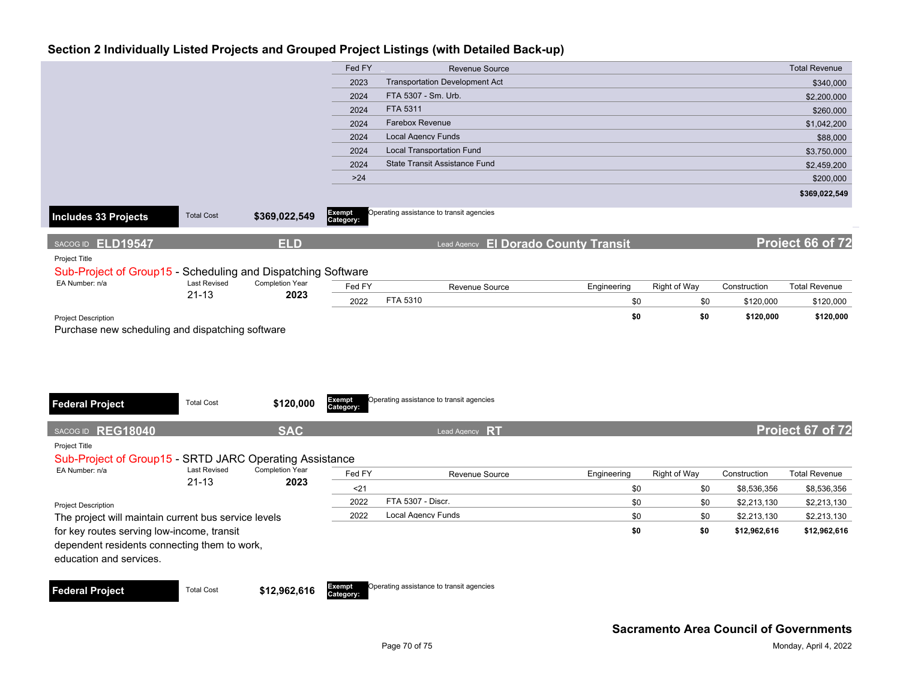## Section 2 Individually Listed Projects and Grouped Project Listings (with Detailed Back-up)

| Fed FY | Revenue Source | Total Revenue |
|---|---|---|
| 2023 | Transportation Development Act | $340,000 |
| 2024 | FTA 5307 - Sm. Urb. | $2,200,000 |
| 2024 | FTA 5311 | $260,000 |
| 2024 | Farebox Revenue | $1,042,200 |
| 2024 | Local Agency Funds | $88,000 |
| 2024 | Local Transportation Fund | $3,750,000 |
| 2024 | State Transit Assistance Fund | $2,459,200 |
| >24 | | $200,000 |
| | | **$369,022,549** |

**Includes 33 Projects** | Total Cost **$369,022,549** | **Exempt Category:** Operating assistance to transit agencies

---

SACOG ID **ELD19547** | **ELD** | Lead Agency **El Dorado County Transit** | **Project 66 of 72**

Project Title

Sub-Project of Group15 - Scheduling and Dispatching Software

EA Number: n/a | Last Revised 21-13 | Completion Year **2023**

| Fed FY | Revenue Source | Engineering | Right of Way | Construction | Total Revenue |
|---|---|---|---|---|---|
| 2022 | FTA 5310 | $0 | $0 | $120,000 | $120,000 |
| | | **$0** | **$0** | **$120,000** | **$120,000** |

Project Description

Purchase new scheduling and dispatching software

**Federal Project** | Total Cost **$120,000** | **Exempt Category:** Operating assistance to transit agencies

---

SACOG ID **REG18040** | **SAC** | Lead Agency **RT** | **Project 67 of 72**

Project Title

Sub-Project of Group15 - SRTD JARC Operating Assistance

EA Number: n/a | Last Revised 21-13 | Completion Year **2023**

| Fed FY | Revenue Source | Engineering | Right of Way | Construction | Total Revenue |
|---|---|---|---|---|---|
| <21 | | $0 | $0 | $8,536,356 | $8,536,356 |
| 2022 | FTA 5307 - Discr. | $0 | $0 | $2,213,130 | $2,213,130 |
| 2022 | Local Agency Funds | $0 | $0 | $2,213,130 | $2,213,130 |
| | | **$0** | **$0** | **$12,962,616** | **$12,962,616** |

Project Description

The project will maintain current bus service levels for key routes serving low-income, transit dependent residents connecting them to work, education and services.

**Federal Project** | Total Cost **$12,962,616** | **Exempt Category:** Operating assistance to transit agencies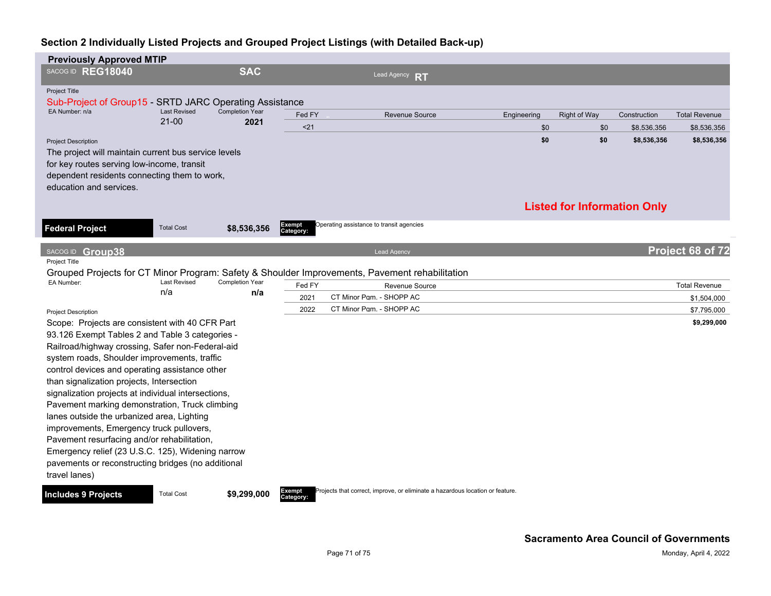## Section 2 Individually Listed Projects and Grouped Project Listings (with Detailed Back-up)

**Previously Approved MTIP**

SACOG ID **REG18040** | **SAC** | Lead Agency **RT**

Project Title

Sub-Project of Group15 - SRTD JARC Operating Assistance

EA Number: n/a | Last Revised: 21-00 | Completion Year: **2021**

| Fed FY | Revenue Source | Engineering | Right of Way | Construction | Total Revenue |
|---|---|---|---|---|---|
| <21 | | $0 | $0 | $8,536,356 | $8,536,356 |
| | | **$0** | **$0** | **$8,536,356** | **$8,536,356** |

Project Description

The project will maintain current bus service levels for key routes serving low-income, transit dependent residents connecting them to work, education and services.

**Listed for Information Only**

**Federal Project** | Total Cost **$8,536,356** | **Exempt Category:** Operating assistance to transit agencies

---

SACOG ID **Group38** | Lead Agency | **Project 68 of 72**

Project Title

Grouped Projects for CT Minor Program: Safety & Shoulder Improvements, Pavement rehabilitation

EA Number: | Last Revised: n/a | Completion Year: **n/a**

| Fed FY | Revenue Source | Total Revenue |
|---|---|---|
| 2021 | CT Minor Pgm. - SHOPP AC | $1,504,000 |
| 2022 | CT Minor Pgm. - SHOPP AC | $7,795,000 |
| | | **$9,299,000** |

Project Description

Scope: Projects are consistent with 40 CFR Part 93.126 Exempt Tables 2 and Table 3 categories - Railroad/highway crossing, Safer non-Federal-aid system roads, Shoulder improvements, traffic control devices and operating assistance other than signalization projects, Intersection signalization projects at individual intersections, Pavement marking demonstration, Truck climbing lanes outside the urbanized area, Lighting improvements, Emergency truck pullovers, Pavement resurfacing and/or rehabilitation, Emergency relief (23 U.S.C. 125), Widening narrow pavements or reconstructing bridges (no additional travel lanes)

**Includes 9 Projects** | Total Cost **$9,299,000** | **Exempt Category:** Projects that correct, improve, or eliminate a hazardous location or feature.

**Sacramento Area Council of Governments**

Monday, April 4, 2022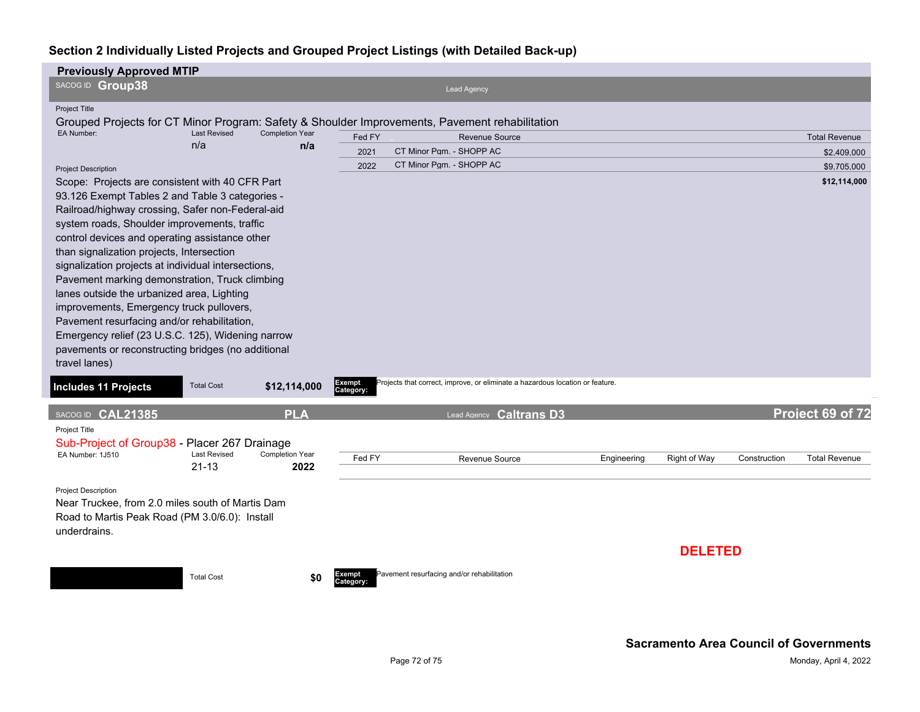## Section 2 Individually Listed Projects and Grouped Project Listings (with Detailed Back-up)

### Previously Approved MTIP

**SACOG ID** **Group38**

Lead Agency

**Project Title**

Grouped Projects for CT Minor Program: Safety & Shoulder Improvements, Pavement rehabilitation

| EA Number: | Last Revised | Completion Year |
|---|---|---|
| | n/a | n/a |

| Fed FY | Revenue Source | Total Revenue |
|---|---|---|
| 2021 | CT Minor Pgm. - SHOPP AC | $2,409,000 |
| 2022 | CT Minor Pgm. - SHOPP AC | $9,705,000 |
| | | **$12,114,000** |

**Project Description**

Scope: Projects are consistent with 40 CFR Part 93.126 Exempt Tables 2 and Table 3 categories - Railroad/highway crossing, Safer non-Federal-aid system roads, Shoulder improvements, traffic control devices and operating assistance other than signalization projects, Intersection signalization projects at individual intersections, Pavement marking demonstration, Truck climbing lanes outside the urbanized area, Lighting improvements, Emergency truck pullovers, Pavement resurfacing and/or rehabilitation, Emergency relief (23 U.S.C. 125), Widening narrow pavements or reconstructing bridges (no additional travel lanes)

**Includes 11 Projects** Total Cost **$12,114,000**

**Exempt Category:** Projects that correct, improve, or eliminate a hazardous location or feature.

---

**SACOG ID** **CAL21385** **PLA** Lead Agency **Caltrans D3** **Project 69 of 72**

**Project Title**

Sub-Project of Group38 - Placer 267 Drainage

| EA Number: 1J510 | Last Revised | Completion Year |
|---|---|---|
| | 21-13 | 2022 |

| Fed FY | Revenue Source | Engineering | Right of Way | Construction | Total Revenue |
|---|---|---|---|---|---|

**Project Description**

Near Truckee, from 2.0 miles south of Martis Dam Road to Martis Peak Road (PM 3.0/6.0): Install underdrains.

**DELETED**

Total Cost **$0**

**Exempt Category:** Pavement resurfacing and/or rehabilitation

**Sacramento Area Council of Governments**

Monday, April 4, 2022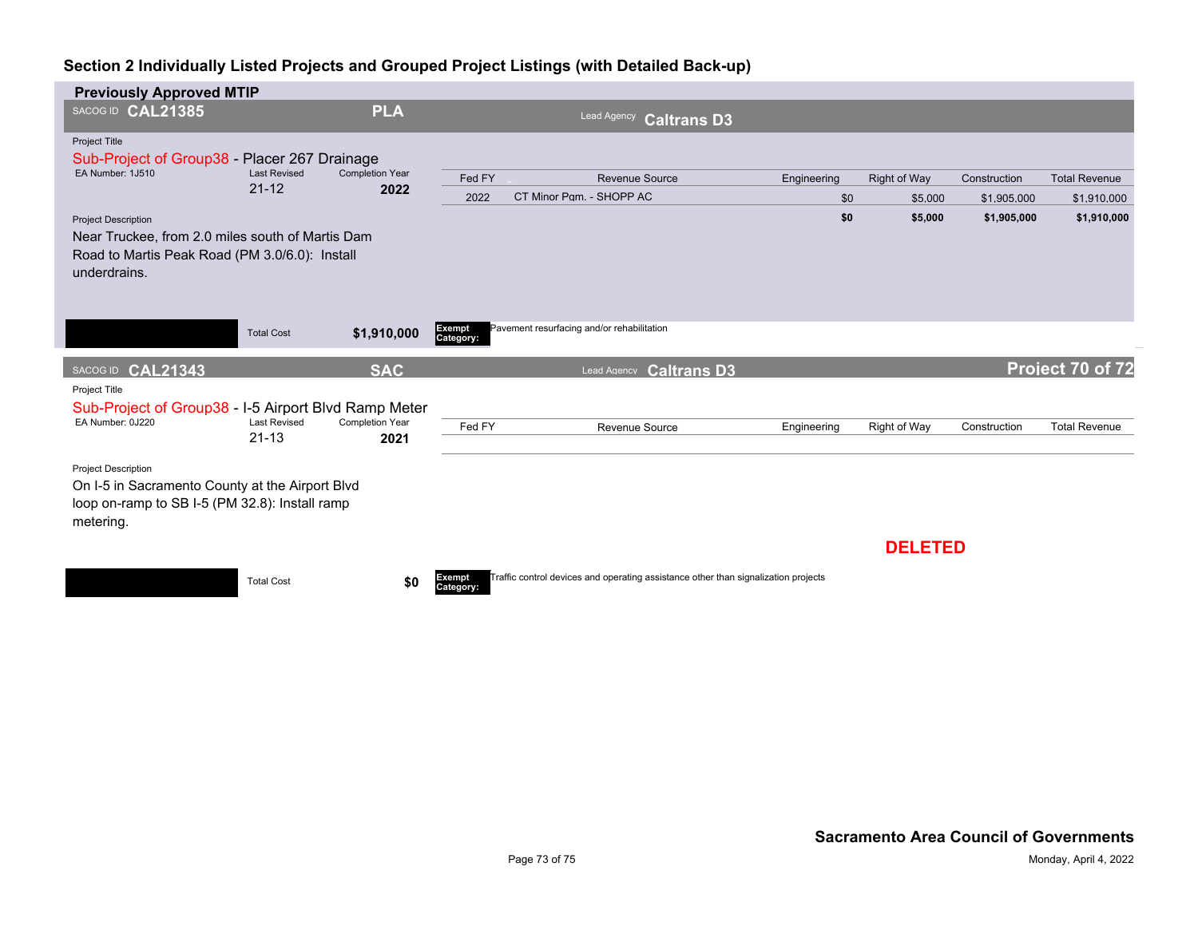## Section 2 Individually Listed Projects and Grouped Project Listings (with Detailed Back-up)

### Previously Approved MTIP

**SACOG ID CAL21385** | **PLA** | Lead Agency **Caltrans D3**

Project Title

Sub-Project of Group38 - Placer 267 Drainage

| EA Number: 1J510 | Last Revised | Completion Year |
|---|---|---|
| | 21-12 | 2022 |

| Fed FY | Revenue Source | Engineering | Right of Way | Construction | Total Revenue |
|---|---|---|---|---|---|
| 2022 | CT Minor Pgm. - SHOPP AC | $0 | $5,000 | $1,905,000 | $1,910,000 |
| | | **$0** | **$5,000** | **$1,905,000** | **$1,910,000** |

Project Description

Near Truckee, from 2.0 miles south of Martis Dam Road to Martis Peak Road (PM 3.0/6.0): Install underdrains.

Total Cost **$1,910,000**

**Exempt Category:** Pavement resurfacing and/or rehabilitation

---

**SACOG ID CAL21343** | **SAC** | Lead Agency **Caltrans D3** | **Project 70 of 72**

Project Title

Sub-Project of Group38 - I-5 Airport Blvd Ramp Meter

| EA Number: 0J220 | Last Revised | Completion Year |
|---|---|---|
| | 21-13 | 2021 |

| Fed FY | Revenue Source | Engineering | Right of Way | Construction | Total Revenue |
|---|---|---|---|---|---|

Project Description

On I-5 in Sacramento County at the Airport Blvd loop on-ramp to SB I-5 (PM 32.8): Install ramp metering.

**DELETED**

Total Cost **$0**

**Exempt Category:** Traffic control devices and operating assistance other than signalization projects

**Sacramento Area Council of Governments**

Monday, April 4, 2022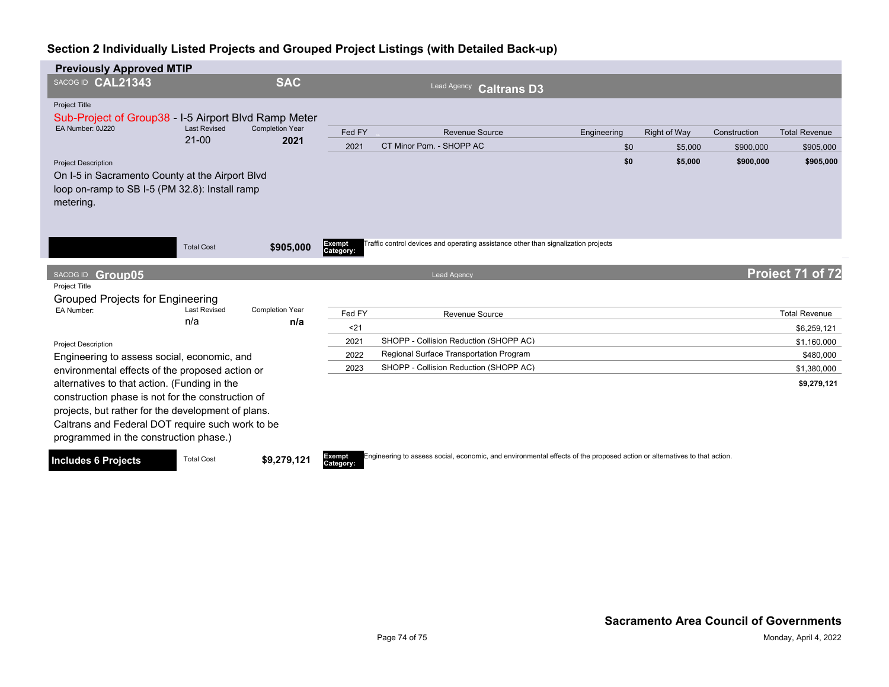## Section 2 Individually Listed Projects and Grouped Project Listings (with Detailed Back-up)

### Previously Approved MTIP

**SACOG ID CAL21343** | **SAC** | Lead Agency **Caltrans D3**

Project Title

Sub-Project of Group38 - I-5 Airport Blvd Ramp Meter

EA Number: 0J220 | Last Revised: 21-00 | Completion Year: 2021

Project Description

On I-5 in Sacramento County at the Airport Blvd loop on-ramp to SB I-5 (PM 32.8): Install ramp metering.

| Fed FY | Revenue Source | Engineering | Right of Way | Construction | Total Revenue |
|---|---|---|---|---|---|
| 2021 | CT Minor Pgm. - SHOPP AC | $0 | $5,000 | $900,000 | $905,000 |
| | | **$0** | **$5,000** | **$900,000** | **$905,000** |

Total Cost **$905,000**

**Exempt Category:** Traffic control devices and operating assistance other than signalization projects

---

**SACOG ID Group05** | Lead Agency

**Project 71 of 72**

Project Title

Grouped Projects for Engineering

EA Number: | Last Revised: n/a | Completion Year: n/a

Project Description

Engineering to assess social, economic, and environmental effects of the proposed action or alternatives to that action. (Funding in the construction phase is not for the construction of projects, but rather for the development of plans. Caltrans and Federal DOT require such work to be programmed in the construction phase.)

| Fed FY | Revenue Source | Total Revenue |
|---|---|---|
| <21 | | $6,259,121 |
| 2021 | SHOPP - Collision Reduction (SHOPP AC) | $1,160,000 |
| 2022 | Regional Surface Transportation Program | $480,000 |
| 2023 | SHOPP - Collision Reduction (SHOPP AC) | $1,380,000 |
| | | **$9,279,121** |

**Includes 6 Projects** | Total Cost **$9,279,121**

**Exempt Category:** Engineering to assess social, economic, and environmental effects of the proposed action or alternatives to that action.

**Sacramento Area Council of Governments**

Monday, April 4, 2022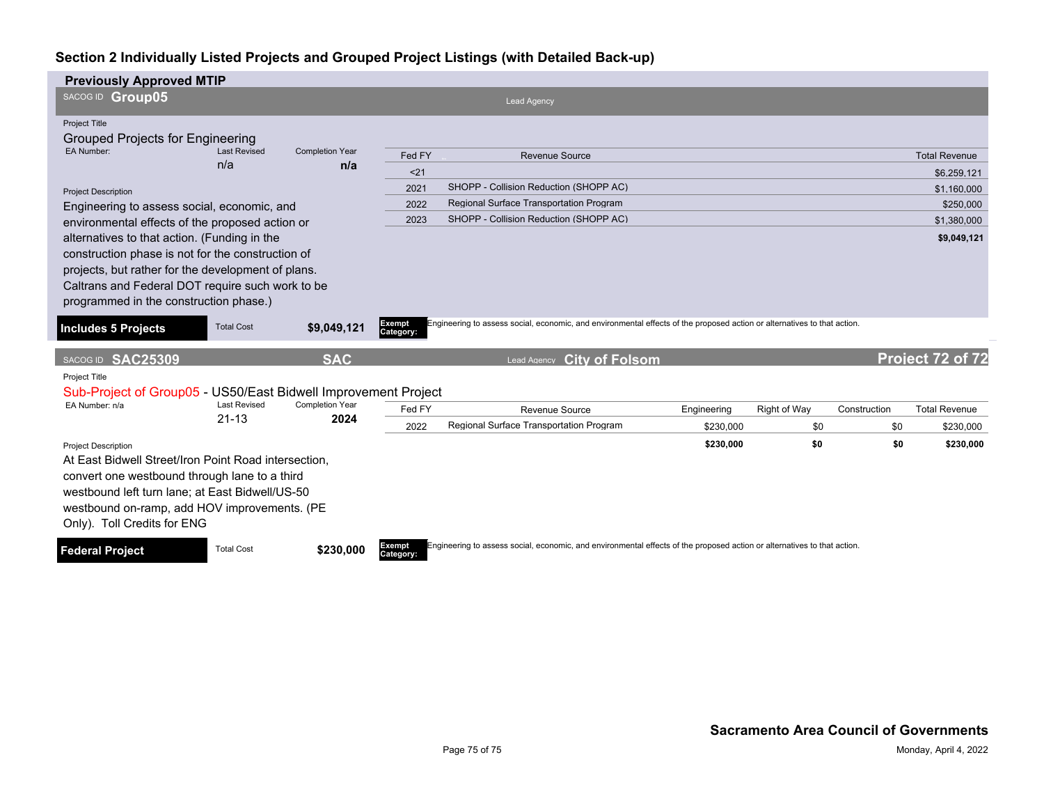## Section 2 Individually Listed Projects and Grouped Project Listings (with Detailed Back-up)

### Previously Approved MTIP

SACOG ID **Group05** Lead Agency

Project Title

Grouped Projects for Engineering

EA Number: | Last Revised: n/a | Completion Year: **n/a**

Project Description

Engineering to assess social, economic, and environmental effects of the proposed action or alternatives to that action. (Funding in the construction phase is not for the construction of projects, but rather for the development of plans. Caltrans and Federal DOT require such work to be programmed in the construction phase.)

| Fed FY | Revenue Source | Total Revenue |
|---|---|---|
| <21 | | $6,259,121 |
| 2021 | SHOPP - Collision Reduction (SHOPP AC) | $1,160,000 |
| 2022 | Regional Surface Transportation Program | $250,000 |
| 2023 | SHOPP - Collision Reduction (SHOPP AC) | $1,380,000 |
| | | **$9,049,121** |

**Includes 5 Projects** | Total Cost **$9,049,121**

**Exempt Category:** Engineering to assess social, economic, and environmental effects of the proposed action or alternatives to that action.

---

SACOG ID **SAC25309** **SAC** Lead Agency **City of Folsom** **Project 72 of 72**

Project Title

Sub-Project of Group05 - US50/East Bidwell Improvement Project

EA Number: n/a | Last Revised: 21-13 | Completion Year: **2024**

Project Description

At East Bidwell Street/Iron Point Road intersection, convert one westbound through lane to a third westbound left turn lane; at East Bidwell/US-50 westbound on-ramp, add HOV improvements. (PE Only). Toll Credits for ENG

| Fed FY | Revenue Source | Engineering | Right of Way | Construction | Total Revenue |
|---|---|---|---|---|---|
| 2022 | Regional Surface Transportation Program | $230,000 | $0 | $0 | $230,000 |
| | | **$230,000** | **$0** | **$0** | **$230,000** |

**Federal Project** | Total Cost **$230,000**

**Exempt Category:** Engineering to assess social, economic, and environmental effects of the proposed action or alternatives to that action.